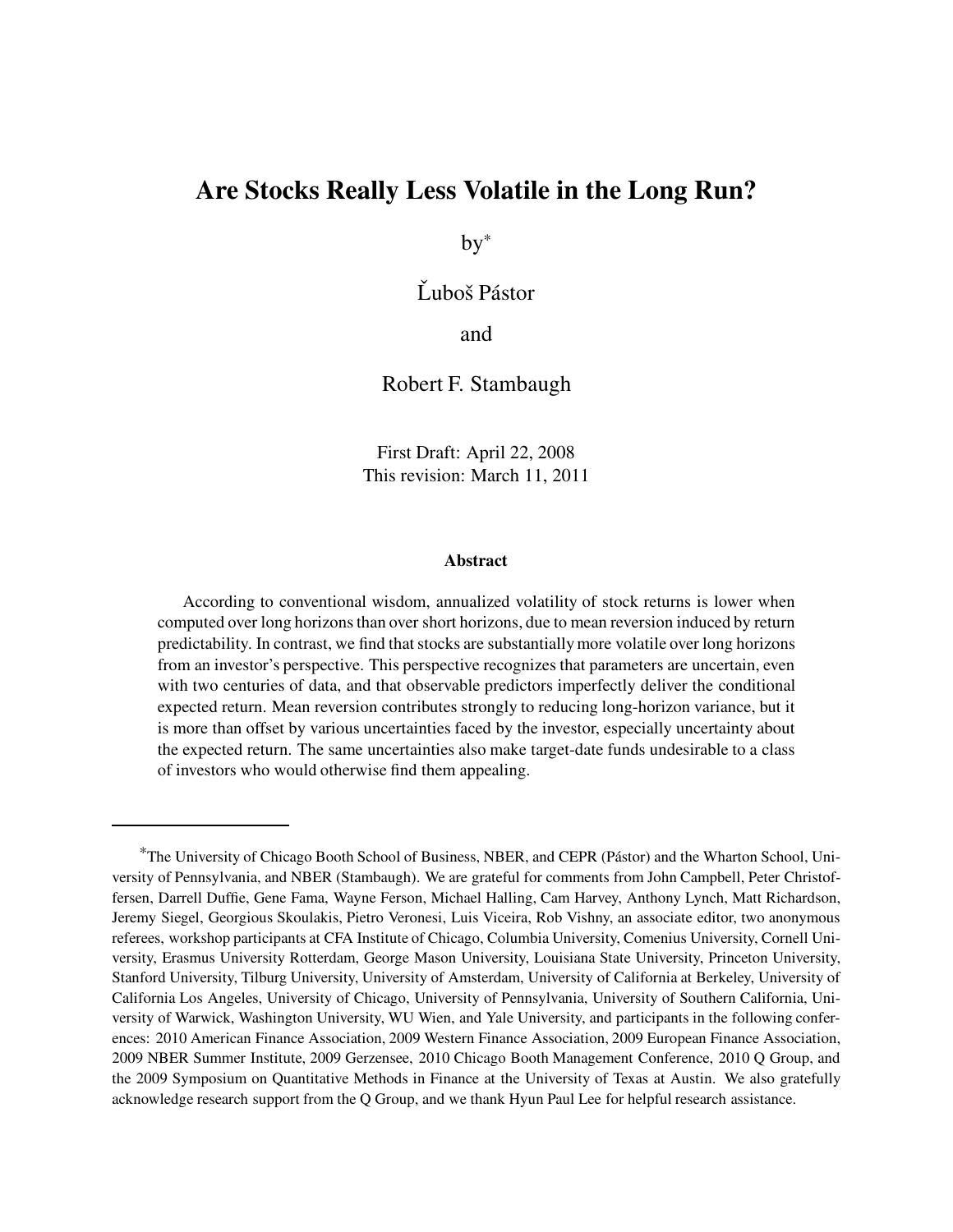# Are Stocks Really Less Volatile in the Long Run?

by*

Ľuboš Pástor

and

Robert F. Stambaugh

First Draft: April 22, 2008
This revision: March 11, 2011

### Abstract

According to conventional wisdom, annualized volatility of stock returns is lower when computed over long horizons than over short horizons, due to mean reversion induced by return predictability. In contrast, we find that stocks are substantially more volatile over long horizons from an investor's perspective. This perspective recognizes that parameters are uncertain, even with two centuries of data, and that observable predictors imperfectly deliver the conditional expected return. Mean reversion contributes strongly to reducing long-horizon variance, but it is more than offset by various uncertainties faced by the investor, especially uncertainty about the expected return. The same uncertainties also make target-date funds undesirable to a class of investors who would otherwise find them appealing.

---

*The University of Chicago Booth School of Business, NBER, and CEPR (Pástor) and the Wharton School, University of Pennsylvania, and NBER (Stambaugh). We are grateful for comments from John Campbell, Peter Christoffersen, Darrell Duffie, Gene Fama, Wayne Ferson, Michael Halling, Cam Harvey, Anthony Lynch, Matt Richardson, Jeremy Siegel, Georgious Skoulakis, Pietro Veronesi, Luis Viceira, Rob Vishny, an associate editor, two anonymous referees, workshop participants at CFA Institute of Chicago, Columbia University, Comenius University, Cornell University, Erasmus University Rotterdam, George Mason University, Louisiana State University, Princeton University, Stanford University, Tilburg University, University of Amsterdam, University of California at Berkeley, University of California Los Angeles, University of Chicago, University of Pennsylvania, University of Southern California, University of Warwick, Washington University, WU Wien, and Yale University, and participants in the following conferences: 2010 American Finance Association, 2009 Western Finance Association, 2009 European Finance Association, 2009 NBER Summer Institute, 2009 Gerzensee, 2010 Chicago Booth Management Conference, 2010 Q Group, and the 2009 Symposium on Quantitative Methods in Finance at the University of Texas at Austin. We also gratefully acknowledge research support from the Q Group, and we thank Hyun Paul Lee for helpful research assistance.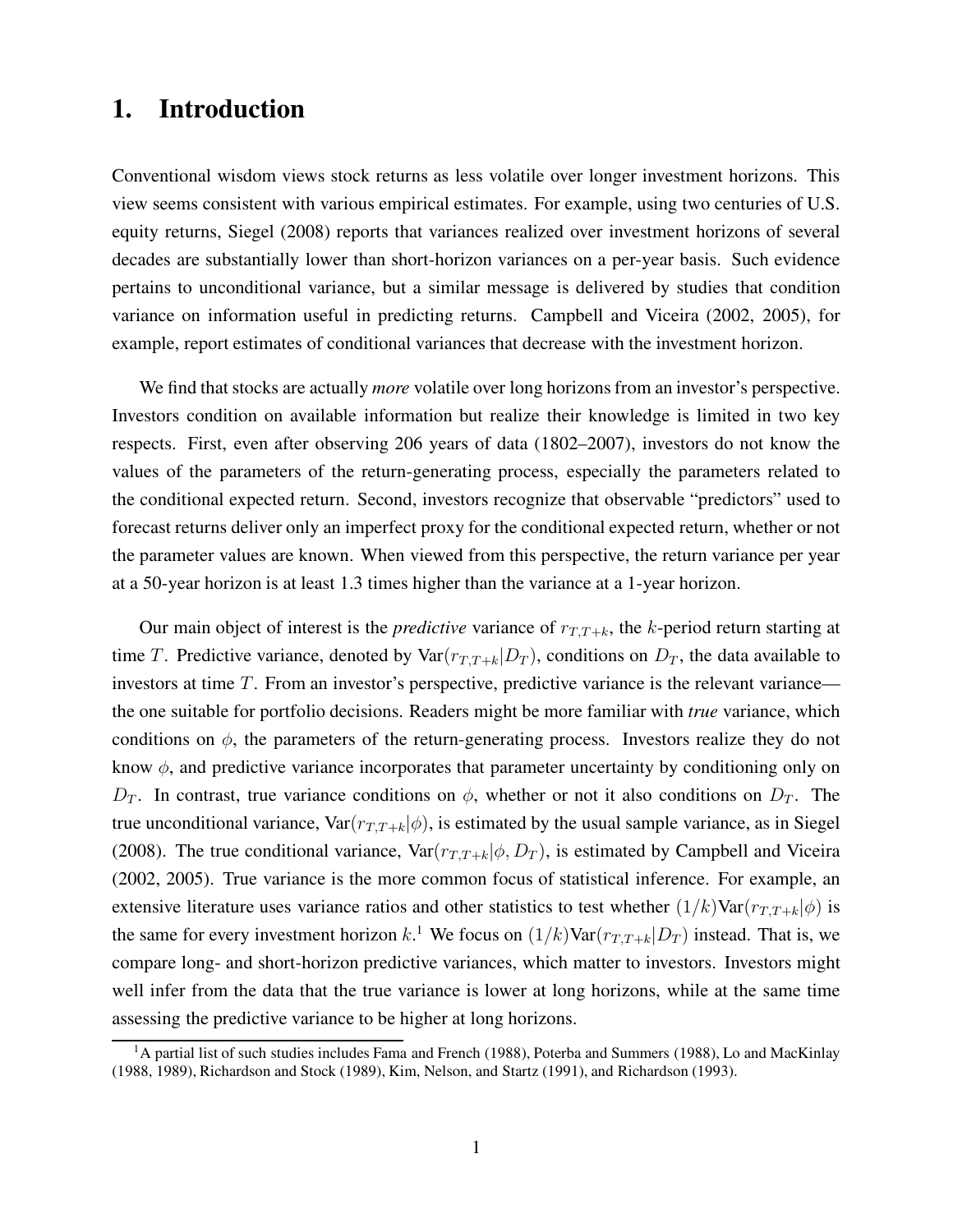# 1. Introduction

Conventional wisdom views stock returns as less volatile over longer investment horizons. This view seems consistent with various empirical estimates. For example, using two centuries of U.S. equity returns, Siegel (2008) reports that variances realized over investment horizons of several decades are substantially lower than short-horizon variances on a per-year basis. Such evidence pertains to unconditional variance, but a similar message is delivered by studies that condition variance on information useful in predicting returns. Campbell and Viceira (2002, 2005), for example, report estimates of conditional variances that decrease with the investment horizon.

We find that stocks are actually *more* volatile over long horizons from an investor's perspective. Investors condition on available information but realize their knowledge is limited in two key respects. First, even after observing 206 years of data (1802–2007), investors do not know the values of the parameters of the return-generating process, especially the parameters related to the conditional expected return. Second, investors recognize that observable "predictors" used to forecast returns deliver only an imperfect proxy for the conditional expected return, whether or not the parameter values are known. When viewed from this perspective, the return variance per year at a 50-year horizon is at least 1.3 times higher than the variance at a 1-year horizon.

Our main object of interest is the *predictive* variance of $r_{T,T+k}$, the $k$-period return starting at time $T$. Predictive variance, denoted by $\text{Var}(r_{T,T+k}|D_T)$, conditions on $D_T$, the data available to investors at time $T$. From an investor's perspective, predictive variance is the relevant variance—the one suitable for portfolio decisions. Readers might be more familiar with *true* variance, which conditions on $\phi$, the parameters of the return-generating process. Investors realize they do not know $\phi$, and predictive variance incorporates that parameter uncertainty by conditioning only on $D_T$. In contrast, true variance conditions on $\phi$, whether or not it also conditions on $D_T$. The true unconditional variance, $\text{Var}(r_{T,T+k}|\phi)$, is estimated by the usual sample variance, as in Siegel (2008). The true conditional variance, $\text{Var}(r_{T,T+k}|\phi, D_T)$, is estimated by Campbell and Viceira (2002, 2005). True variance is the more common focus of statistical inference. For example, an extensive literature uses variance ratios and other statistics to test whether $(1/k)\text{Var}(r_{T,T+k}|\phi)$ is the same for every investment horizon $k$.[1] We focus on $(1/k)\text{Var}(r_{T,T+k}|D_T)$ instead. That is, we compare long- and short-horizon predictive variances, which matter to investors. Investors might well infer from the data that the true variance is lower at long horizons, while at the same time assessing the predictive variance to be higher at long horizons.

[1] A partial list of such studies includes Fama and French (1988), Poterba and Summers (1988), Lo and MacKinlay (1988, 1989), Richardson and Stock (1989), Kim, Nelson, and Startz (1991), and Richardson (1993).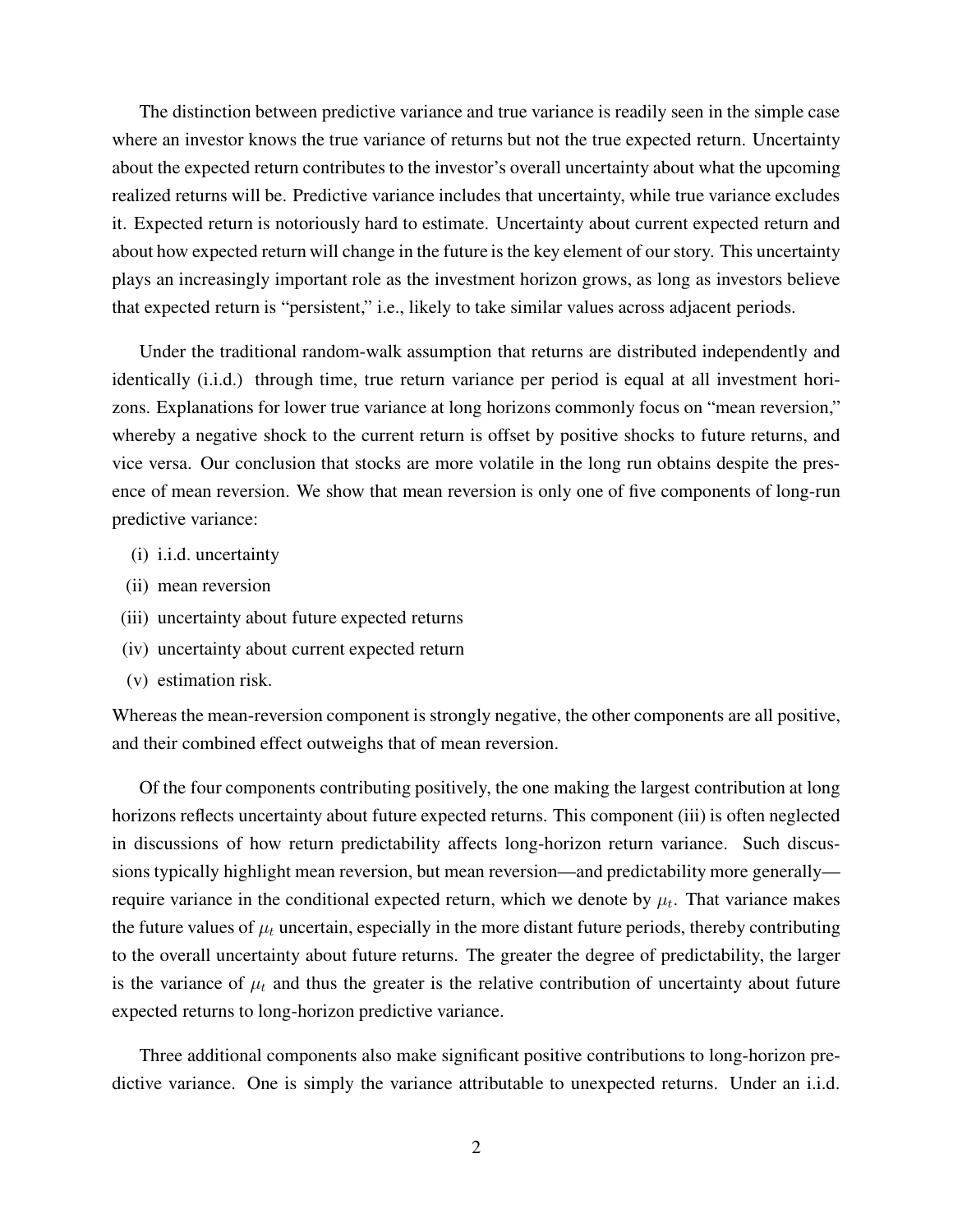The distinction between predictive variance and true variance is readily seen in the simple case where an investor knows the true variance of returns but not the true expected return. Uncertainty about the expected return contributes to the investor's overall uncertainty about what the upcoming realized returns will be. Predictive variance includes that uncertainty, while true variance excludes it. Expected return is notoriously hard to estimate. Uncertainty about current expected return and about how expected return will change in the future is the key element of our story. This uncertainty plays an increasingly important role as the investment horizon grows, as long as investors believe that expected return is "persistent," i.e., likely to take similar values across adjacent periods.

Under the traditional random-walk assumption that returns are distributed independently and identically (i.i.d.) through time, true return variance per period is equal at all investment horizons. Explanations for lower true variance at long horizons commonly focus on "mean reversion," whereby a negative shock to the current return is offset by positive shocks to future returns, and vice versa. Our conclusion that stocks are more volatile in the long run obtains despite the presence of mean reversion. We show that mean reversion is only one of five components of long-run predictive variance:

(i) i.i.d. uncertainty
(ii) mean reversion
(iii) uncertainty about future expected returns
(iv) uncertainty about current expected return
(v) estimation risk.

Whereas the mean-reversion component is strongly negative, the other components are all positive, and their combined effect outweighs that of mean reversion.

Of the four components contributing positively, the one making the largest contribution at long horizons reflects uncertainty about future expected returns. This component (iii) is often neglected in discussions of how return predictability affects long-horizon return variance. Such discussions typically highlight mean reversion, but mean reversion—and predictability more generally—require variance in the conditional expected return, which we denote by $\mu_t$. That variance makes the future values of $\mu_t$ uncertain, especially in the more distant future periods, thereby contributing to the overall uncertainty about future returns. The greater the degree of predictability, the larger is the variance of $\mu_t$ and thus the greater is the relative contribution of uncertainty about future expected returns to long-horizon predictive variance.

Three additional components also make significant positive contributions to long-horizon predictive variance. One is simply the variance attributable to unexpected returns. Under an i.i.d.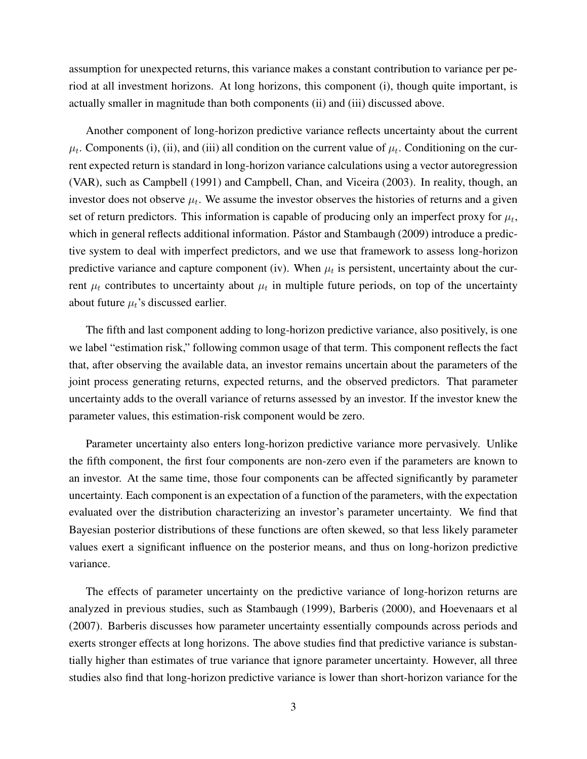assumption for unexpected returns, this variance makes a constant contribution to variance per period at all investment horizons. At long horizons, this component (i), though quite important, is actually smaller in magnitude than both components (ii) and (iii) discussed above.

Another component of long-horizon predictive variance reflects uncertainty about the current $\mu_t$. Components (i), (ii), and (iii) all condition on the current value of $\mu_t$. Conditioning on the current expected return is standard in long-horizon variance calculations using a vector autoregression (VAR), such as Campbell (1991) and Campbell, Chan, and Viceira (2003). In reality, though, an investor does not observe $\mu_t$. We assume the investor observes the histories of returns and a given set of return predictors. This information is capable of producing only an imperfect proxy for $\mu_t$, which in general reflects additional information. Pástor and Stambaugh (2009) introduce a predictive system to deal with imperfect predictors, and we use that framework to assess long-horizon predictive variance and capture component (iv). When $\mu_t$ is persistent, uncertainty about the current $\mu_t$ contributes to uncertainty about $\mu_t$ in multiple future periods, on top of the uncertainty about future $\mu_t$'s discussed earlier.

The fifth and last component adding to long-horizon predictive variance, also positively, is one we label "estimation risk," following common usage of that term. This component reflects the fact that, after observing the available data, an investor remains uncertain about the parameters of the joint process generating returns, expected returns, and the observed predictors. That parameter uncertainty adds to the overall variance of returns assessed by an investor. If the investor knew the parameter values, this estimation-risk component would be zero.

Parameter uncertainty also enters long-horizon predictive variance more pervasively. Unlike the fifth component, the first four components are non-zero even if the parameters are known to an investor. At the same time, those four components can be affected significantly by parameter uncertainty. Each component is an expectation of a function of the parameters, with the expectation evaluated over the distribution characterizing an investor's parameter uncertainty. We find that Bayesian posterior distributions of these functions are often skewed, so that less likely parameter values exert a significant influence on the posterior means, and thus on long-horizon predictive variance.

The effects of parameter uncertainty on the predictive variance of long-horizon returns are analyzed in previous studies, such as Stambaugh (1999), Barberis (2000), and Hoevenaars et al (2007). Barberis discusses how parameter uncertainty essentially compounds across periods and exerts stronger effects at long horizons. The above studies find that predictive variance is substantially higher than estimates of true variance that ignore parameter uncertainty. However, all three studies also find that long-horizon predictive variance is lower than short-horizon variance for the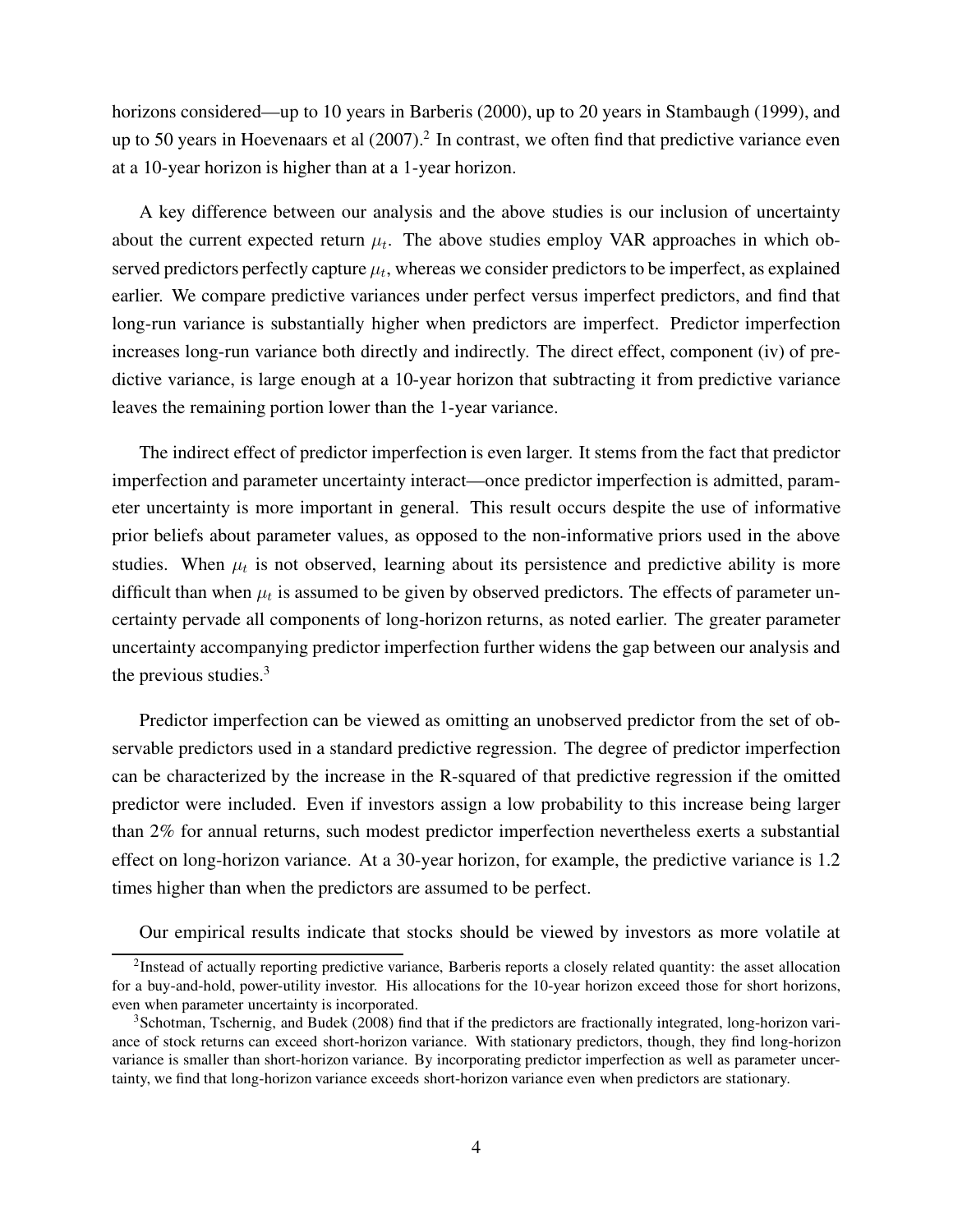horizons considered—up to 10 years in Barberis (2000), up to 20 years in Stambaugh (1999), and up to 50 years in Hoevenaars et al (2007).[2] In contrast, we often find that predictive variance even at a 10-year horizon is higher than at a 1-year horizon.

A key difference between our analysis and the above studies is our inclusion of uncertainty about the current expected return $\mu_t$. The above studies employ VAR approaches in which observed predictors perfectly capture $\mu_t$, whereas we consider predictors to be imperfect, as explained earlier. We compare predictive variances under perfect versus imperfect predictors, and find that long-run variance is substantially higher when predictors are imperfect. Predictor imperfection increases long-run variance both directly and indirectly. The direct effect, component (iv) of predictive variance, is large enough at a 10-year horizon that subtracting it from predictive variance leaves the remaining portion lower than the 1-year variance.

The indirect effect of predictor imperfection is even larger. It stems from the fact that predictor imperfection and parameter uncertainty interact—once predictor imperfection is admitted, parameter uncertainty is more important in general. This result occurs despite the use of informative prior beliefs about parameter values, as opposed to the non-informative priors used in the above studies. When $\mu_t$ is not observed, learning about its persistence and predictive ability is more difficult than when $\mu_t$ is assumed to be given by observed predictors. The effects of parameter uncertainty pervade all components of long-horizon returns, as noted earlier. The greater parameter uncertainty accompanying predictor imperfection further widens the gap between our analysis and the previous studies.[3]

Predictor imperfection can be viewed as omitting an unobserved predictor from the set of observable predictors used in a standard predictive regression. The degree of predictor imperfection can be characterized by the increase in the R-squared of that predictive regression if the omitted predictor were included. Even if investors assign a low probability to this increase being larger than 2% for annual returns, such modest predictor imperfection nevertheless exerts a substantial effect on long-horizon variance. At a 30-year horizon, for example, the predictive variance is 1.2 times higher than when the predictors are assumed to be perfect.

Our empirical results indicate that stocks should be viewed by investors as more volatile at

[2] Instead of actually reporting predictive variance, Barberis reports a closely related quantity: the asset allocation for a buy-and-hold, power-utility investor. His allocations for the 10-year horizon exceed those for short horizons, even when parameter uncertainty is incorporated.

[3] Schotman, Tschernig, and Budek (2008) find that if the predictors are fractionally integrated, long-horizon variance of stock returns can exceed short-horizon variance. With stationary predictors, though, they find long-horizon variance is smaller than short-horizon variance. By incorporating predictor imperfection as well as parameter uncertainty, we find that long-horizon variance exceeds short-horizon variance even when predictors are stationary.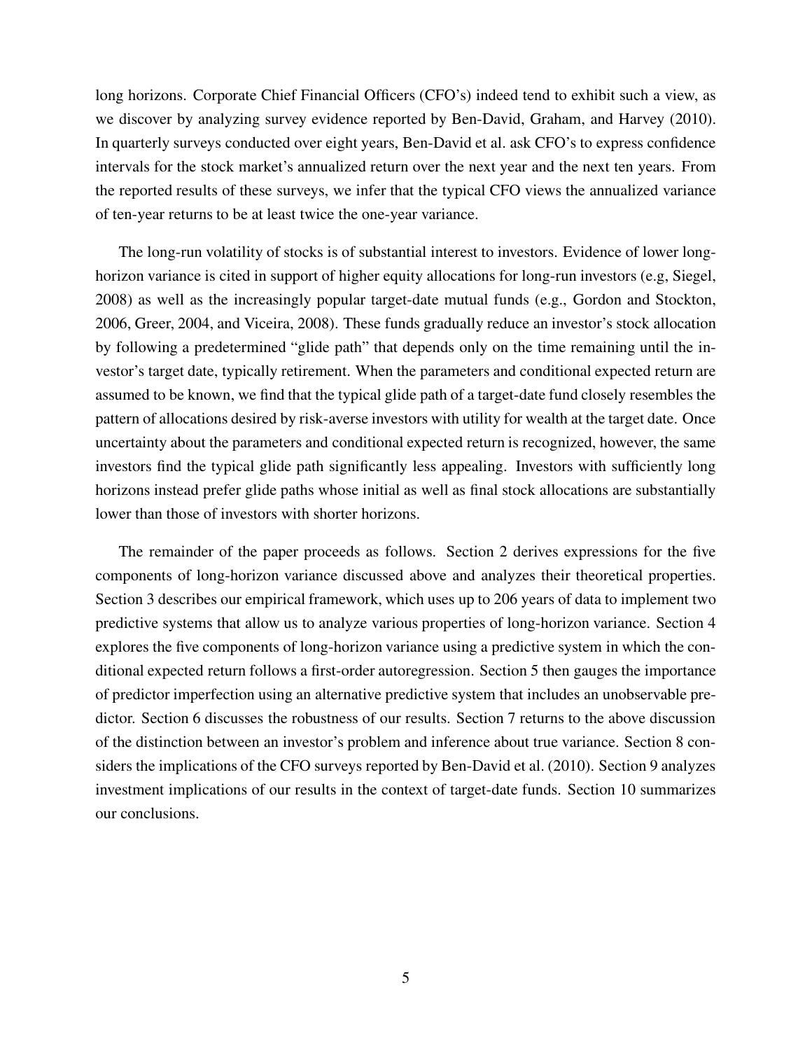long horizons. Corporate Chief Financial Officers (CFO's) indeed tend to exhibit such a view, as we discover by analyzing survey evidence reported by Ben-David, Graham, and Harvey (2010). In quarterly surveys conducted over eight years, Ben-David et al. ask CFO's to express confidence intervals for the stock market's annualized return over the next year and the next ten years. From the reported results of these surveys, we infer that the typical CFO views the annualized variance of ten-year returns to be at least twice the one-year variance.

The long-run volatility of stocks is of substantial interest to investors. Evidence of lower long-horizon variance is cited in support of higher equity allocations for long-run investors (e.g, Siegel, 2008) as well as the increasingly popular target-date mutual funds (e.g., Gordon and Stockton, 2006, Greer, 2004, and Viceira, 2008). These funds gradually reduce an investor's stock allocation by following a predetermined "glide path" that depends only on the time remaining until the investor's target date, typically retirement. When the parameters and conditional expected return are assumed to be known, we find that the typical glide path of a target-date fund closely resembles the pattern of allocations desired by risk-averse investors with utility for wealth at the target date. Once uncertainty about the parameters and conditional expected return is recognized, however, the same investors find the typical glide path significantly less appealing. Investors with sufficiently long horizons instead prefer glide paths whose initial as well as final stock allocations are substantially lower than those of investors with shorter horizons.

The remainder of the paper proceeds as follows. Section 2 derives expressions for the five components of long-horizon variance discussed above and analyzes their theoretical properties. Section 3 describes our empirical framework, which uses up to 206 years of data to implement two predictive systems that allow us to analyze various properties of long-horizon variance. Section 4 explores the five components of long-horizon variance using a predictive system in which the conditional expected return follows a first-order autoregression. Section 5 then gauges the importance of predictor imperfection using an alternative predictive system that includes an unobservable predictor. Section 6 discusses the robustness of our results. Section 7 returns to the above discussion of the distinction between an investor's problem and inference about true variance. Section 8 considers the implications of the CFO surveys reported by Ben-David et al. (2010). Section 9 analyzes investment implications of our results in the context of target-date funds. Section 10 summarizes our conclusions.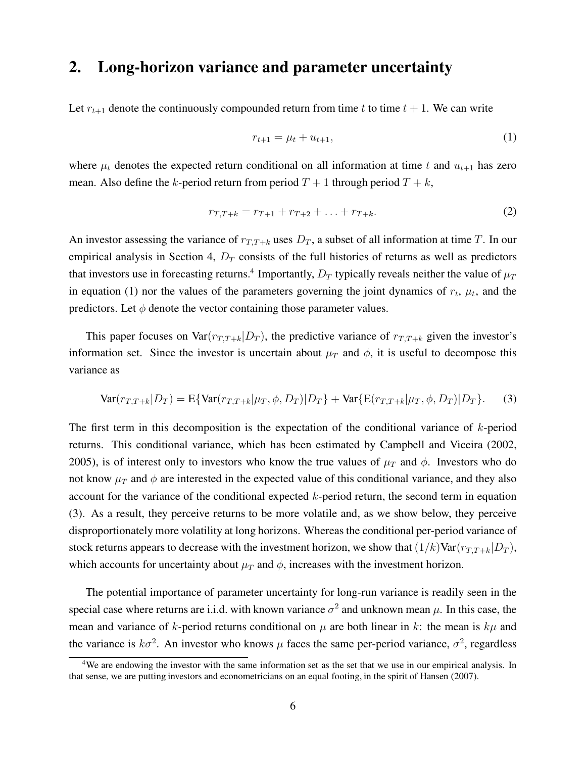## 2. Long-horizon variance and parameter uncertainty

Let $r_{t+1}$ denote the continuously compounded return from time $t$ to time $t+1$. We can write

$$r_{t+1} = \mu_t + u_{t+1}, \tag{1}$$

where $\mu_t$ denotes the expected return conditional on all information at time $t$ and $u_{t+1}$ has zero mean. Also define the $k$-period return from period $T+1$ through period $T+k$,

$$r_{T,T+k} = r_{T+1} + r_{T+2} + \ldots + r_{T+k}. \tag{2}$$

An investor assessing the variance of $r_{T,T+k}$ uses $D_T$, a subset of all information at time $T$. In our empirical analysis in Section 4, $D_T$ consists of the full histories of returns as well as predictors that investors use in forecasting returns.[4] Importantly, $D_T$ typically reveals neither the value of $\mu_T$ in equation (1) nor the values of the parameters governing the joint dynamics of $r_t$, $\mu_t$, and the predictors. Let $\phi$ denote the vector containing those parameter values.

This paper focuses on $\text{Var}(r_{T,T+k}|D_T)$, the predictive variance of $r_{T,T+k}$ given the investor's information set. Since the investor is uncertain about $\mu_T$ and $\phi$, it is useful to decompose this variance as

$$\text{Var}(r_{T,T+k}|D_T) = \text{E}\{\text{Var}(r_{T,T+k}|\mu_T, \phi, D_T)|D_T\} + \text{Var}\{\text{E}(r_{T,T+k}|\mu_T, \phi, D_T)|D_T\}. \tag{3}$$

The first term in this decomposition is the expectation of the conditional variance of $k$-period returns. This conditional variance, which has been estimated by Campbell and Viceira (2002, 2005), is of interest only to investors who know the true values of $\mu_T$ and $\phi$. Investors who do not know $\mu_T$ and $\phi$ are interested in the expected value of this conditional variance, and they also account for the variance of the conditional expected $k$-period return, the second term in equation (3). As a result, they perceive returns to be more volatile and, as we show below, they perceive disproportionately more volatility at long horizons. Whereas the conditional per-period variance of stock returns appears to decrease with the investment horizon, we show that $(1/k)\text{Var}(r_{T,T+k}|D_T)$, which accounts for uncertainty about $\mu_T$ and $\phi$, increases with the investment horizon.

The potential importance of parameter uncertainty for long-run variance is readily seen in the special case where returns are i.i.d. with known variance $\sigma^2$ and unknown mean $\mu$. In this case, the mean and variance of $k$-period returns conditional on $\mu$ are both linear in $k$: the mean is $k\mu$ and the variance is $k\sigma^2$. An investor who knows $\mu$ faces the same per-period variance, $\sigma^2$, regardless

[4] We are endowing the investor with the same information set as the set that we use in our empirical analysis. In that sense, we are putting investors and econometricians on an equal footing, in the spirit of Hansen (2007).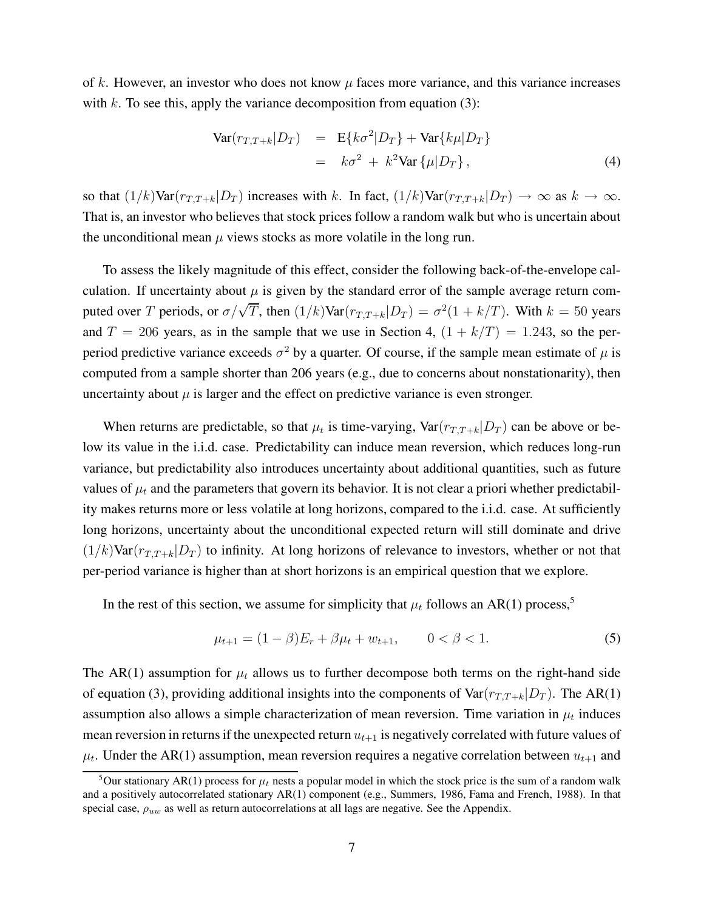of $k$. However, an investor who does not know $\mu$ faces more variance, and this variance increases with $k$. To see this, apply the variance decomposition from equation (3):

$$
\begin{aligned}
\text{Var}(r_{T,T+k}|D_T) &= \text{E}\{k\sigma^2|D_T\} + \text{Var}\{k\mu|D_T\} \\
&= k\sigma^2 + k^2\text{Var}\{\mu|D_T\}, \qquad (4)
\end{aligned}
$$

so that $(1/k)\text{Var}(r_{T,T+k}|D_T)$ increases with $k$. In fact, $(1/k)\text{Var}(r_{T,T+k}|D_T) \to \infty$ as $k \to \infty$. That is, an investor who believes that stock prices follow a random walk but who is uncertain about the unconditional mean $\mu$ views stocks as more volatile in the long run.

To assess the likely magnitude of this effect, consider the following back-of-the-envelope calculation. If uncertainty about $\mu$ is given by the standard error of the sample average return computed over $T$ periods, or $\sigma/\sqrt{T}$, then $(1/k)\text{Var}(r_{T,T+k}|D_T) = \sigma^2(1 + k/T)$. With $k = 50$ years and $T = 206$ years, as in the sample that we use in Section 4, $(1 + k/T) = 1.243$, so the per-period predictive variance exceeds $\sigma^2$ by a quarter. Of course, if the sample mean estimate of $\mu$ is computed from a sample shorter than 206 years (e.g., due to concerns about nonstationarity), then uncertainty about $\mu$ is larger and the effect on predictive variance is even stronger.

When returns are predictable, so that $\mu_t$ is time-varying, $\text{Var}(r_{T,T+k}|D_T)$ can be above or below its value in the i.i.d. case. Predictability can induce mean reversion, which reduces long-run variance, but predictability also introduces uncertainty about additional quantities, such as future values of $\mu_t$ and the parameters that govern its behavior. It is not clear a priori whether predictability makes returns more or less volatile at long horizons, compared to the i.i.d. case. At sufficiently long horizons, uncertainty about the unconditional expected return will still dominate and drive $(1/k)\text{Var}(r_{T,T+k}|D_T)$ to infinity. At long horizons of relevance to investors, whether or not that per-period variance is higher than at short horizons is an empirical question that we explore.

In the rest of this section, we assume for simplicity that $\mu_t$ follows an AR(1) process,[5]

$$
\mu_{t+1} = (1 - \beta)E_r + \beta\mu_t + w_{t+1}, \qquad 0 < \beta < 1. \qquad (5)
$$

The AR(1) assumption for $\mu_t$ allows us to further decompose both terms on the right-hand side of equation (3), providing additional insights into the components of $\text{Var}(r_{T,T+k}|D_T)$. The AR(1) assumption also allows a simple characterization of mean reversion. Time variation in $\mu_t$ induces mean reversion in returns if the unexpected return $u_{t+1}$ is negatively correlated with future values of $\mu_t$. Under the AR(1) assumption, mean reversion requires a negative correlation between $u_{t+1}$ and

[5] Our stationary AR(1) process for $\mu_t$ nests a popular model in which the stock price is the sum of a random walk and a positively autocorrelated stationary AR(1) component (e.g., Summers, 1986, Fama and French, 1988). In that special case, $\rho_{uw}$ as well as return autocorrelations at all lags are negative. See the Appendix.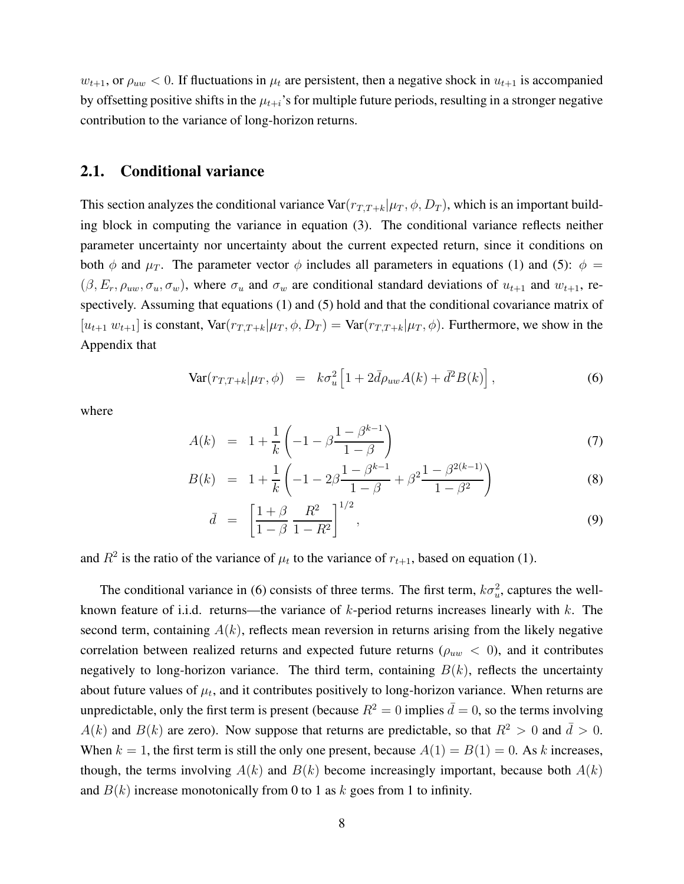$w_{t+1}$, or $\rho_{uw} < 0$. If fluctuations in $\mu_t$ are persistent, then a negative shock in $u_{t+1}$ is accompanied by offsetting positive shifts in the $\mu_{t+i}$'s for multiple future periods, resulting in a stronger negative contribution to the variance of long-horizon returns.

## 2.1. Conditional variance

This section analyzes the conditional variance $\text{Var}(r_{T,T+k}|\mu_T, \phi, D_T)$, which is an important building block in computing the variance in equation (3). The conditional variance reflects neither parameter uncertainty nor uncertainty about the current expected return, since it conditions on both $\phi$ and $\mu_T$. The parameter vector $\phi$ includes all parameters in equations (1) and (5): $\phi = (\beta, E_r, \rho_{uw}, \sigma_u, \sigma_w)$, where $\sigma_u$ and $\sigma_w$ are conditional standard deviations of $u_{t+1}$ and $w_{t+1}$, respectively. Assuming that equations (1) and (5) hold and that the conditional covariance matrix of $[u_{t+1}\ w_{t+1}]$ is constant, $\text{Var}(r_{T,T+k}|\mu_T, \phi, D_T) = \text{Var}(r_{T,T+k}|\mu_T, \phi)$. Furthermore, we show in the Appendix that

$$\text{Var}(r_{T,T+k}|\mu_T, \phi) = k\sigma_u^2 \left[1 + 2\bar{d}\rho_{uw}A(k) + \bar{d}^2 B(k)\right], \tag{6}$$

where

$$A(k) = 1 + \frac{1}{k}\left(-1 - \beta\frac{1-\beta^{k-1}}{1-\beta}\right) \tag{7}$$

$$B(k) = 1 + \frac{1}{k}\left(-1 - 2\beta\frac{1-\beta^{k-1}}{1-\beta} + \beta^2\frac{1-\beta^{2(k-1)}}{1-\beta^2}\right) \tag{8}$$

$$\bar{d} = \left[\frac{1+\beta}{1-\beta}\,\frac{R^2}{1-R^2}\right]^{1/2}, \tag{9}$$

and $R^2$ is the ratio of the variance of $\mu_t$ to the variance of $r_{t+1}$, based on equation (1).

The conditional variance in (6) consists of three terms. The first term, $k\sigma_u^2$, captures the well-known feature of i.i.d. returns—the variance of $k$-period returns increases linearly with $k$. The second term, containing $A(k)$, reflects mean reversion in returns arising from the likely negative correlation between realized returns and expected future returns ($\rho_{uw} < 0$), and it contributes negatively to long-horizon variance. The third term, containing $B(k)$, reflects the uncertainty about future values of $\mu_t$, and it contributes positively to long-horizon variance. When returns are unpredictable, only the first term is present (because $R^2 = 0$ implies $\bar{d} = 0$, so the terms involving $A(k)$ and $B(k)$ are zero). Now suppose that returns are predictable, so that $R^2 > 0$ and $\bar{d} > 0$. When $k = 1$, the first term is still the only one present, because $A(1) = B(1) = 0$. As $k$ increases, though, the terms involving $A(k)$ and $B(k)$ become increasingly important, because both $A(k)$ and $B(k)$ increase monotonically from 0 to 1 as $k$ goes from 1 to infinity.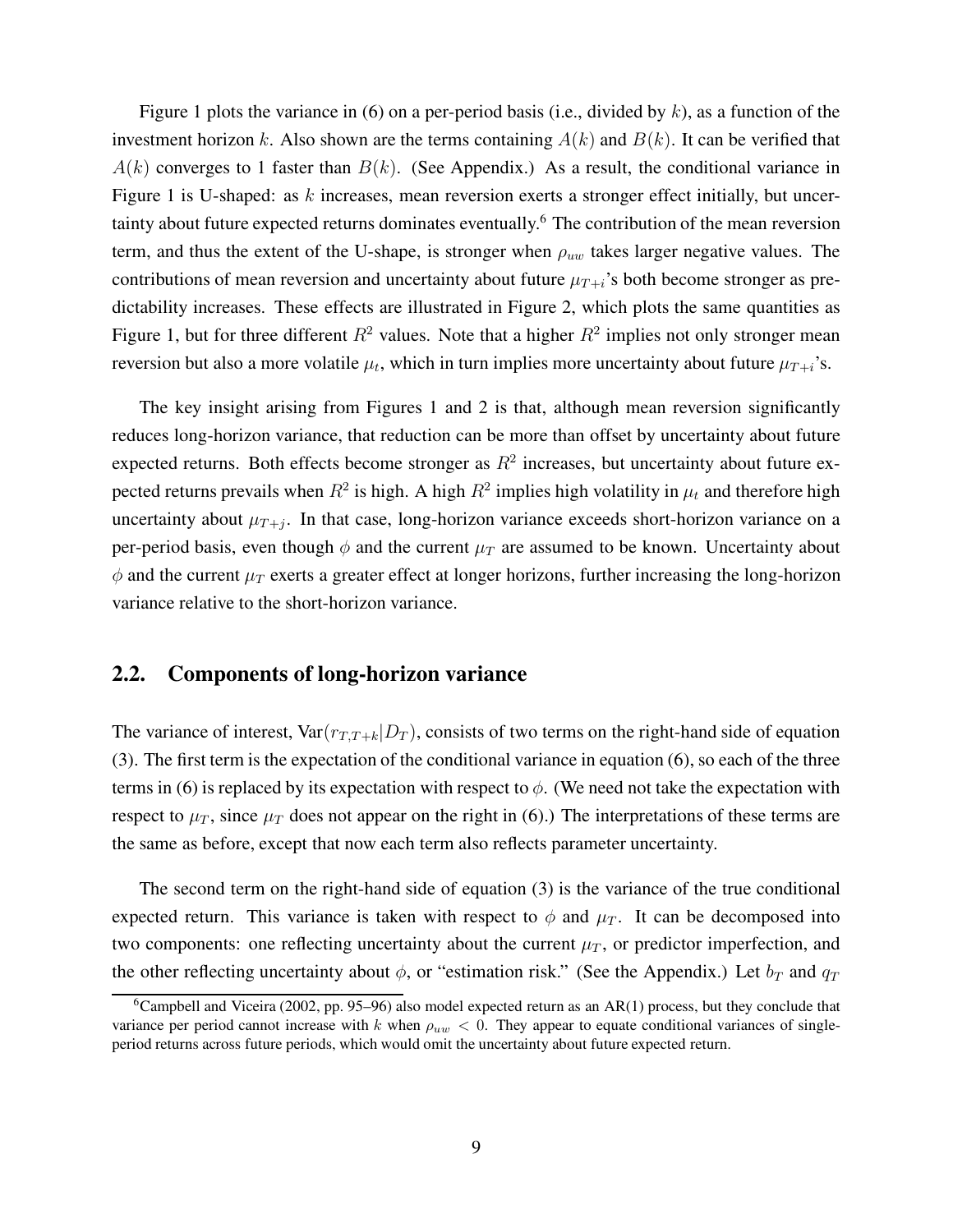Figure 1 plots the variance in (6) on a per-period basis (i.e., divided by $k$), as a function of the investment horizon $k$. Also shown are the terms containing $A(k)$ and $B(k)$. It can be verified that $A(k)$ converges to 1 faster than $B(k)$. (See Appendix.) As a result, the conditional variance in Figure 1 is U-shaped: as $k$ increases, mean reversion exerts a stronger effect initially, but uncertainty about future expected returns dominates eventually.[6] The contribution of the mean reversion term, and thus the extent of the U-shape, is stronger when $\rho_{uw}$ takes larger negative values. The contributions of mean reversion and uncertainty about future $\mu_{T+i}$'s both become stronger as predictability increases. These effects are illustrated in Figure 2, which plots the same quantities as Figure 1, but for three different $R^2$ values. Note that a higher $R^2$ implies not only stronger mean reversion but also a more volatile $\mu_t$, which in turn implies more uncertainty about future $\mu_{T+i}$'s.

The key insight arising from Figures 1 and 2 is that, although mean reversion significantly reduces long-horizon variance, that reduction can be more than offset by uncertainty about future expected returns. Both effects become stronger as $R^2$ increases, but uncertainty about future expected returns prevails when $R^2$ is high. A high $R^2$ implies high volatility in $\mu_t$ and therefore high uncertainty about $\mu_{T+j}$. In that case, long-horizon variance exceeds short-horizon variance on a per-period basis, even though $\phi$ and the current $\mu_T$ are assumed to be known. Uncertainty about $\phi$ and the current $\mu_T$ exerts a greater effect at longer horizons, further increasing the long-horizon variance relative to the short-horizon variance.

## 2.2. Components of long-horizon variance

The variance of interest, $\text{Var}(r_{T,T+k}|D_T)$, consists of two terms on the right-hand side of equation (3). The first term is the expectation of the conditional variance in equation (6), so each of the three terms in (6) is replaced by its expectation with respect to $\phi$. (We need not take the expectation with respect to $\mu_T$, since $\mu_T$ does not appear on the right in (6).) The interpretations of these terms are the same as before, except that now each term also reflects parameter uncertainty.

The second term on the right-hand side of equation (3) is the variance of the true conditional expected return. This variance is taken with respect to $\phi$ and $\mu_T$. It can be decomposed into two components: one reflecting uncertainty about the current $\mu_T$, or predictor imperfection, and the other reflecting uncertainty about $\phi$, or "estimation risk." (See the Appendix.) Let $b_T$ and $q_T$

[6] Campbell and Viceira (2002, pp. 95–96) also model expected return as an AR(1) process, but they conclude that variance per period cannot increase with $k$ when $\rho_{uw} < 0$. They appear to equate conditional variances of single-period returns across future periods, which would omit the uncertainty about future expected return.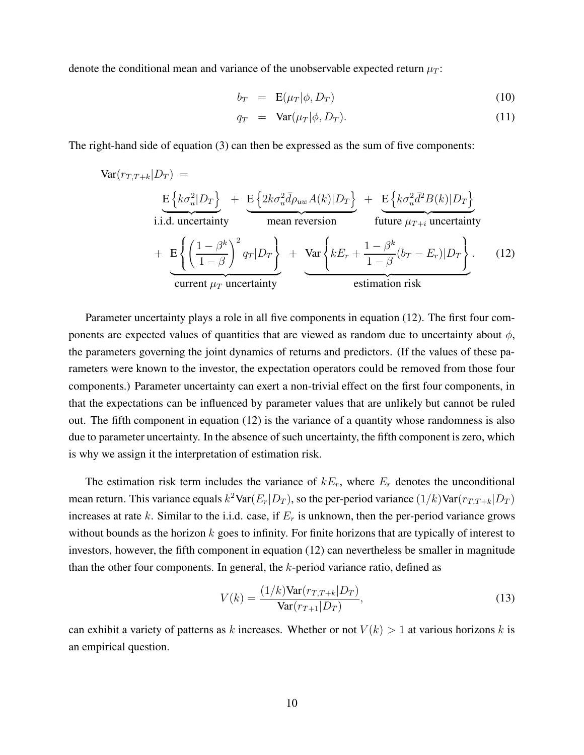denote the conditional mean and variance of the unobservable expected return $\mu_T$:

$$
\begin{aligned}
b_T &= \mathrm{E}(\mu_T|\phi, D_T) && (10)\\
q_T &= \mathrm{Var}(\mu_T|\phi, D_T). && (11)
\end{aligned}
$$

The right-hand side of equation (3) can then be expressed as the sum of five components:

$$
\begin{aligned}
\mathrm{Var}(r_{T,T+k}|D_T) \; = & \\
& \underbrace{\mathrm{E}\left\{k\sigma_u^2|D_T\right\}}_{\text{i.i.d. uncertainty}} + \underbrace{\mathrm{E}\left\{2k\sigma_u^2\bar{d}\rho_{uw}A(k)|D_T\right\}}_{\text{mean reversion}} + \underbrace{\mathrm{E}\left\{k\sigma_u^2\bar{d}^2B(k)|D_T\right\}}_{\text{future } \mu_{T+i} \text{ uncertainty}} \\
& + \underbrace{\mathrm{E}\left\{\left(\frac{1-\beta^k}{1-\beta}\right)^2 q_T|D_T\right\}}_{\text{current } \mu_T \text{ uncertainty}} + \underbrace{\mathrm{Var}\left\{kE_r + \frac{1-\beta^k}{1-\beta}(b_T - E_r)|D_T\right\}}_{\text{estimation risk}}. \qquad (12)
\end{aligned}
$$

Parameter uncertainty plays a role in all five components in equation (12). The first four components are expected values of quantities that are viewed as random due to uncertainty about $\phi$, the parameters governing the joint dynamics of returns and predictors. (If the values of these parameters were known to the investor, the expectation operators could be removed from those four components.) Parameter uncertainty can exert a non-trivial effect on the first four components, in that the expectations can be influenced by parameter values that are unlikely but cannot be ruled out. The fifth component in equation (12) is the variance of a quantity whose randomness is also due to parameter uncertainty. In the absence of such uncertainty, the fifth component is zero, which is why we assign it the interpretation of estimation risk.

The estimation risk term includes the variance of $kE_r$, where $E_r$ denotes the unconditional mean return. This variance equals $k^2\mathrm{Var}(E_r|D_T)$, so the per-period variance $(1/k)\mathrm{Var}(r_{T,T+k}|D_T)$ increases at rate $k$. Similar to the i.i.d. case, if $E_r$ is unknown, then the per-period variance grows without bounds as the horizon $k$ goes to infinity. For finite horizons that are typically of interest to investors, however, the fifth component in equation (12) can nevertheless be smaller in magnitude than the other four components. In general, the $k$-period variance ratio, defined as

$$
V(k) = \frac{(1/k)\mathrm{Var}(r_{T,T+k}|D_T)}{\mathrm{Var}(r_{T+1}|D_T)}, \qquad (13)
$$

can exhibit a variety of patterns as $k$ increases. Whether or not $V(k) > 1$ at various horizons $k$ is an empirical question.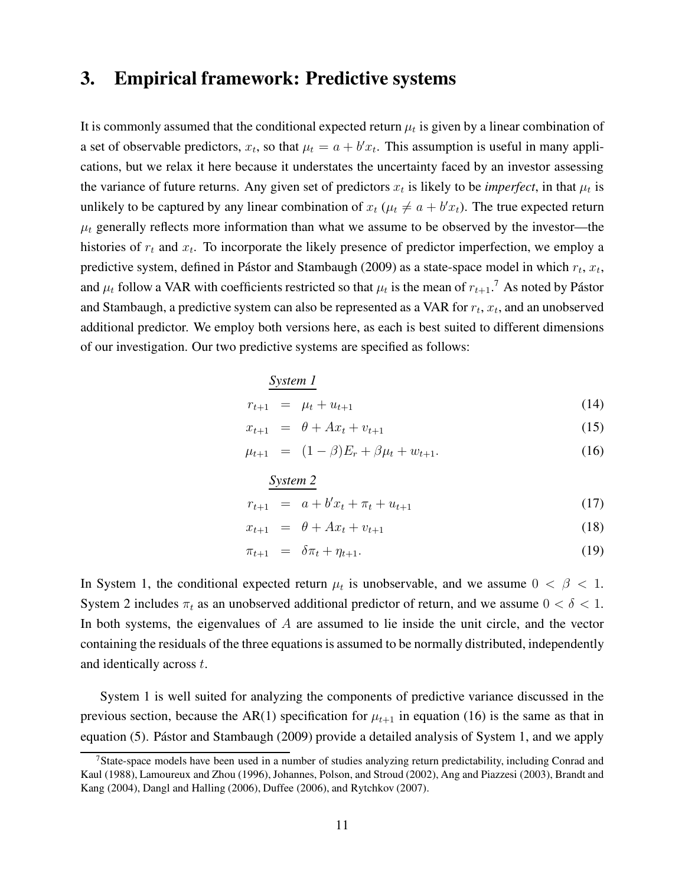## 3. Empirical framework: Predictive systems

It is commonly assumed that the conditional expected return $\mu_t$ is given by a linear combination of a set of observable predictors, $x_t$, so that $\mu_t = a + b'x_t$. This assumption is useful in many applications, but we relax it here because it understates the uncertainty faced by an investor assessing the variance of future returns. Any given set of predictors $x_t$ is likely to be *imperfect*, in that $\mu_t$ is unlikely to be captured by any linear combination of $x_t$ ($\mu_t \neq a + b'x_t$). The true expected return $\mu_t$ generally reflects more information than what we assume to be observed by the investor—the histories of $r_t$ and $x_t$. To incorporate the likely presence of predictor imperfection, we employ a predictive system, defined in Pástor and Stambaugh (2009) as a state-space model in which $r_t$, $x_t$, and $\mu_t$ follow a VAR with coefficients restricted so that $\mu_t$ is the mean of $r_{t+1}$.[7] As noted by Pástor and Stambaugh, a predictive system can also be represented as a VAR for $r_t$, $x_t$, and an unobserved additional predictor. We employ both versions here, as each is best suited to different dimensions of our investigation. Our two predictive systems are specified as follows:

*System 1*

$$r_{t+1} = \mu_t + u_{t+1} \tag{14}$$

$$x_{t+1} = \theta + Ax_t + v_{t+1} \tag{15}$$

$$\mu_{t+1} = (1-\beta)E_r + \beta\mu_t + w_{t+1}. \tag{16}$$

*System 2*

$$r_{t+1} = a + b'x_t + \pi_t + u_{t+1} \tag{17}$$

$$x_{t+1} = \theta + Ax_t + v_{t+1} \tag{18}$$

$$\pi_{t+1} = \delta\pi_t + \eta_{t+1}. \tag{19}$$

In System 1, the conditional expected return $\mu_t$ is unobservable, and we assume $0 < \beta < 1$. System 2 includes $\pi_t$ as an unobserved additional predictor of return, and we assume $0 < \delta < 1$. In both systems, the eigenvalues of $A$ are assumed to lie inside the unit circle, and the vector containing the residuals of the three equations is assumed to be normally distributed, independently and identically across $t$.

System 1 is well suited for analyzing the components of predictive variance discussed in the previous section, because the AR(1) specification for $\mu_{t+1}$ in equation (16) is the same as that in equation (5). Pástor and Stambaugh (2009) provide a detailed analysis of System 1, and we apply

[7] State-space models have been used in a number of studies analyzing return predictability, including Conrad and Kaul (1988), Lamoureux and Zhou (1996), Johannes, Polson, and Stroud (2002), Ang and Piazzesi (2003), Brandt and Kang (2004), Dangl and Halling (2006), Duffee (2006), and Rytchkov (2007).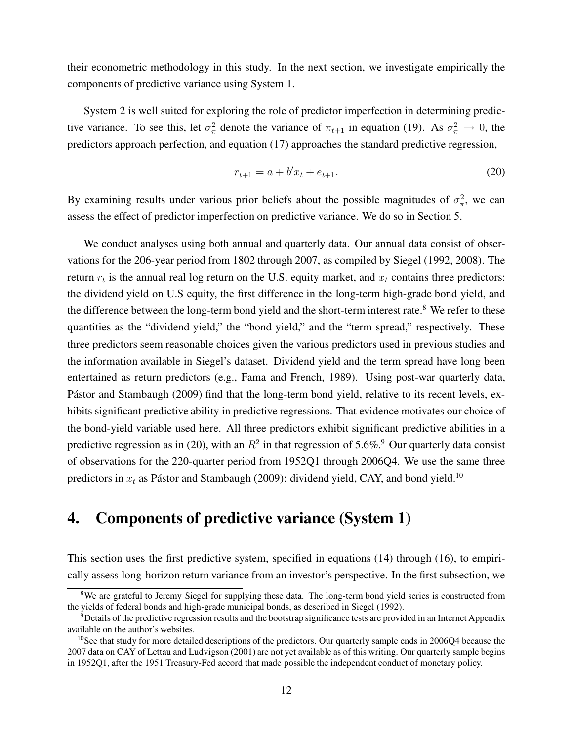their econometric methodology in this study. In the next section, we investigate empirically the components of predictive variance using System 1.

System 2 is well suited for exploring the role of predictor imperfection in determining predictive variance. To see this, let $\sigma_\pi^2$ denote the variance of $\pi_{t+1}$ in equation (19). As $\sigma_\pi^2 \rightarrow 0$, the predictors approach perfection, and equation (17) approaches the standard predictive regression,

$$r_{t+1} = a + b'x_t + e_{t+1}. \tag{20}$$

By examining results under various prior beliefs about the possible magnitudes of $\sigma_\pi^2$, we can assess the effect of predictor imperfection on predictive variance. We do so in Section 5.

We conduct analyses using both annual and quarterly data. Our annual data consist of observations for the 206-year period from 1802 through 2007, as compiled by Siegel (1992, 2008). The return $r_t$ is the annual real log return on the U.S. equity market, and $x_t$ contains three predictors: the dividend yield on U.S equity, the first difference in the long-term high-grade bond yield, and the difference between the long-term bond yield and the short-term interest rate.[8] We refer to these quantities as the "dividend yield," the "bond yield," and the "term spread," respectively. These three predictors seem reasonable choices given the various predictors used in previous studies and the information available in Siegel's dataset. Dividend yield and the term spread have long been entertained as return predictors (e.g., Fama and French, 1989). Using post-war quarterly data, Pástor and Stambaugh (2009) find that the long-term bond yield, relative to its recent levels, exhibits significant predictive ability in predictive regressions. That evidence motivates our choice of the bond-yield variable used here. All three predictors exhibit significant predictive abilities in a predictive regression as in (20), with an $R^2$ in that regression of 5.6%.[9] Our quarterly data consist of observations for the 220-quarter period from 1952Q1 through 2006Q4. We use the same three predictors in $x_t$ as Pástor and Stambaugh (2009): dividend yield, CAY, and bond yield.[10]

## 4. Components of predictive variance (System 1)

This section uses the first predictive system, specified in equations (14) through (16), to empirically assess long-horizon return variance from an investor's perspective. In the first subsection, we

[8] We are grateful to Jeremy Siegel for supplying these data. The long-term bond yield series is constructed from the yields of federal bonds and high-grade municipal bonds, as described in Siegel (1992).

[9] Details of the predictive regression results and the bootstrap significance tests are provided in an Internet Appendix available on the author's websites.

[10] See that study for more detailed descriptions of the predictors. Our quarterly sample ends in 2006Q4 because the 2007 data on CAY of Lettau and Ludvigson (2001) are not yet available as of this writing. Our quarterly sample begins in 1952Q1, after the 1951 Treasury-Fed accord that made possible the independent conduct of monetary policy.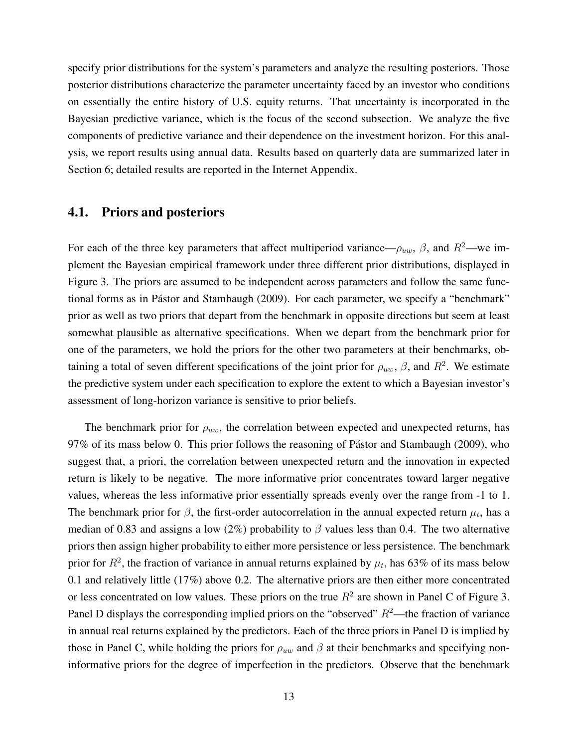specify prior distributions for the system's parameters and analyze the resulting posteriors. Those posterior distributions characterize the parameter uncertainty faced by an investor who conditions on essentially the entire history of U.S. equity returns. That uncertainty is incorporated in the Bayesian predictive variance, which is the focus of the second subsection. We analyze the five components of predictive variance and their dependence on the investment horizon. For this analysis, we report results using annual data. Results based on quarterly data are summarized later in Section 6; detailed results are reported in the Internet Appendix.

## 4.1. Priors and posteriors

For each of the three key parameters that affect multiperiod variance—$\rho_{uw}$, $\beta$, and $R^2$—we implement the Bayesian empirical framework under three different prior distributions, displayed in Figure 3. The priors are assumed to be independent across parameters and follow the same functional forms as in Pástor and Stambaugh (2009). For each parameter, we specify a "benchmark" prior as well as two priors that depart from the benchmark in opposite directions but seem at least somewhat plausible as alternative specifications. When we depart from the benchmark prior for one of the parameters, we hold the priors for the other two parameters at their benchmarks, obtaining a total of seven different specifications of the joint prior for $\rho_{uw}$, $\beta$, and $R^2$. We estimate the predictive system under each specification to explore the extent to which a Bayesian investor's assessment of long-horizon variance is sensitive to prior beliefs.

The benchmark prior for $\rho_{uw}$, the correlation between expected and unexpected returns, has 97% of its mass below 0. This prior follows the reasoning of Pástor and Stambaugh (2009), who suggest that, a priori, the correlation between unexpected return and the innovation in expected return is likely to be negative. The more informative prior concentrates toward larger negative values, whereas the less informative prior essentially spreads evenly over the range from -1 to 1. The benchmark prior for $\beta$, the first-order autocorrelation in the annual expected return $\mu_t$, has a median of 0.83 and assigns a low (2%) probability to $\beta$ values less than 0.4. The two alternative priors then assign higher probability to either more persistence or less persistence. The benchmark prior for $R^2$, the fraction of variance in annual returns explained by $\mu_t$, has 63% of its mass below 0.1 and relatively little (17%) above 0.2. The alternative priors are then either more concentrated or less concentrated on low values. These priors on the true $R^2$ are shown in Panel C of Figure 3. Panel D displays the corresponding implied priors on the "observed" $R^2$—the fraction of variance in annual real returns explained by the predictors. Each of the three priors in Panel D is implied by those in Panel C, while holding the priors for $\rho_{uw}$ and $\beta$ at their benchmarks and specifying non-informative priors for the degree of imperfection in the predictors. Observe that the benchmark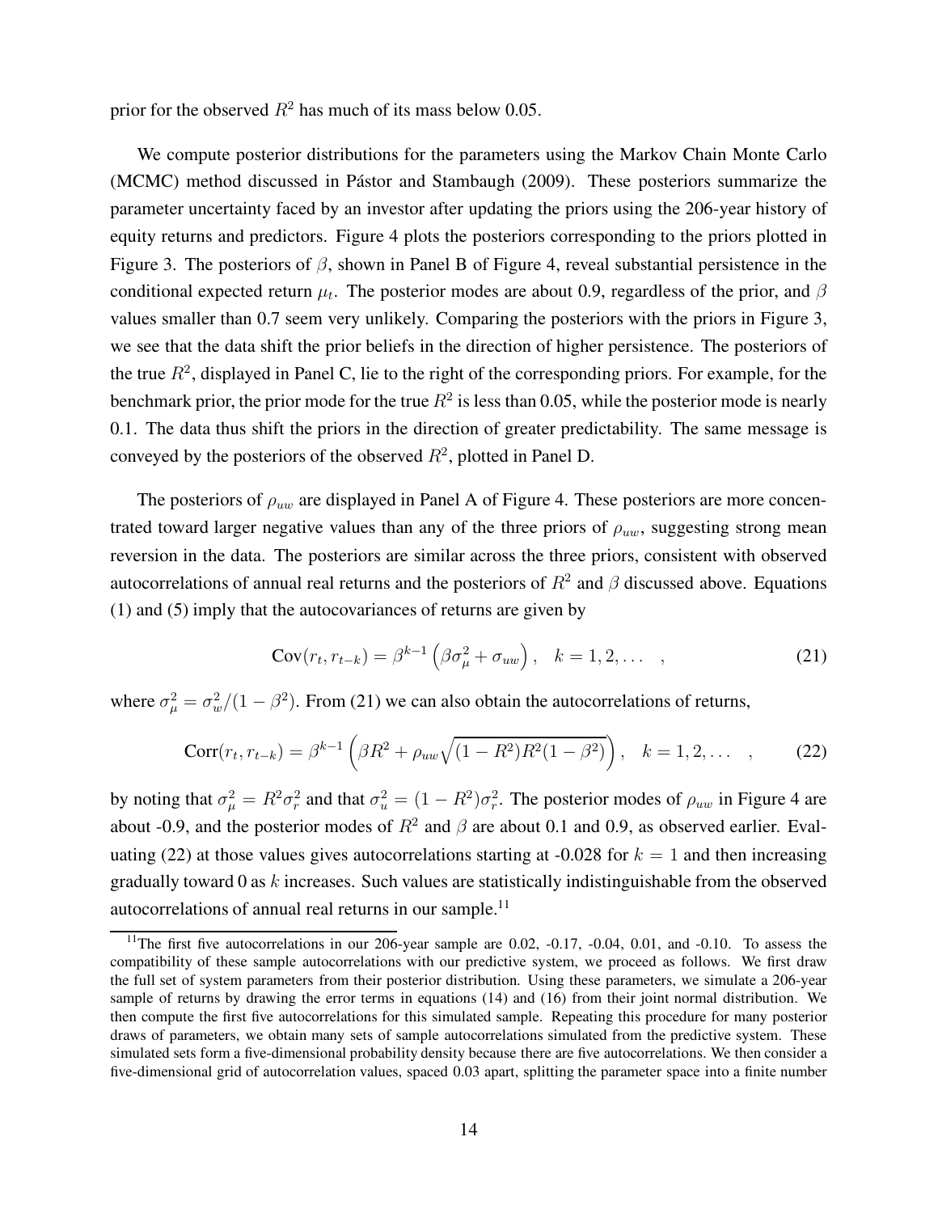prior for the observed $R^2$ has much of its mass below 0.05.

We compute posterior distributions for the parameters using the Markov Chain Monte Carlo (MCMC) method discussed in Pástor and Stambaugh (2009). These posteriors summarize the parameter uncertainty faced by an investor after updating the priors using the 206-year history of equity returns and predictors. Figure 4 plots the posteriors corresponding to the priors plotted in Figure 3. The posteriors of $\beta$, shown in Panel B of Figure 4, reveal substantial persistence in the conditional expected return $\mu_t$. The posterior modes are about 0.9, regardless of the prior, and $\beta$ values smaller than 0.7 seem very unlikely. Comparing the posteriors with the priors in Figure 3, we see that the data shift the prior beliefs in the direction of higher persistence. The posteriors of the true $R^2$, displayed in Panel C, lie to the right of the corresponding priors. For example, for the benchmark prior, the prior mode for the true $R^2$ is less than 0.05, while the posterior mode is nearly 0.1. The data thus shift the priors in the direction of greater predictability. The same message is conveyed by the posteriors of the observed $R^2$, plotted in Panel D.

The posteriors of $\rho_{uw}$ are displayed in Panel A of Figure 4. These posteriors are more concentrated toward larger negative values than any of the three priors of $\rho_{uw}$, suggesting strong mean reversion in the data. The posteriors are similar across the three priors, consistent with observed autocorrelations of annual real returns and the posteriors of $R^2$ and $\beta$ discussed above. Equations (1) and (5) imply that the autocovariances of returns are given by

$$\text{Cov}(r_t, r_{t-k}) = \beta^{k-1}\left(\beta\sigma_\mu^2 + \sigma_{uw}\right), \quad k = 1, 2, \ldots \quad , \tag{21}$$

where $\sigma_\mu^2 = \sigma_w^2/(1-\beta^2)$. From (21) we can also obtain the autocorrelations of returns,

$$\text{Corr}(r_t, r_{t-k}) = \beta^{k-1}\left(\beta R^2 + \rho_{uw}\sqrt{(1-R^2)R^2(1-\beta^2)}\right), \quad k = 1, 2, \ldots \quad , \tag{22}$$

by noting that $\sigma_\mu^2 = R^2\sigma_r^2$ and that $\sigma_u^2 = (1-R^2)\sigma_r^2$. The posterior modes of $\rho_{uw}$ in Figure 4 are about -0.9, and the posterior modes of $R^2$ and $\beta$ are about 0.1 and 0.9, as observed earlier. Evaluating (22) at those values gives autocorrelations starting at -0.028 for $k = 1$ and then increasing gradually toward 0 as $k$ increases. Such values are statistically indistinguishable from the observed autocorrelations of annual real returns in our sample.[11]

[11] The first five autocorrelations in our 206-year sample are 0.02, -0.17, -0.04, 0.01, and -0.10. To assess the compatibility of these sample autocorrelations with our predictive system, we proceed as follows. We first draw the full set of system parameters from their posterior distribution. Using these parameters, we simulate a 206-year sample of returns by drawing the error terms in equations (14) and (16) from their joint normal distribution. We then compute the first five autocorrelations for this simulated sample. Repeating this procedure for many posterior draws of parameters, we obtain many sets of sample autocorrelations simulated from the predictive system. These simulated sets form a five-dimensional probability density because there are five autocorrelations. We then consider a five-dimensional grid of autocorrelation values, spaced 0.03 apart, splitting the parameter space into a finite number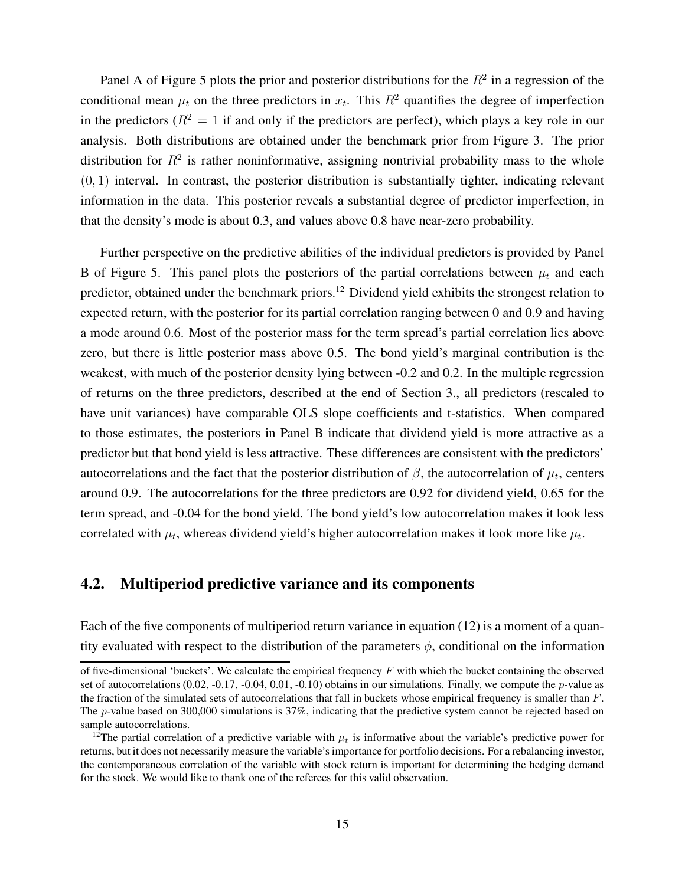Panel A of Figure 5 plots the prior and posterior distributions for the $R^2$ in a regression of the conditional mean $\mu_t$ on the three predictors in $x_t$. This $R^2$ quantifies the degree of imperfection in the predictors ($R^2 = 1$ if and only if the predictors are perfect), which plays a key role in our analysis. Both distributions are obtained under the benchmark prior from Figure 3. The prior distribution for $R^2$ is rather noninformative, assigning nontrivial probability mass to the whole $(0, 1)$ interval. In contrast, the posterior distribution is substantially tighter, indicating relevant information in the data. This posterior reveals a substantial degree of predictor imperfection, in that the density's mode is about 0.3, and values above 0.8 have near-zero probability.

Further perspective on the predictive abilities of the individual predictors is provided by Panel B of Figure 5. This panel plots the posteriors of the partial correlations between $\mu_t$ and each predictor, obtained under the benchmark priors.[12] Dividend yield exhibits the strongest relation to expected return, with the posterior for its partial correlation ranging between 0 and 0.9 and having a mode around 0.6. Most of the posterior mass for the term spread's partial correlation lies above zero, but there is little posterior mass above 0.5. The bond yield's marginal contribution is the weakest, with much of the posterior density lying between -0.2 and 0.2. In the multiple regression of returns on the three predictors, described at the end of Section 3., all predictors (rescaled to have unit variances) have comparable OLS slope coefficients and t-statistics. When compared to those estimates, the posteriors in Panel B indicate that dividend yield is more attractive as a predictor but that bond yield is less attractive. These differences are consistent with the predictors' autocorrelations and the fact that the posterior distribution of $\beta$, the autocorrelation of $\mu_t$, centers around 0.9. The autocorrelations for the three predictors are 0.92 for dividend yield, 0.65 for the term spread, and -0.04 for the bond yield. The bond yield's low autocorrelation makes it look less correlated with $\mu_t$, whereas dividend yield's higher autocorrelation makes it look more like $\mu_t$.

## 4.2. Multiperiod predictive variance and its components

Each of the five components of multiperiod return variance in equation (12) is a moment of a quantity evaluated with respect to the distribution of the parameters $\phi$, conditional on the information

---

of five-dimensional 'buckets'. We calculate the empirical frequency $F$ with which the bucket containing the observed set of autocorrelations (0.02, -0.17, -0.04, 0.01, -0.10) obtains in our simulations. Finally, we compute the $p$-value as the fraction of the simulated sets of autocorrelations that fall in buckets whose empirical frequency is smaller than $F$. The $p$-value based on 300,000 simulations is 37%, indicating that the predictive system cannot be rejected based on sample autocorrelations.

[12] The partial correlation of a predictive variable with $\mu_t$ is informative about the variable's predictive power for returns, but it does not necessarily measure the variable's importance for portfolio decisions. For a rebalancing investor, the contemporaneous correlation of the variable with stock return is important for determining the hedging demand for the stock. We would like to thank one of the referees for this valid observation.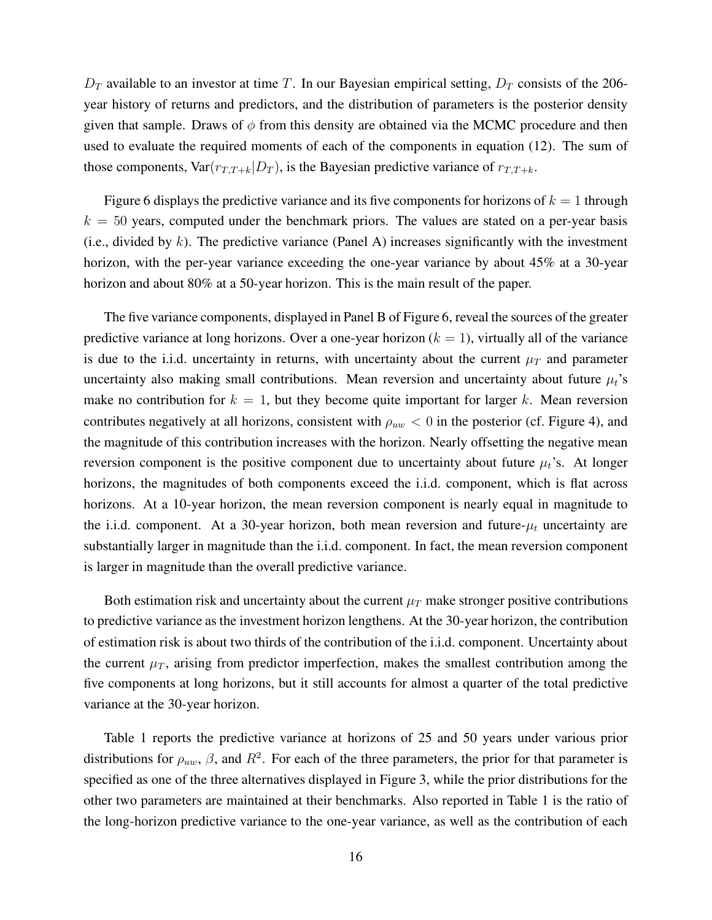$D_T$ available to an investor at time $T$. In our Bayesian empirical setting, $D_T$ consists of the 206-year history of returns and predictors, and the distribution of parameters is the posterior density given that sample. Draws of $\phi$ from this density are obtained via the MCMC procedure and then used to evaluate the required moments of each of the components in equation (12). The sum of those components, $\text{Var}(r_{T,T+k}|D_T)$, is the Bayesian predictive variance of $r_{T,T+k}$.

Figure 6 displays the predictive variance and its five components for horizons of $k = 1$ through $k = 50$ years, computed under the benchmark priors. The values are stated on a per-year basis (i.e., divided by $k$). The predictive variance (Panel A) increases significantly with the investment horizon, with the per-year variance exceeding the one-year variance by about 45% at a 30-year horizon and about 80% at a 50-year horizon. This is the main result of the paper.

The five variance components, displayed in Panel B of Figure 6, reveal the sources of the greater predictive variance at long horizons. Over a one-year horizon ($k = 1$), virtually all of the variance is due to the i.i.d. uncertainty in returns, with uncertainty about the current $\mu_T$ and parameter uncertainty also making small contributions. Mean reversion and uncertainty about future $\mu_t$'s make no contribution for $k = 1$, but they become quite important for larger $k$. Mean reversion contributes negatively at all horizons, consistent with $\rho_{uw} < 0$ in the posterior (cf. Figure 4), and the magnitude of this contribution increases with the horizon. Nearly offsetting the negative mean reversion component is the positive component due to uncertainty about future $\mu_t$'s. At longer horizons, the magnitudes of both components exceed the i.i.d. component, which is flat across horizons. At a 10-year horizon, the mean reversion component is nearly equal in magnitude to the i.i.d. component. At a 30-year horizon, both mean reversion and future-$\mu_t$ uncertainty are substantially larger in magnitude than the i.i.d. component. In fact, the mean reversion component is larger in magnitude than the overall predictive variance.

Both estimation risk and uncertainty about the current $\mu_T$ make stronger positive contributions to predictive variance as the investment horizon lengthens. At the 30-year horizon, the contribution of estimation risk is about two thirds of the contribution of the i.i.d. component. Uncertainty about the current $\mu_T$, arising from predictor imperfection, makes the smallest contribution among the five components at long horizons, but it still accounts for almost a quarter of the total predictive variance at the 30-year horizon.

Table 1 reports the predictive variance at horizons of 25 and 50 years under various prior distributions for $\rho_{uw}$, $\beta$, and $R^2$. For each of the three parameters, the prior for that parameter is specified as one of the three alternatives displayed in Figure 3, while the prior distributions for the other two parameters are maintained at their benchmarks. Also reported in Table 1 is the ratio of the long-horizon predictive variance to the one-year variance, as well as the contribution of each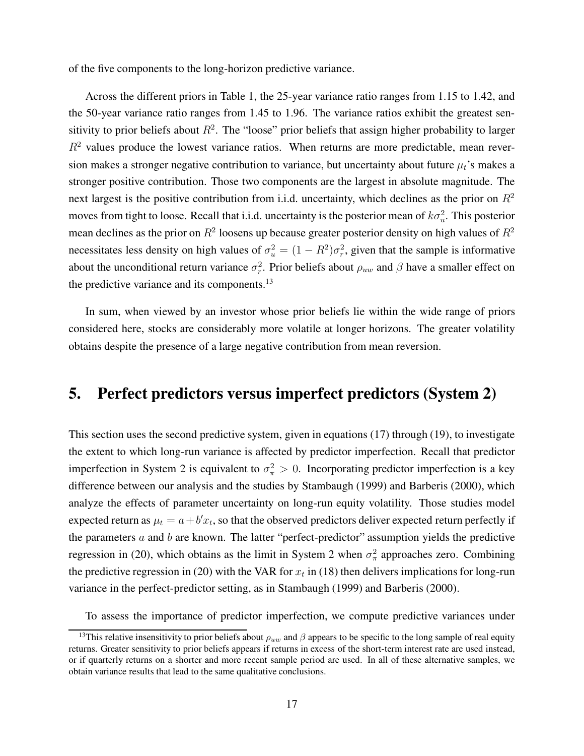of the five components to the long-horizon predictive variance.

Across the different priors in Table 1, the 25-year variance ratio ranges from 1.15 to 1.42, and the 50-year variance ratio ranges from 1.45 to 1.96. The variance ratios exhibit the greatest sensitivity to prior beliefs about $R^2$. The "loose" prior beliefs that assign higher probability to larger $R^2$ values produce the lowest variance ratios. When returns are more predictable, mean reversion makes a stronger negative contribution to variance, but uncertainty about future $\mu_t$'s makes a stronger positive contribution. Those two components are the largest in absolute magnitude. The next largest is the positive contribution from i.i.d. uncertainty, which declines as the prior on $R^2$ moves from tight to loose. Recall that i.i.d. uncertainty is the posterior mean of $k\sigma_u^2$. This posterior mean declines as the prior on $R^2$ loosens up because greater posterior density on high values of $R^2$ necessitates less density on high values of $\sigma_u^2 = (1 - R^2)\sigma_r^2$, given that the sample is informative about the unconditional return variance $\sigma_r^2$. Prior beliefs about $\rho_{uw}$ and $\beta$ have a smaller effect on the predictive variance and its components.[13]

In sum, when viewed by an investor whose prior beliefs lie within the wide range of priors considered here, stocks are considerably more volatile at longer horizons. The greater volatility obtains despite the presence of a large negative contribution from mean reversion.

## 5. Perfect predictors versus imperfect predictors (System 2)

This section uses the second predictive system, given in equations (17) through (19), to investigate the extent to which long-run variance is affected by predictor imperfection. Recall that predictor imperfection in System 2 is equivalent to $\sigma_\pi^2 > 0$. Incorporating predictor imperfection is a key difference between our analysis and the studies by Stambaugh (1999) and Barberis (2000), which analyze the effects of parameter uncertainty on long-run equity volatility. Those studies model expected return as $\mu_t = a + b'x_t$, so that the observed predictors deliver expected return perfectly if the parameters $a$ and $b$ are known. The latter "perfect-predictor" assumption yields the predictive regression in (20), which obtains as the limit in System 2 when $\sigma_\pi^2$ approaches zero. Combining the predictive regression in (20) with the VAR for $x_t$ in (18) then delivers implications for long-run variance in the perfect-predictor setting, as in Stambaugh (1999) and Barberis (2000).

To assess the importance of predictor imperfection, we compute predictive variances under

[13]This relative insensitivity to prior beliefs about $\rho_{uw}$ and $\beta$ appears to be specific to the long sample of real equity returns. Greater sensitivity to prior beliefs appears if returns in excess of the short-term interest rate are used instead, or if quarterly returns on a shorter and more recent sample period are used. In all of these alternative samples, we obtain variance results that lead to the same qualitative conclusions.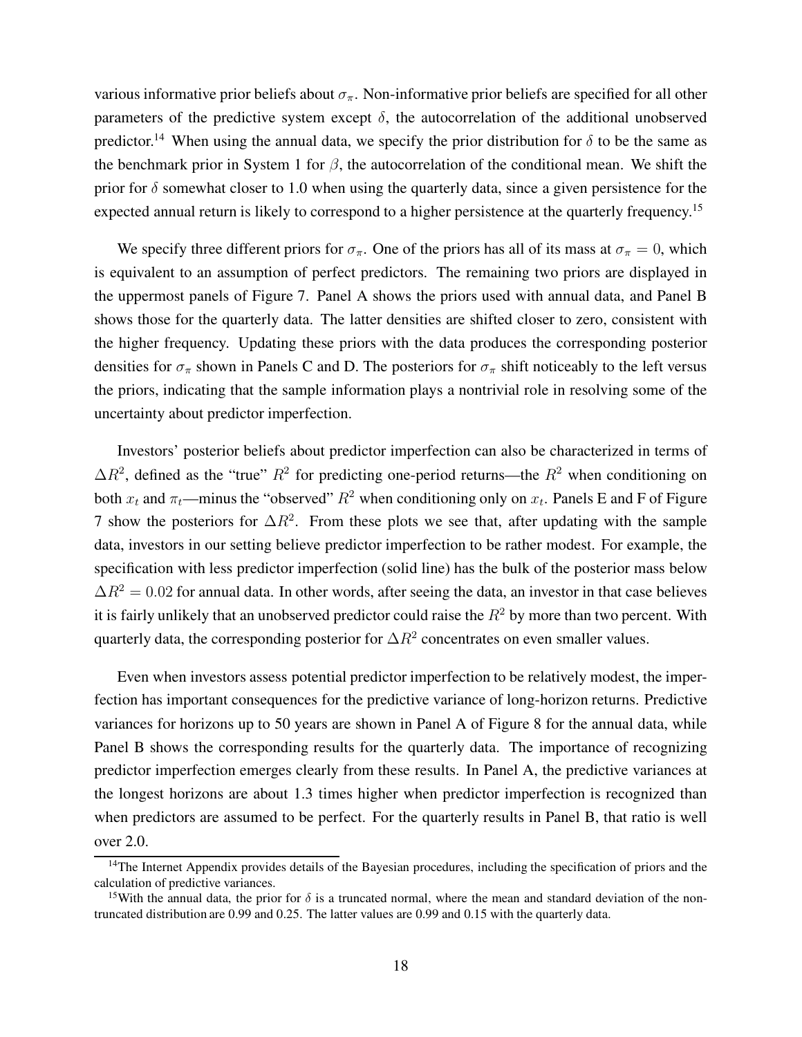various informative prior beliefs about $\sigma_\pi$. Non-informative prior beliefs are specified for all other parameters of the predictive system except $\delta$, the autocorrelation of the additional unobserved predictor.[14] When using the annual data, we specify the prior distribution for $\delta$ to be the same as the benchmark prior in System 1 for $\beta$, the autocorrelation of the conditional mean. We shift the prior for $\delta$ somewhat closer to 1.0 when using the quarterly data, since a given persistence for the expected annual return is likely to correspond to a higher persistence at the quarterly frequency.[15]

We specify three different priors for $\sigma_\pi$. One of the priors has all of its mass at $\sigma_\pi = 0$, which is equivalent to an assumption of perfect predictors. The remaining two priors are displayed in the uppermost panels of Figure 7. Panel A shows the priors used with annual data, and Panel B shows those for the quarterly data. The latter densities are shifted closer to zero, consistent with the higher frequency. Updating these priors with the data produces the corresponding posterior densities for $\sigma_\pi$ shown in Panels C and D. The posteriors for $\sigma_\pi$ shift noticeably to the left versus the priors, indicating that the sample information plays a nontrivial role in resolving some of the uncertainty about predictor imperfection.

Investors' posterior beliefs about predictor imperfection can also be characterized in terms of $\Delta R^2$, defined as the "true" $R^2$ for predicting one-period returns—the $R^2$ when conditioning on both $x_t$ and $\pi_t$—minus the "observed" $R^2$ when conditioning only on $x_t$. Panels E and F of Figure 7 show the posteriors for $\Delta R^2$. From these plots we see that, after updating with the sample data, investors in our setting believe predictor imperfection to be rather modest. For example, the specification with less predictor imperfection (solid line) has the bulk of the posterior mass below $\Delta R^2 = 0.02$ for annual data. In other words, after seeing the data, an investor in that case believes it is fairly unlikely that an unobserved predictor could raise the $R^2$ by more than two percent. With quarterly data, the corresponding posterior for $\Delta R^2$ concentrates on even smaller values.

Even when investors assess potential predictor imperfection to be relatively modest, the imperfection has important consequences for the predictive variance of long-horizon returns. Predictive variances for horizons up to 50 years are shown in Panel A of Figure 8 for the annual data, while Panel B shows the corresponding results for the quarterly data. The importance of recognizing predictor imperfection emerges clearly from these results. In Panel A, the predictive variances at the longest horizons are about 1.3 times higher when predictor imperfection is recognized than when predictors are assumed to be perfect. For the quarterly results in Panel B, that ratio is well over 2.0.

[14] The Internet Appendix provides details of the Bayesian procedures, including the specification of priors and the calculation of predictive variances.

[15] With the annual data, the prior for $\delta$ is a truncated normal, where the mean and standard deviation of the non-truncated distribution are 0.99 and 0.25. The latter values are 0.99 and 0.15 with the quarterly data.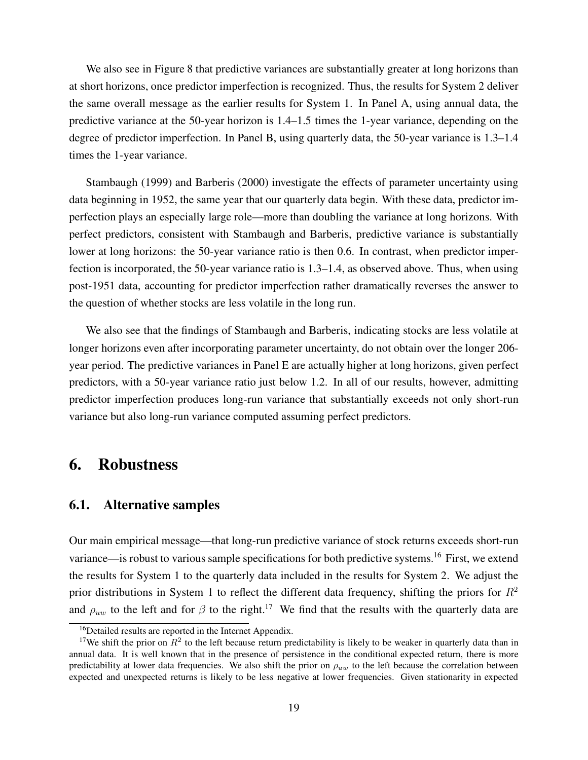We also see in Figure 8 that predictive variances are substantially greater at long horizons than at short horizons, once predictor imperfection is recognized. Thus, the results for System 2 deliver the same overall message as the earlier results for System 1. In Panel A, using annual data, the predictive variance at the 50-year horizon is 1.4–1.5 times the 1-year variance, depending on the degree of predictor imperfection. In Panel B, using quarterly data, the 50-year variance is 1.3–1.4 times the 1-year variance.

Stambaugh (1999) and Barberis (2000) investigate the effects of parameter uncertainty using data beginning in 1952, the same year that our quarterly data begin. With these data, predictor imperfection plays an especially large role—more than doubling the variance at long horizons. With perfect predictors, consistent with Stambaugh and Barberis, predictive variance is substantially lower at long horizons: the 50-year variance ratio is then 0.6. In contrast, when predictor imperfection is incorporated, the 50-year variance ratio is 1.3–1.4, as observed above. Thus, when using post-1951 data, accounting for predictor imperfection rather dramatically reverses the answer to the question of whether stocks are less volatile in the long run.

We also see that the findings of Stambaugh and Barberis, indicating stocks are less volatile at longer horizons even after incorporating parameter uncertainty, do not obtain over the longer 206-year period. The predictive variances in Panel E are actually higher at long horizons, given perfect predictors, with a 50-year variance ratio just below 1.2. In all of our results, however, admitting predictor imperfection produces long-run variance that substantially exceeds not only short-run variance but also long-run variance computed assuming perfect predictors.

# 6. Robustness

## 6.1. Alternative samples

Our main empirical message—that long-run predictive variance of stock returns exceeds short-run variance—is robust to various sample specifications for both predictive systems.[16] First, we extend the results for System 1 to the quarterly data included in the results for System 2. We adjust the prior distributions in System 1 to reflect the different data frequency, shifting the priors for $R^2$ and $\rho_{uw}$ to the left and for $\beta$ to the right.[17] We find that the results with the quarterly data are

[16] Detailed results are reported in the Internet Appendix.

[17] We shift the prior on $R^2$ to the left because return predictability is likely to be weaker in quarterly data than in annual data. It is well known that in the presence of persistence in the conditional expected return, there is more predictability at lower data frequencies. We also shift the prior on $\rho_{uw}$ to the left because the correlation between expected and unexpected returns is likely to be less negative at lower frequencies. Given stationarity in expected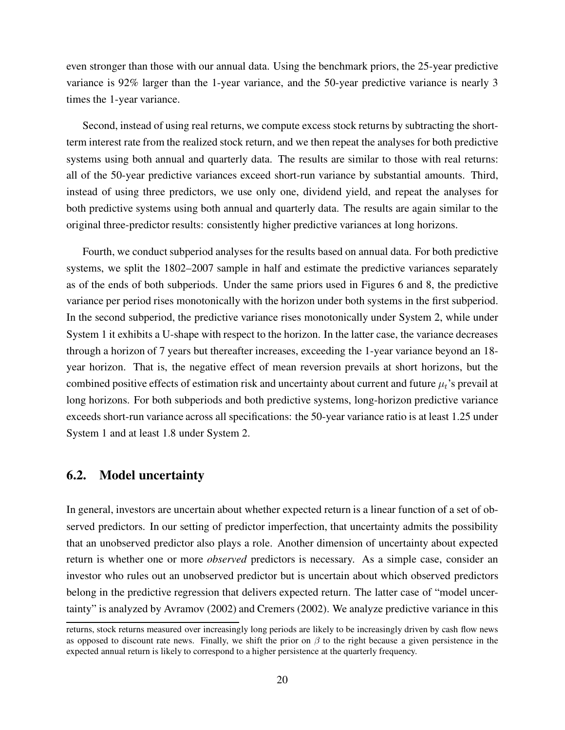even stronger than those with our annual data. Using the benchmark priors, the 25-year predictive variance is 92% larger than the 1-year variance, and the 50-year predictive variance is nearly 3 times the 1-year variance.

Second, instead of using real returns, we compute excess stock returns by subtracting the short-term interest rate from the realized stock return, and we then repeat the analyses for both predictive systems using both annual and quarterly data. The results are similar to those with real returns: all of the 50-year predictive variances exceed short-run variance by substantial amounts. Third, instead of using three predictors, we use only one, dividend yield, and repeat the analyses for both predictive systems using both annual and quarterly data. The results are again similar to the original three-predictor results: consistently higher predictive variances at long horizons.

Fourth, we conduct subperiod analyses for the results based on annual data. For both predictive systems, we split the 1802–2007 sample in half and estimate the predictive variances separately as of the ends of both subperiods. Under the same priors used in Figures 6 and 8, the predictive variance per period rises monotonically with the horizon under both systems in the first subperiod. In the second subperiod, the predictive variance rises monotonically under System 2, while under System 1 it exhibits a U-shape with respect to the horizon. In the latter case, the variance decreases through a horizon of 7 years but thereafter increases, exceeding the 1-year variance beyond an 18-year horizon. That is, the negative effect of mean reversion prevails at short horizons, but the combined positive effects of estimation risk and uncertainty about current and future $\mu_t$'s prevail at long horizons. For both subperiods and both predictive systems, long-horizon predictive variance exceeds short-run variance across all specifications: the 50-year variance ratio is at least 1.25 under System 1 and at least 1.8 under System 2.

## 6.2. Model uncertainty

In general, investors are uncertain about whether expected return is a linear function of a set of observed predictors. In our setting of predictor imperfection, that uncertainty admits the possibility that an unobserved predictor also plays a role. Another dimension of uncertainty about expected return is whether one or more *observed* predictors is necessary. As a simple case, consider an investor who rules out an unobserved predictor but is uncertain about which observed predictors belong in the predictive regression that delivers expected return. The latter case of "model uncertainty" is analyzed by Avramov (2002) and Cremers (2002). We analyze predictive variance in this

---

returns, stock returns measured over increasingly long periods are likely to be increasingly driven by cash flow news as opposed to discount rate news. Finally, we shift the prior on $\beta$ to the right because a given persistence in the expected annual return is likely to correspond to a higher persistence at the quarterly frequency.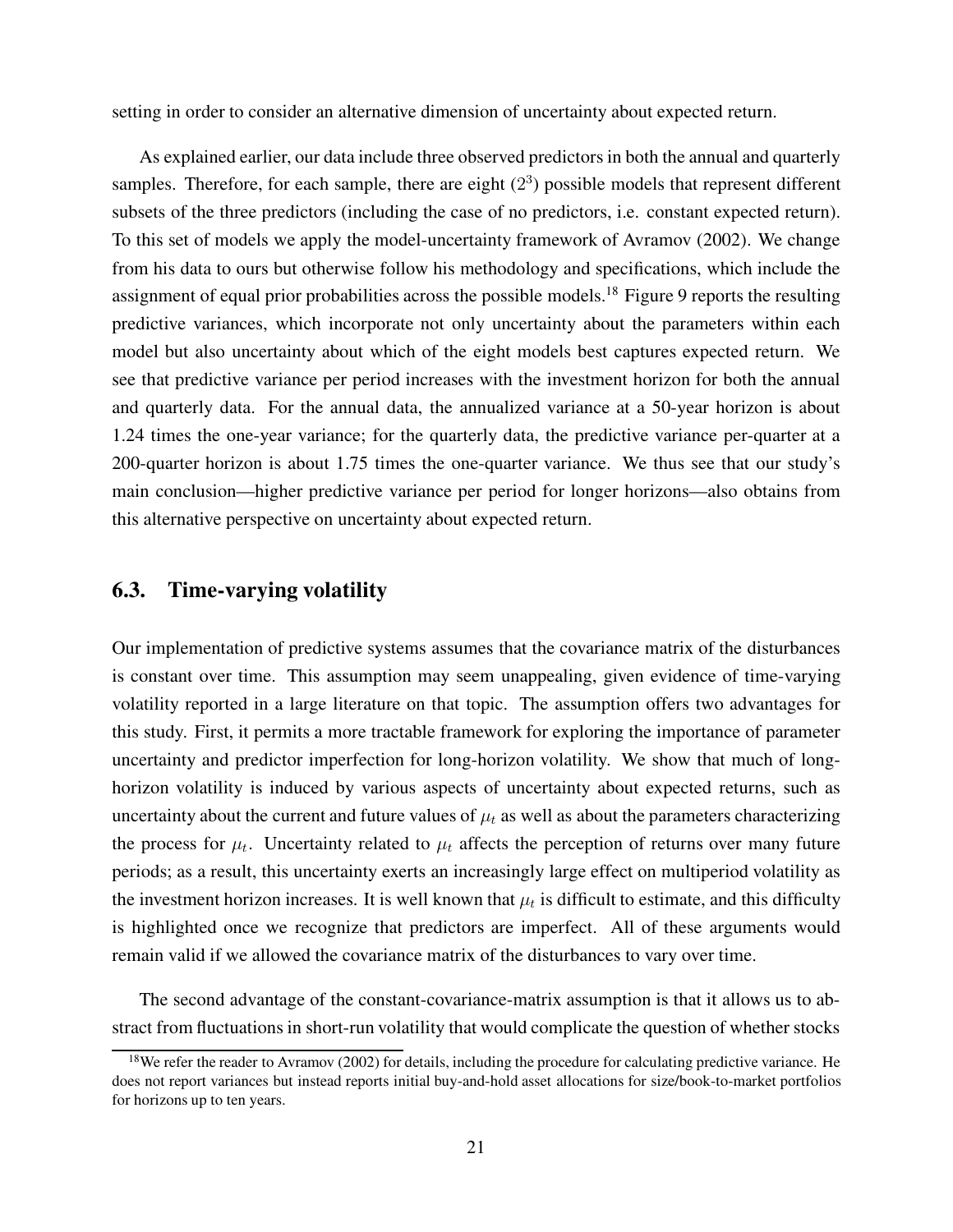setting in order to consider an alternative dimension of uncertainty about expected return.

As explained earlier, our data include three observed predictors in both the annual and quarterly samples. Therefore, for each sample, there are eight ($2^3$) possible models that represent different subsets of the three predictors (including the case of no predictors, i.e. constant expected return). To this set of models we apply the model-uncertainty framework of Avramov (2002). We change from his data to ours but otherwise follow his methodology and specifications, which include the assignment of equal prior probabilities across the possible models.[18] Figure 9 reports the resulting predictive variances, which incorporate not only uncertainty about the parameters within each model but also uncertainty about which of the eight models best captures expected return. We see that predictive variance per period increases with the investment horizon for both the annual and quarterly data. For the annual data, the annualized variance at a 50-year horizon is about 1.24 times the one-year variance; for the quarterly data, the predictive variance per-quarter at a 200-quarter horizon is about 1.75 times the one-quarter variance. We thus see that our study's main conclusion—higher predictive variance per period for longer horizons—also obtains from this alternative perspective on uncertainty about expected return.

## 6.3. Time-varying volatility

Our implementation of predictive systems assumes that the covariance matrix of the disturbances is constant over time. This assumption may seem unappealing, given evidence of time-varying volatility reported in a large literature on that topic. The assumption offers two advantages for this study. First, it permits a more tractable framework for exploring the importance of parameter uncertainty and predictor imperfection for long-horizon volatility. We show that much of long-horizon volatility is induced by various aspects of uncertainty about expected returns, such as uncertainty about the current and future values of $\mu_t$ as well as about the parameters characterizing the process for $\mu_t$. Uncertainty related to $\mu_t$ affects the perception of returns over many future periods; as a result, this uncertainty exerts an increasingly large effect on multiperiod volatility as the investment horizon increases. It is well known that $\mu_t$ is difficult to estimate, and this difficulty is highlighted once we recognize that predictors are imperfect. All of these arguments would remain valid if we allowed the covariance matrix of the disturbances to vary over time.

The second advantage of the constant-covariance-matrix assumption is that it allows us to abstract from fluctuations in short-run volatility that would complicate the question of whether stocks

[18] We refer the reader to Avramov (2002) for details, including the procedure for calculating predictive variance. He does not report variances but instead reports initial buy-and-hold asset allocations for size/book-to-market portfolios for horizons up to ten years.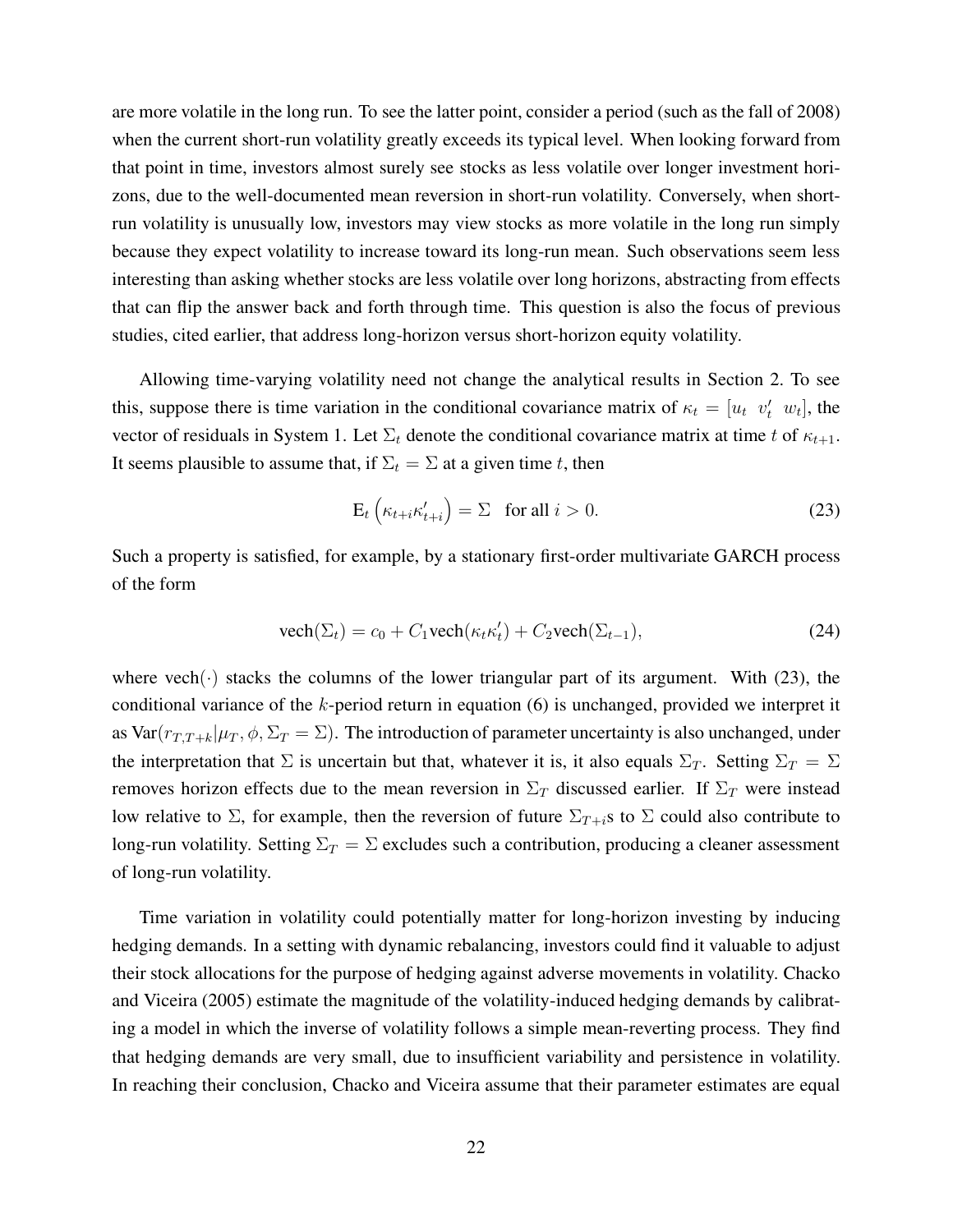are more volatile in the long run. To see the latter point, consider a period (such as the fall of 2008) when the current short-run volatility greatly exceeds its typical level. When looking forward from that point in time, investors almost surely see stocks as less volatile over longer investment horizons, due to the well-documented mean reversion in short-run volatility. Conversely, when short-run volatility is unusually low, investors may view stocks as more volatile in the long run simply because they expect volatility to increase toward its long-run mean. Such observations seem less interesting than asking whether stocks are less volatile over long horizons, abstracting from effects that can flip the answer back and forth through time. This question is also the focus of previous studies, cited earlier, that address long-horizon versus short-horizon equity volatility.

Allowing time-varying volatility need not change the analytical results in Section 2. To see this, suppose there is time variation in the conditional covariance matrix of $\kappa_t = [u_t \;\; v_t' \;\; w_t]$, the vector of residuals in System 1. Let $\Sigma_t$ denote the conditional covariance matrix at time $t$ of $\kappa_{t+1}$. It seems plausible to assume that, if $\Sigma_t = \Sigma$ at a given time $t$, then

$$\mathrm{E}_t\left(\kappa_{t+i}\kappa_{t+i}'\right) = \Sigma \quad \text{for all } i > 0. \tag{23}$$

Such a property is satisfied, for example, by a stationary first-order multivariate GARCH process of the form

$$\mathrm{vech}(\Sigma_t) = c_0 + C_1 \mathrm{vech}(\kappa_t \kappa_t') + C_2 \mathrm{vech}(\Sigma_{t-1}), \tag{24}$$

where $\mathrm{vech}(\cdot)$ stacks the columns of the lower triangular part of its argument. With (23), the conditional variance of the $k$-period return in equation (6) is unchanged, provided we interpret it as $\mathrm{Var}(r_{T,T+k}|\mu_T, \phi, \Sigma_T = \Sigma)$. The introduction of parameter uncertainty is also unchanged, under the interpretation that $\Sigma$ is uncertain but that, whatever it is, it also equals $\Sigma_T$. Setting $\Sigma_T = \Sigma$ removes horizon effects due to the mean reversion in $\Sigma_T$ discussed earlier. If $\Sigma_T$ were instead low relative to $\Sigma$, for example, then the reversion of future $\Sigma_{T+i}$s to $\Sigma$ could also contribute to long-run volatility. Setting $\Sigma_T = \Sigma$ excludes such a contribution, producing a cleaner assessment of long-run volatility.

Time variation in volatility could potentially matter for long-horizon investing by inducing hedging demands. In a setting with dynamic rebalancing, investors could find it valuable to adjust their stock allocations for the purpose of hedging against adverse movements in volatility. Chacko and Viceira (2005) estimate the magnitude of the volatility-induced hedging demands by calibrating a model in which the inverse of volatility follows a simple mean-reverting process. They find that hedging demands are very small, due to insufficient variability and persistence in volatility. In reaching their conclusion, Chacko and Viceira assume that their parameter estimates are equal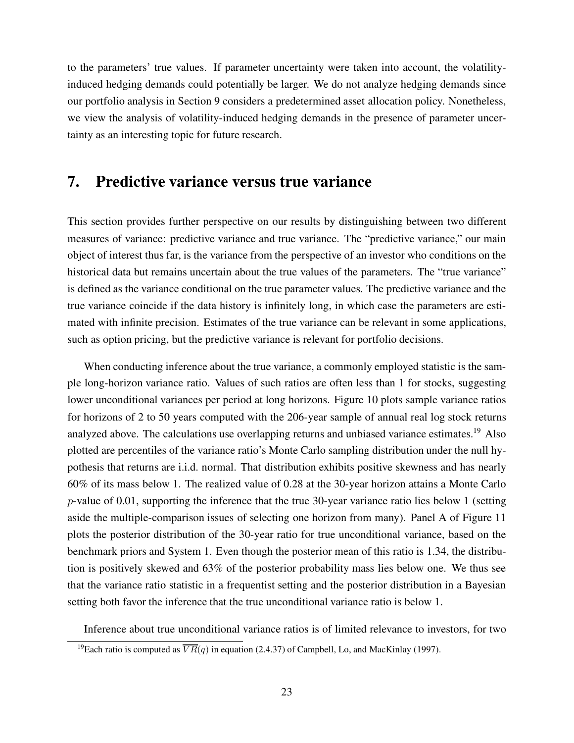to the parameters' true values. If parameter uncertainty were taken into account, the volatility-induced hedging demands could potentially be larger. We do not analyze hedging demands since our portfolio analysis in Section 9 considers a predetermined asset allocation policy. Nonetheless, we view the analysis of volatility-induced hedging demands in the presence of parameter uncertainty as an interesting topic for future research.

## 7. Predictive variance versus true variance

This section provides further perspective on our results by distinguishing between two different measures of variance: predictive variance and true variance. The "predictive variance," our main object of interest thus far, is the variance from the perspective of an investor who conditions on the historical data but remains uncertain about the true values of the parameters. The "true variance" is defined as the variance conditional on the true parameter values. The predictive variance and the true variance coincide if the data history is infinitely long, in which case the parameters are estimated with infinite precision. Estimates of the true variance can be relevant in some applications, such as option pricing, but the predictive variance is relevant for portfolio decisions.

When conducting inference about the true variance, a commonly employed statistic is the sample long-horizon variance ratio. Values of such ratios are often less than 1 for stocks, suggesting lower unconditional variances per period at long horizons. Figure 10 plots sample variance ratios for horizons of 2 to 50 years computed with the 206-year sample of annual real log stock returns analyzed above. The calculations use overlapping returns and unbiased variance estimates.[19] Also plotted are percentiles of the variance ratio's Monte Carlo sampling distribution under the null hypothesis that returns are i.i.d. normal. That distribution exhibits positive skewness and has nearly 60% of its mass below 1. The realized value of 0.28 at the 30-year horizon attains a Monte Carlo $p$-value of 0.01, supporting the inference that the true 30-year variance ratio lies below 1 (setting aside the multiple-comparison issues of selecting one horizon from many). Panel A of Figure 11 plots the posterior distribution of the 30-year ratio for true unconditional variance, based on the benchmark priors and System 1. Even though the posterior mean of this ratio is 1.34, the distribution is positively skewed and 63% of the posterior probability mass lies below one. We thus see that the variance ratio statistic in a frequentist setting and the posterior distribution in a Bayesian setting both favor the inference that the true unconditional variance ratio is below 1.

Inference about true unconditional variance ratios is of limited relevance to investors, for two

[19] Each ratio is computed as $\overline{VR}(q)$ in equation (2.4.37) of Campbell, Lo, and MacKinlay (1997).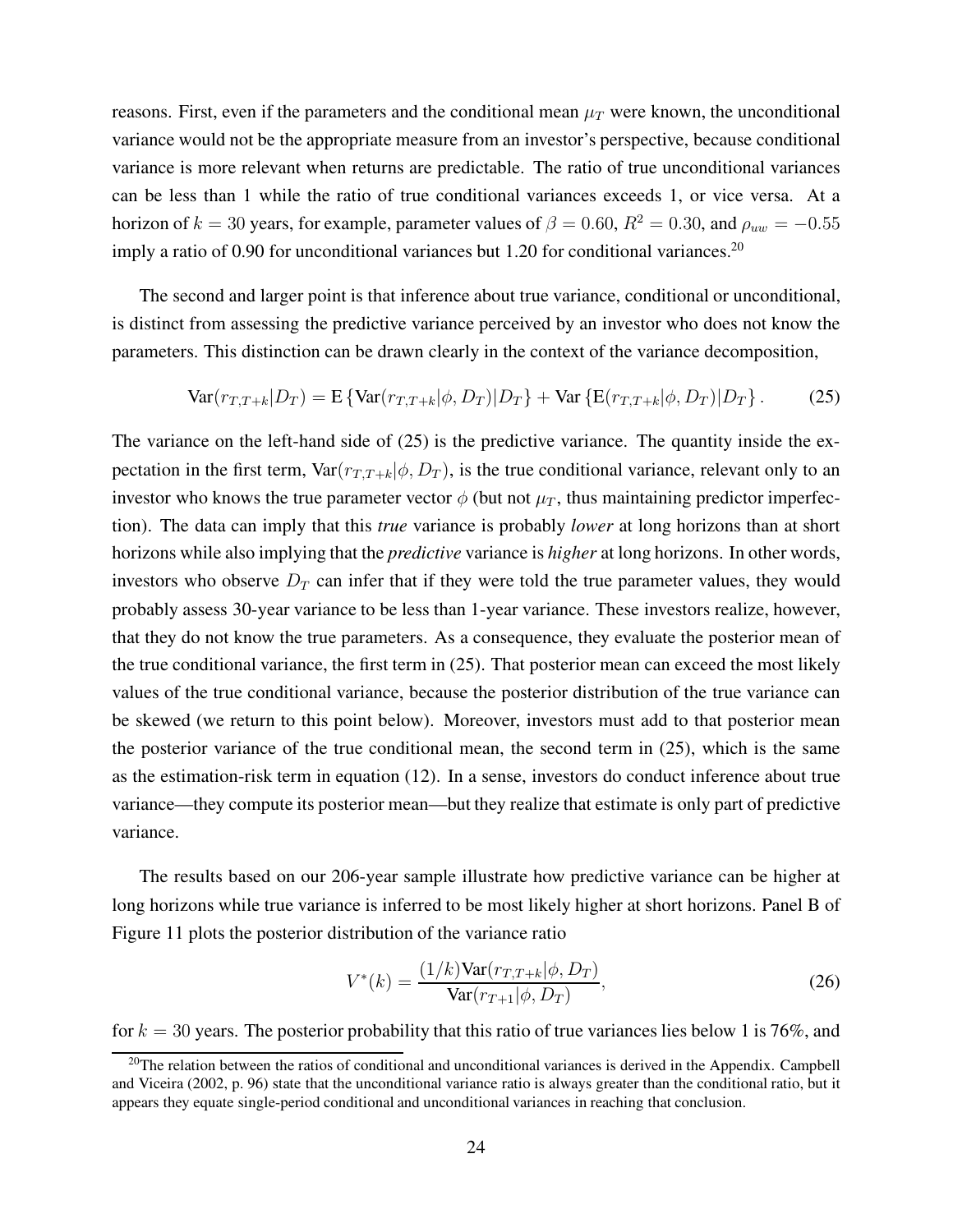reasons. First, even if the parameters and the conditional mean $\mu_T$ were known, the unconditional variance would not be the appropriate measure from an investor's perspective, because conditional variance is more relevant when returns are predictable. The ratio of true unconditional variances can be less than 1 while the ratio of true conditional variances exceeds 1, or vice versa. At a horizon of $k = 30$ years, for example, parameter values of $\beta = 0.60$, $R^2 = 0.30$, and $\rho_{uw} = -0.55$ imply a ratio of 0.90 for unconditional variances but 1.20 for conditional variances.[20]

The second and larger point is that inference about true variance, conditional or unconditional, is distinct from assessing the predictive variance perceived by an investor who does not know the parameters. This distinction can be drawn clearly in the context of the variance decomposition,

$$\text{Var}(r_{T,T+k}|D_T) = \text{E}\left\{\text{Var}(r_{T,T+k}|\phi, D_T)|D_T\right\} + \text{Var}\left\{\text{E}(r_{T,T+k}|\phi, D_T)|D_T\right\}. \tag{25}$$

The variance on the left-hand side of (25) is the predictive variance. The quantity inside the expectation in the first term, $\text{Var}(r_{T,T+k}|\phi, D_T)$, is the true conditional variance, relevant only to an investor who knows the true parameter vector $\phi$ (but not $\mu_T$, thus maintaining predictor imperfection). The data can imply that this *true* variance is probably *lower* at long horizons than at short horizons while also implying that the *predictive* variance is *higher* at long horizons. In other words, investors who observe $D_T$ can infer that if they were told the true parameter values, they would probably assess 30-year variance to be less than 1-year variance. These investors realize, however, that they do not know the true parameters. As a consequence, they evaluate the posterior mean of the true conditional variance, the first term in (25). That posterior mean can exceed the most likely values of the true conditional variance, because the posterior distribution of the true variance can be skewed (we return to this point below). Moreover, investors must add to that posterior mean the posterior variance of the true conditional mean, the second term in (25), which is the same as the estimation-risk term in equation (12). In a sense, investors do conduct inference about true variance—they compute its posterior mean—but they realize that estimate is only part of predictive variance.

The results based on our 206-year sample illustrate how predictive variance can be higher at long horizons while true variance is inferred to be most likely higher at short horizons. Panel B of Figure 11 plots the posterior distribution of the variance ratio

$$V^*(k) = \frac{(1/k)\text{Var}(r_{T,T+k}|\phi, D_T)}{\text{Var}(r_{T+1}|\phi, D_T)}, \tag{26}$$

for $k = 30$ years. The posterior probability that this ratio of true variances lies below 1 is 76%, and

[20] The relation between the ratios of conditional and unconditional variances is derived in the Appendix. Campbell and Viceira (2002, p. 96) state that the unconditional variance ratio is always greater than the conditional ratio, but it appears they equate single-period conditional and unconditional variances in reaching that conclusion.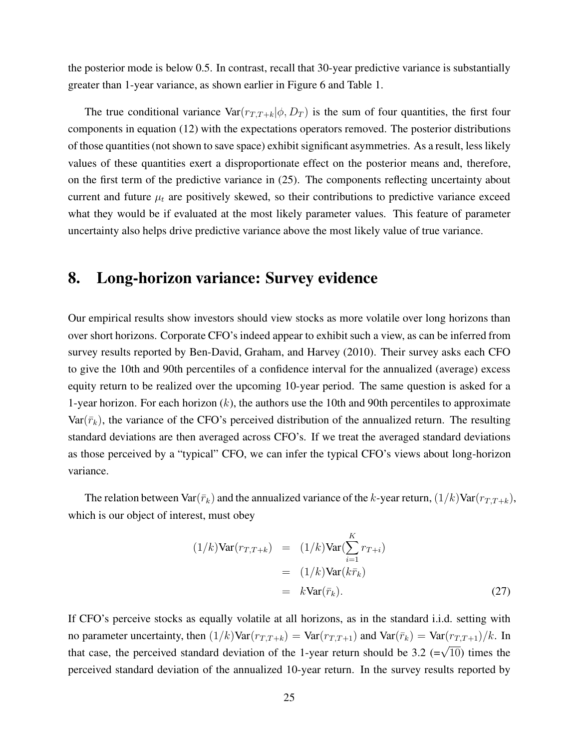the posterior mode is below 0.5. In contrast, recall that 30-year predictive variance is substantially greater than 1-year variance, as shown earlier in Figure 6 and Table 1.

The true conditional variance $\text{Var}(r_{T,T+k}|\phi, D_T)$ is the sum of four quantities, the first four components in equation (12) with the expectations operators removed. The posterior distributions of those quantities (not shown to save space) exhibit significant asymmetries. As a result, less likely values of these quantities exert a disproportionate effect on the posterior means and, therefore, on the first term of the predictive variance in (25). The components reflecting uncertainty about current and future $\mu_t$ are positively skewed, so their contributions to predictive variance exceed what they would be if evaluated at the most likely parameter values. This feature of parameter uncertainty also helps drive predictive variance above the most likely value of true variance.

## 8. Long-horizon variance: Survey evidence

Our empirical results show investors should view stocks as more volatile over long horizons than over short horizons. Corporate CFO's indeed appear to exhibit such a view, as can be inferred from survey results reported by Ben-David, Graham, and Harvey (2010). Their survey asks each CFO to give the 10th and 90th percentiles of a confidence interval for the annualized (average) excess equity return to be realized over the upcoming 10-year period. The same question is asked for a 1-year horizon. For each horizon ($k$), the authors use the 10th and 90th percentiles to approximate $\text{Var}(\bar{r}_k)$, the variance of the CFO's perceived distribution of the annualized return. The resulting standard deviations are then averaged across CFO's. If we treat the averaged standard deviations as those perceived by a "typical" CFO, we can infer the typical CFO's views about long-horizon variance.

The relation between $\text{Var}(\bar{r}_k)$ and the annualized variance of the $k$-year return, $(1/k)\text{Var}(r_{T,T+k})$, which is our object of interest, must obey

$$
\begin{aligned}
(1/k)\text{Var}(r_{T,T+k}) &= (1/k)\text{Var}(\sum_{i=1}^{K} r_{T+i}) \\
&= (1/k)\text{Var}(k\bar{r}_k) \\
&= k\text{Var}(\bar{r}_k). \qquad (27)
\end{aligned}
$$

If CFO's perceive stocks as equally volatile at all horizons, as in the standard i.i.d. setting with no parameter uncertainty, then $(1/k)\text{Var}(r_{T,T+k}) = \text{Var}(r_{T,T+1})$ and $\text{Var}(\bar{r}_k) = \text{Var}(r_{T,T+1})/k$. In that case, the perceived standard deviation of the 1-year return should be 3.2 (=$\sqrt{10}$) times the perceived standard deviation of the annualized 10-year return. In the survey results reported by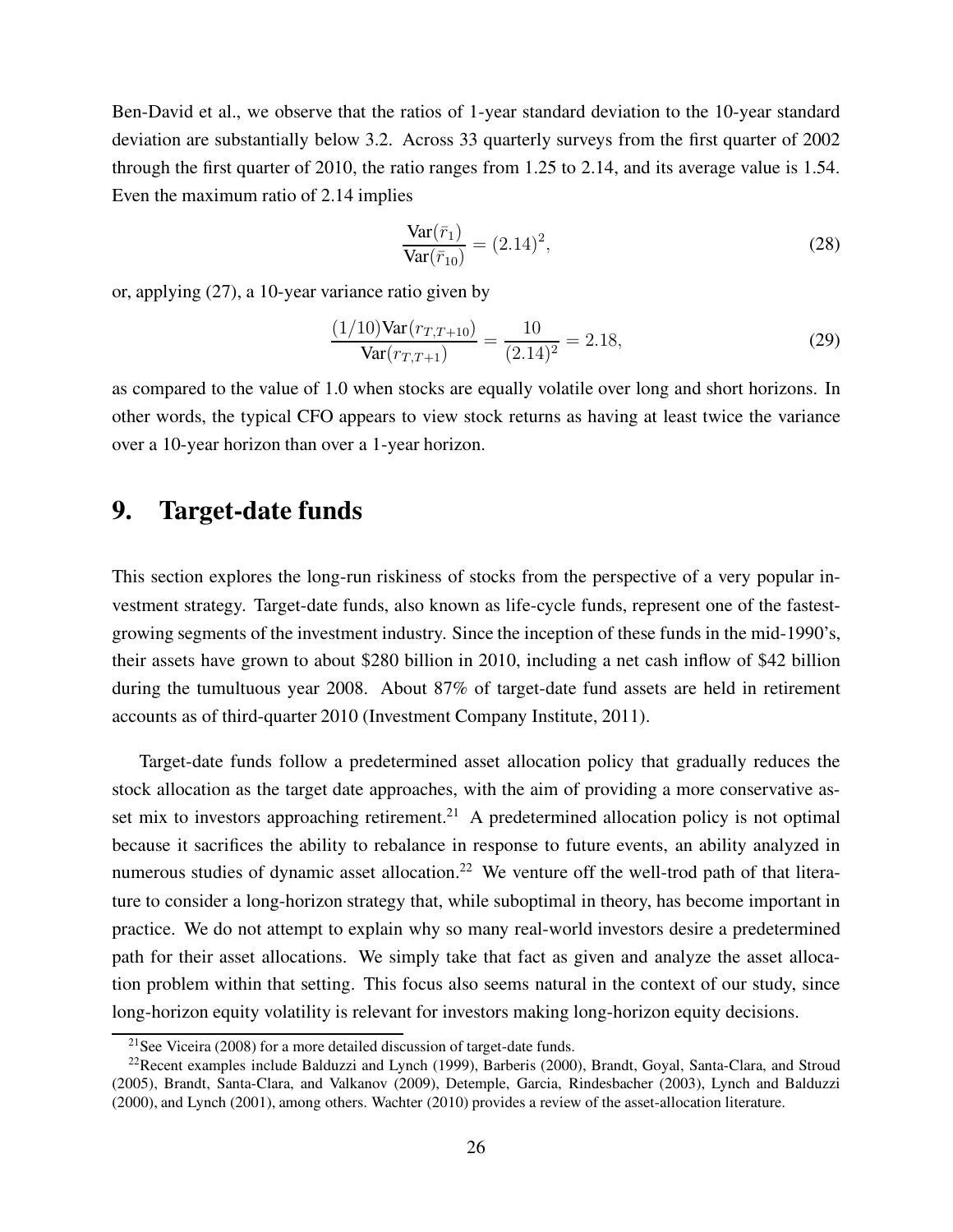Ben-David et al., we observe that the ratios of 1-year standard deviation to the 10-year standard deviation are substantially below 3.2. Across 33 quarterly surveys from the first quarter of 2002 through the first quarter of 2010, the ratio ranges from 1.25 to 2.14, and its average value is 1.54. Even the maximum ratio of 2.14 implies

$$\frac{\text{Var}(\bar{r}_1)}{\text{Var}(\bar{r}_{10})} = (2.14)^2, \tag{28}$$

or, applying (27), a 10-year variance ratio given by

$$\frac{(1/10)\text{Var}(r_{T,T+10})}{\text{Var}(r_{T,T+1})} = \frac{10}{(2.14)^2} = 2.18, \tag{29}$$

as compared to the value of 1.0 when stocks are equally volatile over long and short horizons. In other words, the typical CFO appears to view stock returns as having at least twice the variance over a 10-year horizon than over a 1-year horizon.

## 9. Target-date funds

This section explores the long-run riskiness of stocks from the perspective of a very popular investment strategy. Target-date funds, also known as life-cycle funds, represent one of the fastest-growing segments of the investment industry. Since the inception of these funds in the mid-1990's, their assets have grown to about \$280 billion in 2010, including a net cash inflow of \$42 billion during the tumultuous year 2008. About 87% of target-date fund assets are held in retirement accounts as of third-quarter 2010 (Investment Company Institute, 2011).

Target-date funds follow a predetermined asset allocation policy that gradually reduces the stock allocation as the target date approaches, with the aim of providing a more conservative asset mix to investors approaching retirement.[21] A predetermined allocation policy is not optimal because it sacrifices the ability to rebalance in response to future events, an ability analyzed in numerous studies of dynamic asset allocation.[22] We venture off the well-trod path of that literature to consider a long-horizon strategy that, while suboptimal in theory, has become important in practice. We do not attempt to explain why so many real-world investors desire a predetermined path for their asset allocations. We simply take that fact as given and analyze the asset allocation problem within that setting. This focus also seems natural in the context of our study, since long-horizon equity volatility is relevant for investors making long-horizon equity decisions.

[21] See Viceira (2008) for a more detailed discussion of target-date funds.

[22] Recent examples include Balduzzi and Lynch (1999), Barberis (2000), Brandt, Goyal, Santa-Clara, and Stroud (2005), Brandt, Santa-Clara, and Valkanov (2009), Detemple, Garcia, Rindesbacher (2003), Lynch and Balduzzi (2000), and Lynch (2001), among others. Wachter (2010) provides a review of the asset-allocation literature.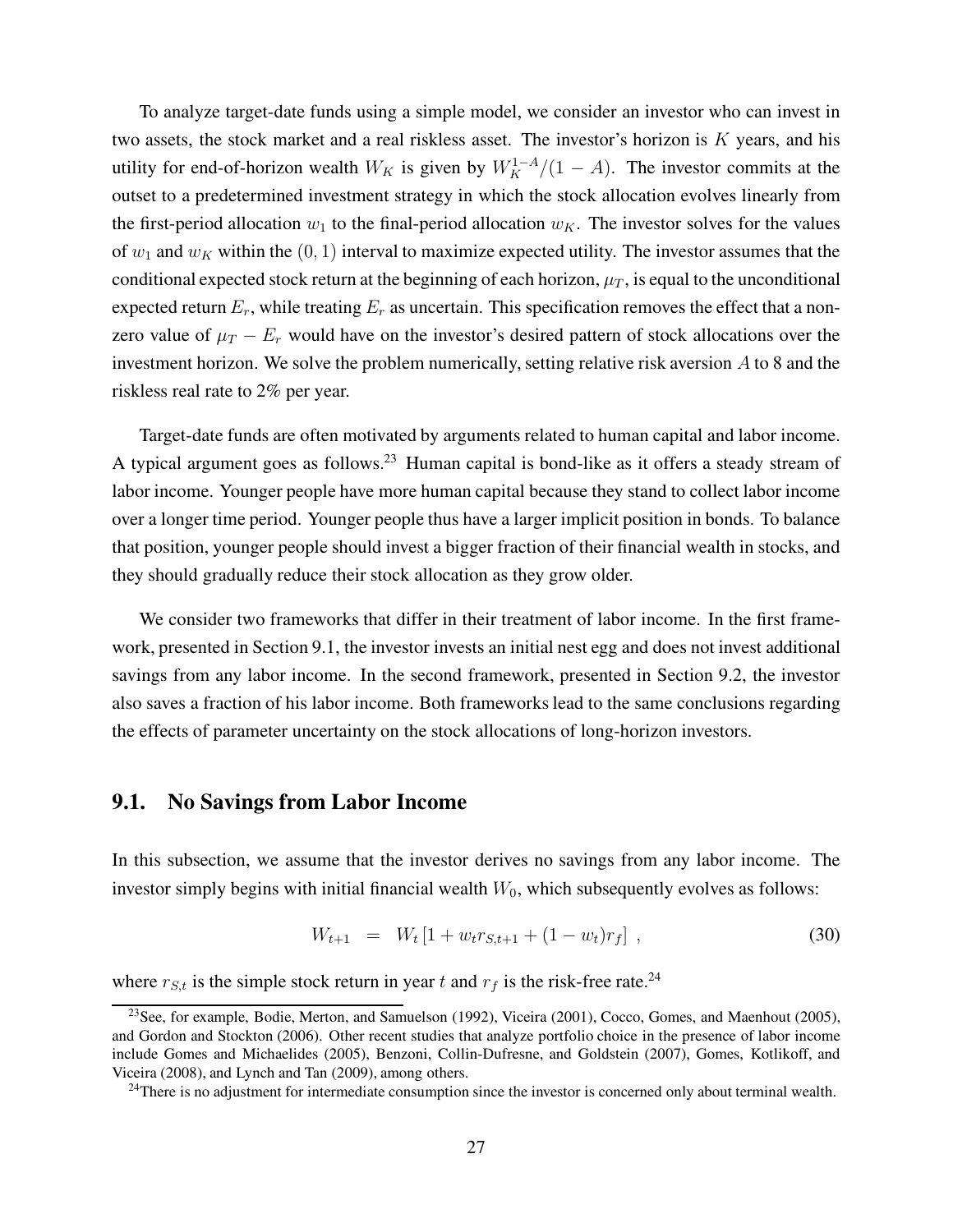To analyze target-date funds using a simple model, we consider an investor who can invest in two assets, the stock market and a real riskless asset. The investor's horizon is $K$ years, and his utility for end-of-horizon wealth $W_K$ is given by $W_K^{1-A}/(1-A)$. The investor commits at the outset to a predetermined investment strategy in which the stock allocation evolves linearly from the first-period allocation $w_1$ to the final-period allocation $w_K$. The investor solves for the values of $w_1$ and $w_K$ within the $(0, 1)$ interval to maximize expected utility. The investor assumes that the conditional expected stock return at the beginning of each horizon, $\mu_T$, is equal to the unconditional expected return $E_r$, while treating $E_r$ as uncertain. This specification removes the effect that a non-zero value of $\mu_T - E_r$ would have on the investor's desired pattern of stock allocations over the investment horizon. We solve the problem numerically, setting relative risk aversion $A$ to 8 and the riskless real rate to 2% per year.

Target-date funds are often motivated by arguments related to human capital and labor income. A typical argument goes as follows.[23] Human capital is bond-like as it offers a steady stream of labor income. Younger people have more human capital because they stand to collect labor income over a longer time period. Younger people thus have a larger implicit position in bonds. To balance that position, younger people should invest a bigger fraction of their financial wealth in stocks, and they should gradually reduce their stock allocation as they grow older.

We consider two frameworks that differ in their treatment of labor income. In the first framework, presented in Section 9.1, the investor invests an initial nest egg and does not invest additional savings from any labor income. In the second framework, presented in Section 9.2, the investor also saves a fraction of his labor income. Both frameworks lead to the same conclusions regarding the effects of parameter uncertainty on the stock allocations of long-horizon investors.

## 9.1. No Savings from Labor Income

In this subsection, we assume that the investor derives no savings from any labor income. The investor simply begins with initial financial wealth $W_0$, which subsequently evolves as follows:

$$W_{t+1} = W_t \left[1 + w_t r_{S,t+1} + (1 - w_t) r_f\right] , \tag{30}$$

where $r_{S,t}$ is the simple stock return in year $t$ and $r_f$ is the risk-free rate.[24]

[23] See, for example, Bodie, Merton, and Samuelson (1992), Viceira (2001), Cocco, Gomes, and Maenhout (2005), and Gordon and Stockton (2006). Other recent studies that analyze portfolio choice in the presence of labor income include Gomes and Michaelides (2005), Benzoni, Collin-Dufresne, and Goldstein (2007), Gomes, Kotlikoff, and Viceira (2008), and Lynch and Tan (2009), among others.

[24] There is no adjustment for intermediate consumption since the investor is concerned only about terminal wealth.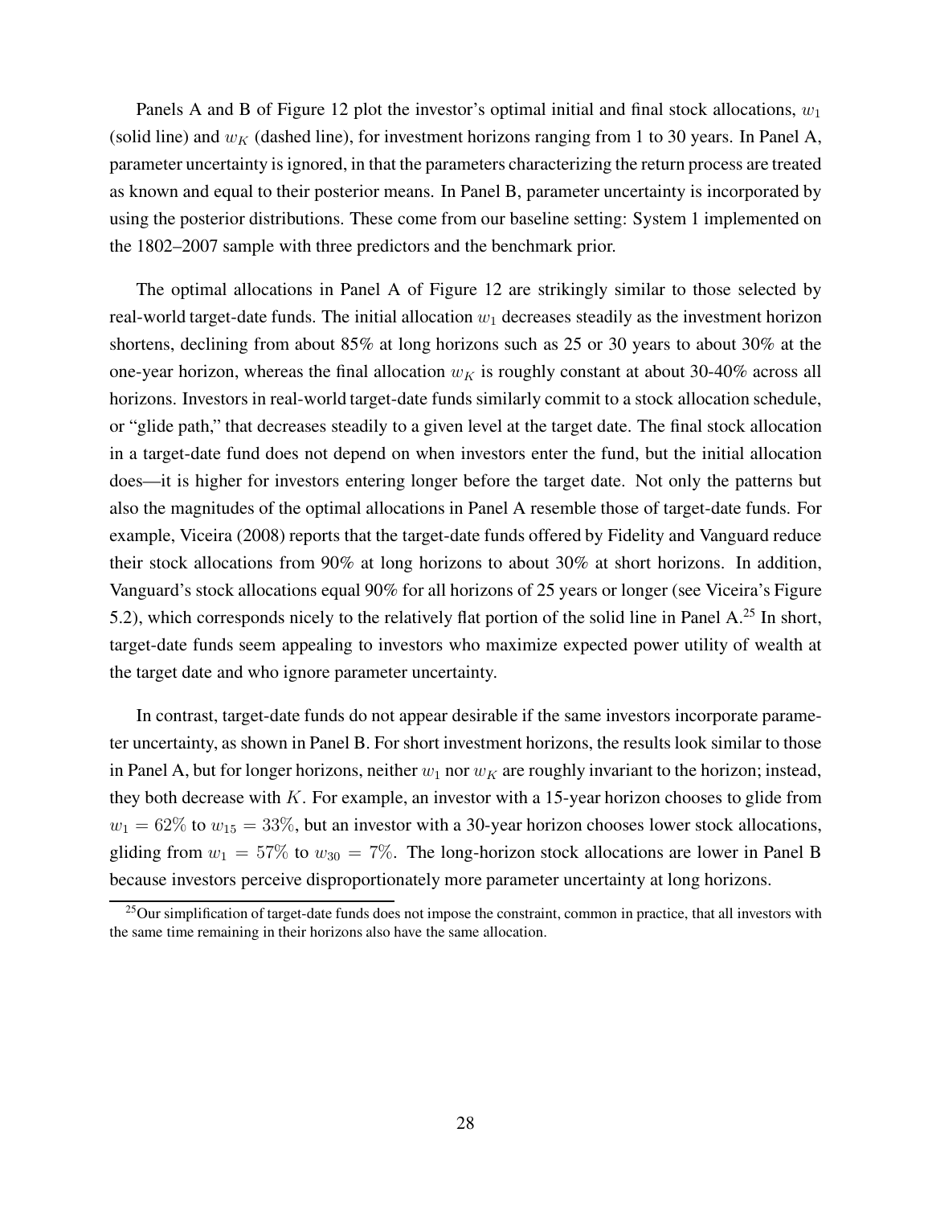Panels A and B of Figure 12 plot the investor's optimal initial and final stock allocations, $w_1$ (solid line) and $w_K$ (dashed line), for investment horizons ranging from 1 to 30 years. In Panel A, parameter uncertainty is ignored, in that the parameters characterizing the return process are treated as known and equal to their posterior means. In Panel B, parameter uncertainty is incorporated by using the posterior distributions. These come from our baseline setting: System 1 implemented on the 1802–2007 sample with three predictors and the benchmark prior.

The optimal allocations in Panel A of Figure 12 are strikingly similar to those selected by real-world target-date funds. The initial allocation $w_1$ decreases steadily as the investment horizon shortens, declining from about 85% at long horizons such as 25 or 30 years to about 30% at the one-year horizon, whereas the final allocation $w_K$ is roughly constant at about 30-40% across all horizons. Investors in real-world target-date funds similarly commit to a stock allocation schedule, or "glide path," that decreases steadily to a given level at the target date. The final stock allocation in a target-date fund does not depend on when investors enter the fund, but the initial allocation does—it is higher for investors entering longer before the target date. Not only the patterns but also the magnitudes of the optimal allocations in Panel A resemble those of target-date funds. For example, Viceira (2008) reports that the target-date funds offered by Fidelity and Vanguard reduce their stock allocations from 90% at long horizons to about 30% at short horizons. In addition, Vanguard's stock allocations equal 90% for all horizons of 25 years or longer (see Viceira's Figure 5.2), which corresponds nicely to the relatively flat portion of the solid line in Panel A.[25] In short, target-date funds seem appealing to investors who maximize expected power utility of wealth at the target date and who ignore parameter uncertainty.

In contrast, target-date funds do not appear desirable if the same investors incorporate parameter uncertainty, as shown in Panel B. For short investment horizons, the results look similar to those in Panel A, but for longer horizons, neither $w_1$ nor $w_K$ are roughly invariant to the horizon; instead, they both decrease with $K$. For example, an investor with a 15-year horizon chooses to glide from $w_1 = 62\%$ to $w_{15} = 33\%$, but an investor with a 30-year horizon chooses lower stock allocations, gliding from $w_1 = 57\%$ to $w_{30} = 7\%$. The long-horizon stock allocations are lower in Panel B because investors perceive disproportionately more parameter uncertainty at long horizons.

[25] Our simplification of target-date funds does not impose the constraint, common in practice, that all investors with the same time remaining in their horizons also have the same allocation.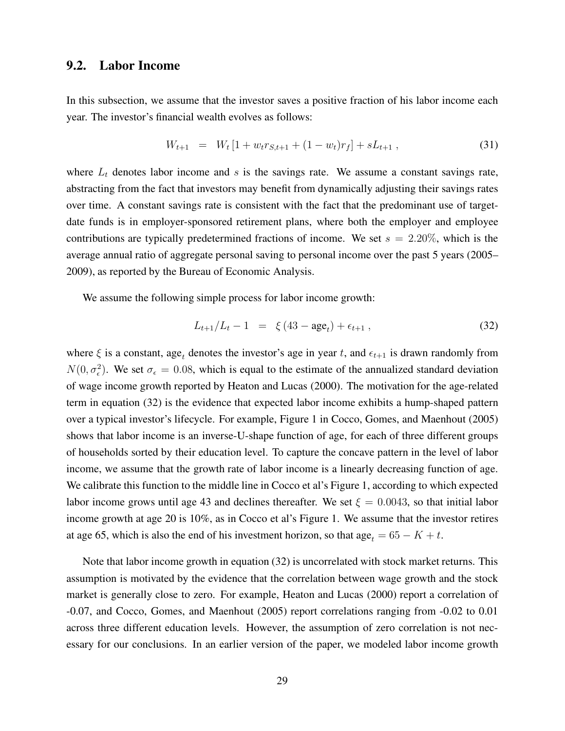## 9.2. Labor Income

In this subsection, we assume that the investor saves a positive fraction of his labor income each year. The investor's financial wealth evolves as follows:

$$W_{t+1} \;\; = \;\; W_t \left[1 + w_t r_{S,t+1} + (1 - w_t) r_f\right] + s L_{t+1} \; , \tag{31}$$

where $L_t$ denotes labor income and $s$ is the savings rate. We assume a constant savings rate, abstracting from the fact that investors may benefit from dynamically adjusting their savings rates over time. A constant savings rate is consistent with the fact that the predominant use of target-date funds is in employer-sponsored retirement plans, where both the employer and employee contributions are typically predetermined fractions of income. We set $s = 2.20\%$, which is the average annual ratio of aggregate personal saving to personal income over the past 5 years (2005–2009), as reported by the Bureau of Economic Analysis.

We assume the following simple process for labor income growth:

$$L_{t+1}/L_t - 1 \;\; = \;\; \xi \left(43 - \text{age}_t\right) + \epsilon_{t+1} \; , \tag{32}$$

where $\xi$ is a constant, $\text{age}_t$ denotes the investor's age in year $t$, and $\epsilon_{t+1}$ is drawn randomly from $N(0, \sigma_\epsilon^2)$. We set $\sigma_\epsilon = 0.08$, which is equal to the estimate of the annualized standard deviation of wage income growth reported by Heaton and Lucas (2000). The motivation for the age-related term in equation (32) is the evidence that expected labor income exhibits a hump-shaped pattern over a typical investor's lifecycle. For example, Figure 1 in Cocco, Gomes, and Maenhout (2005) shows that labor income is an inverse-U-shape function of age, for each of three different groups of households sorted by their education level. To capture the concave pattern in the level of labor income, we assume that the growth rate of labor income is a linearly decreasing function of age. We calibrate this function to the middle line in Cocco et al's Figure 1, according to which expected labor income grows until age 43 and declines thereafter. We set $\xi = 0.0043$, so that initial labor income growth at age 20 is 10%, as in Cocco et al's Figure 1. We assume that the investor retires at age 65, which is also the end of his investment horizon, so that $\text{age}_t = 65 - K + t$.

Note that labor income growth in equation (32) is uncorrelated with stock market returns. This assumption is motivated by the evidence that the correlation between wage growth and the stock market is generally close to zero. For example, Heaton and Lucas (2000) report a correlation of -0.07, and Cocco, Gomes, and Maenhout (2005) report correlations ranging from -0.02 to 0.01 across three different education levels. However, the assumption of zero correlation is not necessary for our conclusions. In an earlier version of the paper, we modeled labor income growth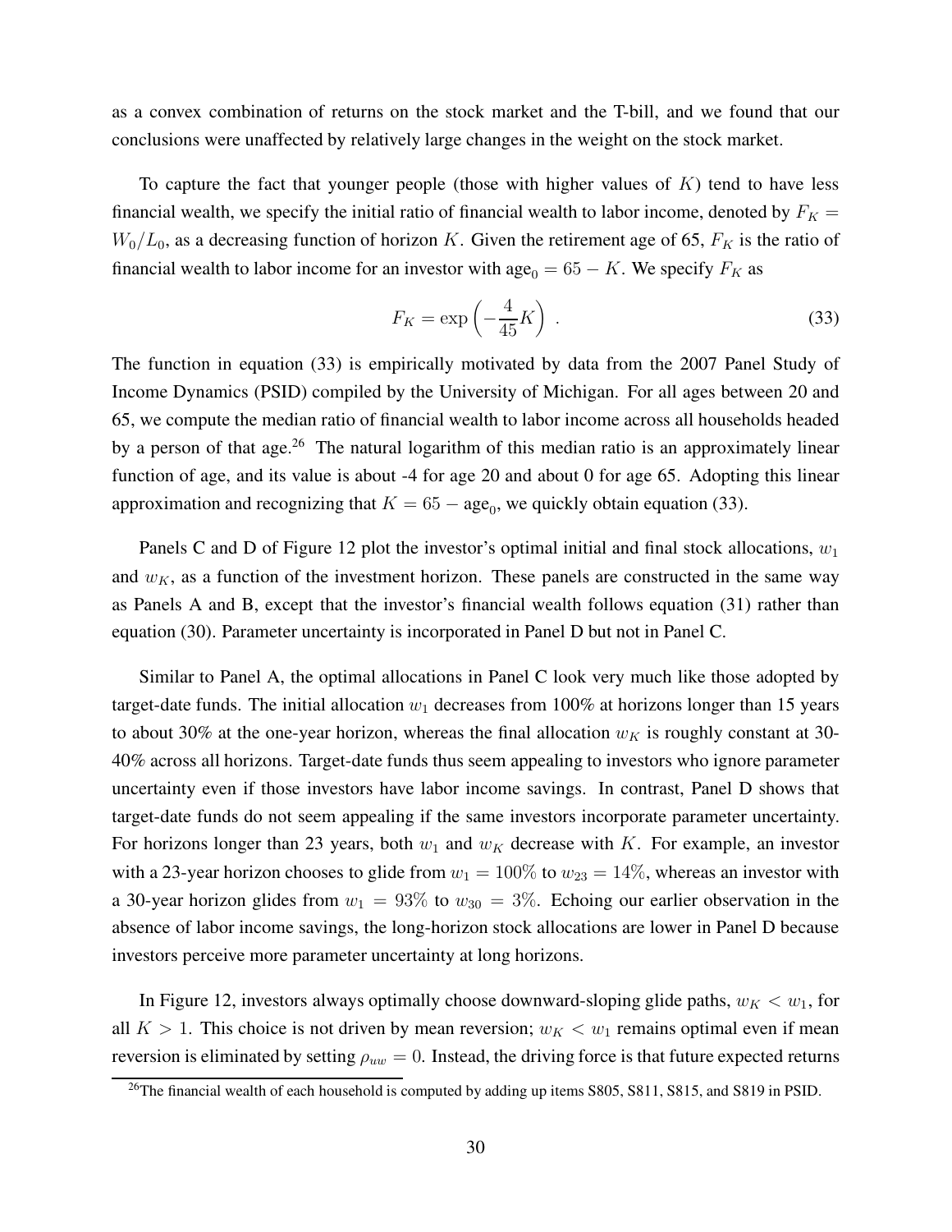as a convex combination of returns on the stock market and the T-bill, and we found that our conclusions were unaffected by relatively large changes in the weight on the stock market.

To capture the fact that younger people (those with higher values of $K$) tend to have less financial wealth, we specify the initial ratio of financial wealth to labor income, denoted by $F_K = W_0/L_0$, as a decreasing function of horizon $K$. Given the retirement age of 65, $F_K$ is the ratio of financial wealth to labor income for an investor with $\text{age}_0 = 65 - K$. We specify $F_K$ as

$$F_K = \exp\left(-\frac{4}{45}K\right) \ . \tag{33}$$

The function in equation (33) is empirically motivated by data from the 2007 Panel Study of Income Dynamics (PSID) compiled by the University of Michigan. For all ages between 20 and 65, we compute the median ratio of financial wealth to labor income across all households headed by a person of that age.[26] The natural logarithm of this median ratio is an approximately linear function of age, and its value is about -4 for age 20 and about 0 for age 65. Adopting this linear approximation and recognizing that $K = 65 - \text{age}_0$, we quickly obtain equation (33).

Panels C and D of Figure 12 plot the investor's optimal initial and final stock allocations, $w_1$ and $w_K$, as a function of the investment horizon. These panels are constructed in the same way as Panels A and B, except that the investor's financial wealth follows equation (31) rather than equation (30). Parameter uncertainty is incorporated in Panel D but not in Panel C.

Similar to Panel A, the optimal allocations in Panel C look very much like those adopted by target-date funds. The initial allocation $w_1$ decreases from 100% at horizons longer than 15 years to about 30% at the one-year horizon, whereas the final allocation $w_K$ is roughly constant at 30-40% across all horizons. Target-date funds thus seem appealing to investors who ignore parameter uncertainty even if those investors have labor income savings. In contrast, Panel D shows that target-date funds do not seem appealing if the same investors incorporate parameter uncertainty. For horizons longer than 23 years, both $w_1$ and $w_K$ decrease with $K$. For example, an investor with a 23-year horizon chooses to glide from $w_1 = 100\%$ to $w_{23} = 14\%$, whereas an investor with a 30-year horizon glides from $w_1 = 93\%$ to $w_{30} = 3\%$. Echoing our earlier observation in the absence of labor income savings, the long-horizon stock allocations are lower in Panel D because investors perceive more parameter uncertainty at long horizons.

In Figure 12, investors always optimally choose downward-sloping glide paths, $w_K < w_1$, for all $K > 1$. This choice is not driven by mean reversion; $w_K < w_1$ remains optimal even if mean reversion is eliminated by setting $\rho_{uw} = 0$. Instead, the driving force is that future expected returns

[26] The financial wealth of each household is computed by adding up items S805, S811, S815, and S819 in PSID.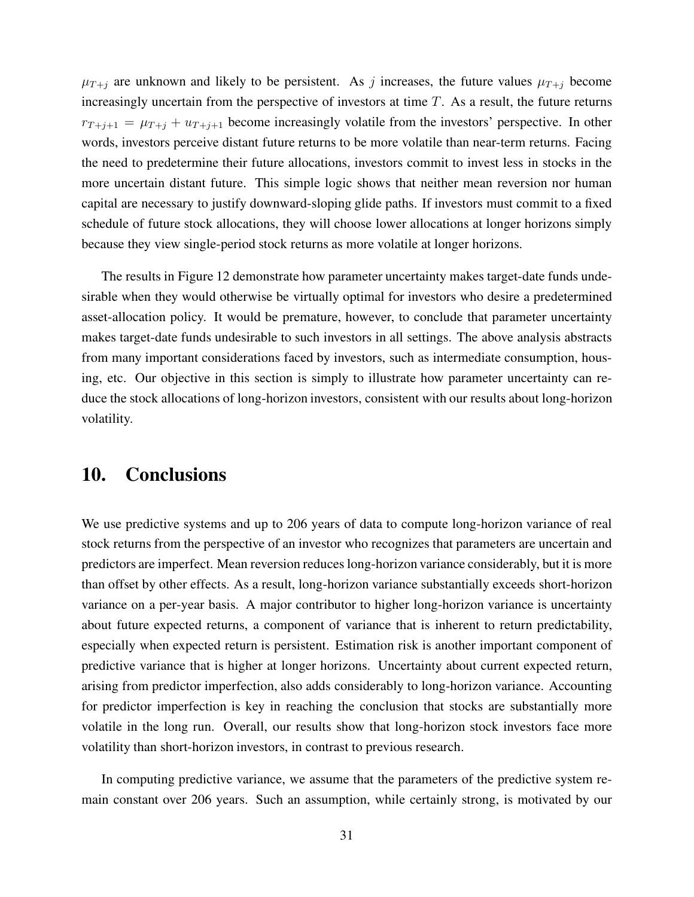$\mu_{T+j}$ are unknown and likely to be persistent. As $j$ increases, the future values $\mu_{T+j}$ become increasingly uncertain from the perspective of investors at time $T$. As a result, the future returns $r_{T+j+1} = \mu_{T+j} + u_{T+j+1}$ become increasingly volatile from the investors' perspective. In other words, investors perceive distant future returns to be more volatile than near-term returns. Facing the need to predetermine their future allocations, investors commit to invest less in stocks in the more uncertain distant future. This simple logic shows that neither mean reversion nor human capital are necessary to justify downward-sloping glide paths. If investors must commit to a fixed schedule of future stock allocations, they will choose lower allocations at longer horizons simply because they view single-period stock returns as more volatile at longer horizons.

The results in Figure 12 demonstrate how parameter uncertainty makes target-date funds undesirable when they would otherwise be virtually optimal for investors who desire a predetermined asset-allocation policy. It would be premature, however, to conclude that parameter uncertainty makes target-date funds undesirable to such investors in all settings. The above analysis abstracts from many important considerations faced by investors, such as intermediate consumption, housing, etc. Our objective in this section is simply to illustrate how parameter uncertainty can reduce the stock allocations of long-horizon investors, consistent with our results about long-horizon volatility.

## 10. Conclusions

We use predictive systems and up to 206 years of data to compute long-horizon variance of real stock returns from the perspective of an investor who recognizes that parameters are uncertain and predictors are imperfect. Mean reversion reduces long-horizon variance considerably, but it is more than offset by other effects. As a result, long-horizon variance substantially exceeds short-horizon variance on a per-year basis. A major contributor to higher long-horizon variance is uncertainty about future expected returns, a component of variance that is inherent to return predictability, especially when expected return is persistent. Estimation risk is another important component of predictive variance that is higher at longer horizons. Uncertainty about current expected return, arising from predictor imperfection, also adds considerably to long-horizon variance. Accounting for predictor imperfection is key in reaching the conclusion that stocks are substantially more volatile in the long run. Overall, our results show that long-horizon stock investors face more volatility than short-horizon investors, in contrast to previous research.

In computing predictive variance, we assume that the parameters of the predictive system remain constant over 206 years. Such an assumption, while certainly strong, is motivated by our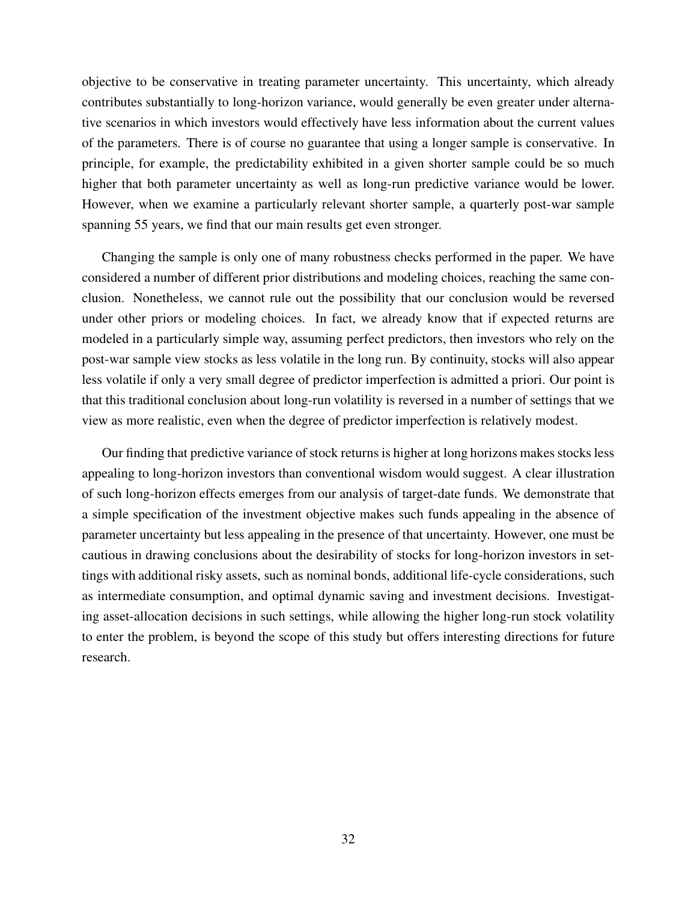objective to be conservative in treating parameter uncertainty. This uncertainty, which already contributes substantially to long-horizon variance, would generally be even greater under alternative scenarios in which investors would effectively have less information about the current values of the parameters. There is of course no guarantee that using a longer sample is conservative. In principle, for example, the predictability exhibited in a given shorter sample could be so much higher that both parameter uncertainty as well as long-run predictive variance would be lower. However, when we examine a particularly relevant shorter sample, a quarterly post-war sample spanning 55 years, we find that our main results get even stronger.

Changing the sample is only one of many robustness checks performed in the paper. We have considered a number of different prior distributions and modeling choices, reaching the same conclusion. Nonetheless, we cannot rule out the possibility that our conclusion would be reversed under other priors or modeling choices. In fact, we already know that if expected returns are modeled in a particularly simple way, assuming perfect predictors, then investors who rely on the post-war sample view stocks as less volatile in the long run. By continuity, stocks will also appear less volatile if only a very small degree of predictor imperfection is admitted a priori. Our point is that this traditional conclusion about long-run volatility is reversed in a number of settings that we view as more realistic, even when the degree of predictor imperfection is relatively modest.

Our finding that predictive variance of stock returns is higher at long horizons makes stocks less appealing to long-horizon investors than conventional wisdom would suggest. A clear illustration of such long-horizon effects emerges from our analysis of target-date funds. We demonstrate that a simple specification of the investment objective makes such funds appealing in the absence of parameter uncertainty but less appealing in the presence of that uncertainty. However, one must be cautious in drawing conclusions about the desirability of stocks for long-horizon investors in settings with additional risky assets, such as nominal bonds, additional life-cycle considerations, such as intermediate consumption, and optimal dynamic saving and investment decisions. Investigating asset-allocation decisions in such settings, while allowing the higher long-run stock volatility to enter the problem, is beyond the scope of this study but offers interesting directions for future research.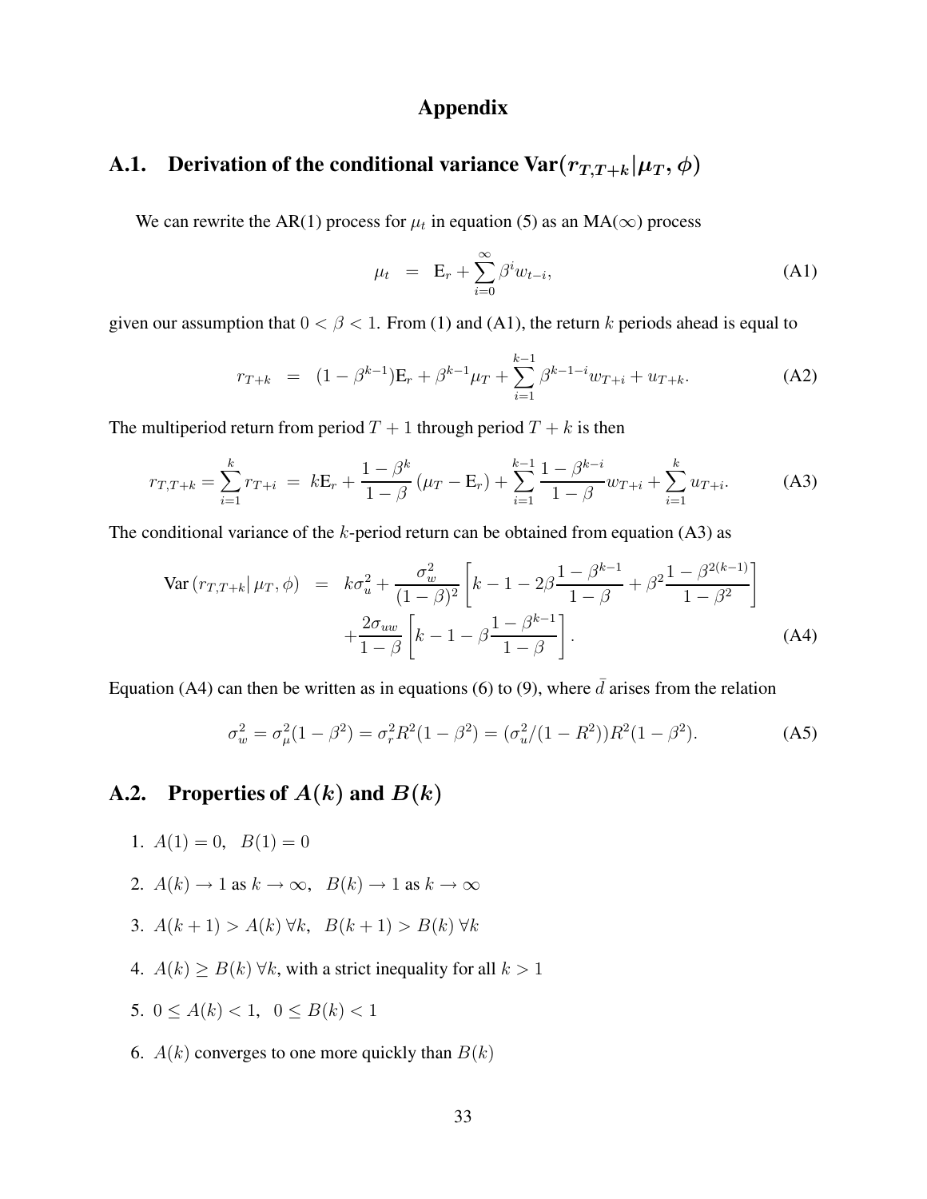# Appendix

## A.1. Derivation of the conditional variance $\text{Var}(r_{T,T+k}|\mu_T, \phi)$

We can rewrite the AR(1) process for $\mu_t$ in equation (5) as an MA($\infty$) process

$$\mu_t \;\; = \;\; \text{E}_r + \sum_{i=0}^{\infty} \beta^i w_{t-i}, \tag{A1}$$

given our assumption that $0 < \beta < 1$. From (1) and (A1), the return $k$ periods ahead is equal to

$$r_{T+k} \;\; = \;\; (1-\beta^{k-1})\text{E}_r + \beta^{k-1}\mu_T + \sum_{i=1}^{k-1} \beta^{k-1-i} w_{T+i} + u_{T+k}. \tag{A2}$$

The multiperiod return from period $T+1$ through period $T+k$ is then

$$r_{T,T+k} = \sum_{i=1}^{k} r_{T+i} \;=\; k\text{E}_r + \frac{1-\beta^k}{1-\beta}\left(\mu_T - \text{E}_r\right) + \sum_{i=1}^{k-1} \frac{1-\beta^{k-i}}{1-\beta} w_{T+i} + \sum_{i=1}^{k} u_{T+i}. \tag{A3}$$

The conditional variance of the $k$-period return can be obtained from equation (A3) as

$$\begin{aligned}\text{Var}\left(r_{T,T+k}\middle|\, \mu_T, \phi\right) \;\; &= \;\; k\sigma_u^2 + \frac{\sigma_w^2}{(1-\beta)^2}\left[k - 1 - 2\beta\frac{1-\beta^{k-1}}{1-\beta} + \beta^2\frac{1-\beta^{2(k-1)}}{1-\beta^2}\right] \\ &\quad + \frac{2\sigma_{uw}}{1-\beta}\left[k - 1 - \beta\frac{1-\beta^{k-1}}{1-\beta}\right].\end{aligned} \tag{A4}$$

Equation (A4) can then be written as in equations (6) to (9), where $\bar{d}$ arises from the relation

$$\sigma_w^2 = \sigma_\mu^2(1-\beta^2) = \sigma_r^2 R^2(1-\beta^2) = (\sigma_u^2/(1-R^2))R^2(1-\beta^2). \tag{A5}$$

## A.2. Properties of $A(k)$ and $B(k)$

1. $A(1) = 0, \;\; B(1) = 0$
2. $A(k) \to 1$ as $k \to \infty, \;\; B(k) \to 1$ as $k \to \infty$
3. $A(k+1) > A(k)\; \forall k, \;\; B(k+1) > B(k)\; \forall k$
4. $A(k) \geq B(k)\; \forall k$, with a strict inequality for all $k > 1$
5. $0 \leq A(k) < 1, \;\; 0 \leq B(k) < 1$
6. $A(k)$ converges to one more quickly than $B(k)$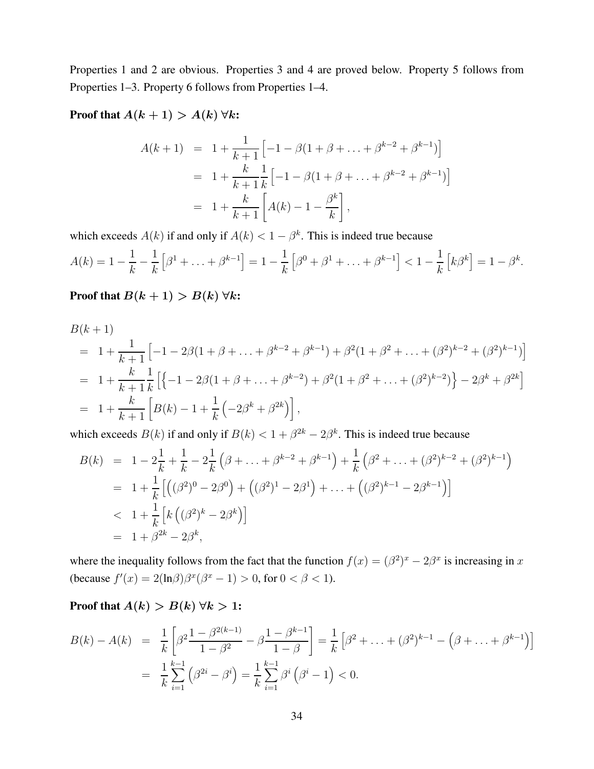Properties 1 and 2 are obvious. Properties 3 and 4 are proved below. Property 5 follows from Properties 1–3. Property 6 follows from Properties 1–4.

**Proof that $A(k+1) > A(k)\ \forall k$:**

$$
\begin{aligned}
A(k+1) &= 1 + \frac{1}{k+1}\left[-1 - \beta(1 + \beta + \ldots + \beta^{k-2} + \beta^{k-1})\right] \\
&= 1 + \frac{k}{k+1}\frac{1}{k}\left[-1 - \beta(1 + \beta + \ldots + \beta^{k-2} + \beta^{k-1})\right] \\
&= 1 + \frac{k}{k+1}\left[A(k) - 1 - \frac{\beta^k}{k}\right],
\end{aligned}
$$

which exceeds $A(k)$ if and only if $A(k) < 1 - \beta^k$. This is indeed true because

$$
A(k) = 1 - \frac{1}{k} - \frac{1}{k}\left[\beta^1 + \ldots + \beta^{k-1}\right] = 1 - \frac{1}{k}\left[\beta^0 + \beta^1 + \ldots + \beta^{k-1}\right] < 1 - \frac{1}{k}\left[k\beta^k\right] = 1 - \beta^k.
$$

**Proof that $B(k+1) > B(k)\ \forall k$:**

$$
\begin{aligned}
&B(k+1) \\
&= 1 + \frac{1}{k+1}\left[-1 - 2\beta(1 + \beta + \ldots + \beta^{k-2} + \beta^{k-1}) + \beta^2(1 + \beta^2 + \ldots + (\beta^2)^{k-2} + (\beta^2)^{k-1})\right] \\
&= 1 + \frac{k}{k+1}\frac{1}{k}\left[\left\{-1 - 2\beta(1 + \beta + \ldots + \beta^{k-2}) + \beta^2(1 + \beta^2 + \ldots + (\beta^2)^{k-2})\right\} - 2\beta^k + \beta^{2k}\right] \\
&= 1 + \frac{k}{k+1}\left[B(k) - 1 + \frac{1}{k}\left(-2\beta^k + \beta^{2k}\right)\right],
\end{aligned}
$$

which exceeds $B(k)$ if and only if $B(k) < 1 + \beta^{2k} - 2\beta^k$. This is indeed true because

$$
\begin{aligned}
B(k) &= 1 - 2\frac{1}{k} + \frac{1}{k} - 2\frac{1}{k}\left(\beta + \ldots + \beta^{k-2} + \beta^{k-1}\right) + \frac{1}{k}\left(\beta^2 + \ldots + (\beta^2)^{k-2} + (\beta^2)^{k-1}\right) \\
&= 1 + \frac{1}{k}\left[\left((\beta^2)^0 - 2\beta^0\right) + \left((\beta^2)^1 - 2\beta^1\right) + \ldots + \left((\beta^2)^{k-1} - 2\beta^{k-1}\right)\right] \\
&< 1 + \frac{1}{k}\left[k\left((\beta^2)^k - 2\beta^k\right)\right] \\
&= 1 + \beta^{2k} - 2\beta^k,
\end{aligned}
$$

where the inequality follows from the fact that the function $f(x) = (\beta^2)^x - 2\beta^x$ is increasing in $x$ (because $f'(x) = 2(\ln\beta)\beta^x(\beta^x - 1) > 0$, for $0 < \beta < 1$).

**Proof that $A(k) > B(k)\ \forall k > 1$:**

$$
\begin{aligned}
B(k) - A(k) &= \frac{1}{k}\left[\beta^2\frac{1 - \beta^{2(k-1)}}{1 - \beta^2} - \beta\frac{1 - \beta^{k-1}}{1 - \beta}\right] = \frac{1}{k}\left[\beta^2 + \ldots + (\beta^2)^{k-1} - \left(\beta + \ldots + \beta^{k-1}\right)\right] \\
&= \frac{1}{k}\sum_{i=1}^{k-1}\left(\beta^{2i} - \beta^i\right) = \frac{1}{k}\sum_{i=1}^{k-1}\beta^i\left(\beta^i - 1\right) < 0.
\end{aligned}
$$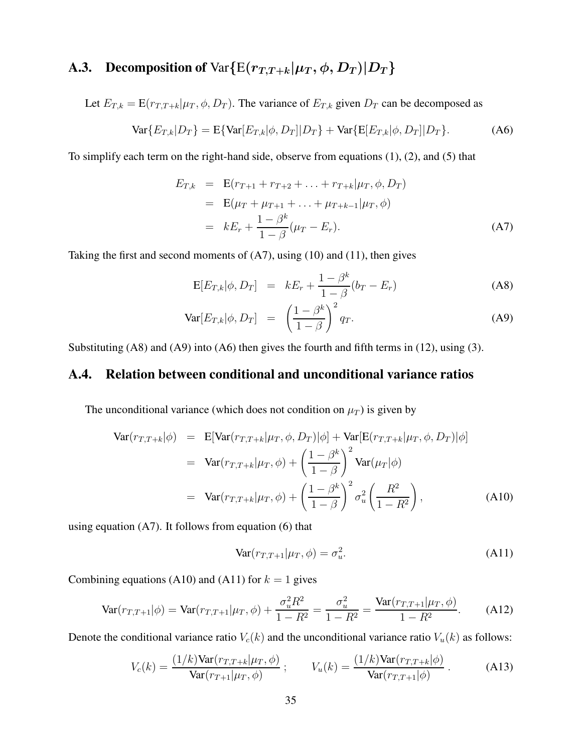## A.3. Decomposition of $\text{Var}\{\text{E}(r_{T,T+k}|\mu_T, \phi, D_T)|D_T\}$

Let $E_{T,k} = \text{E}(r_{T,T+k}|\mu_T, \phi, D_T)$. The variance of $E_{T,k}$ given $D_T$ can be decomposed as

$$\text{Var}\{E_{T,k}|D_T\} = \text{E}\{\text{Var}[E_{T,k}|\phi, D_T]|D_T\} + \text{Var}\{\text{E}[E_{T,k}|\phi, D_T]|D_T\}. \tag{A6}$$

To simplify each term on the right-hand side, observe from equations (1), (2), and (5) that

$$\begin{aligned}
E_{T,k} &= \text{E}(r_{T+1} + r_{T+2} + \ldots + r_{T+k}|\mu_T, \phi, D_T) \\
&= \text{E}(\mu_T + \mu_{T+1} + \ldots + \mu_{T+k-1}|\mu_T, \phi) \\
&= kE_r + \frac{1-\beta^k}{1-\beta}(\mu_T - E_r).
\end{aligned} \tag{A7}$$

Taking the first and second moments of (A7), using (10) and (11), then gives

$$\text{E}[E_{T,k}|\phi, D_T] = kE_r + \frac{1-\beta^k}{1-\beta}(b_T - E_r) \tag{A8}$$

$$\text{Var}[E_{T,k}|\phi, D_T] = \left(\frac{1-\beta^k}{1-\beta}\right)^2 q_T. \tag{A9}$$

Substituting (A8) and (A9) into (A6) then gives the fourth and fifth terms in (12), using (3).

## A.4. Relation between conditional and unconditional variance ratios

The unconditional variance (which does not condition on $\mu_T$) is given by

$$\begin{aligned}
\text{Var}(r_{T,T+k}|\phi) &= \text{E}[\text{Var}(r_{T,T+k}|\mu_T, \phi, D_T)|\phi] + \text{Var}[\text{E}(r_{T,T+k}|\mu_T, \phi, D_T)|\phi] \\
&= \text{Var}(r_{T,T+k}|\mu_T, \phi) + \left(\frac{1-\beta^k}{1-\beta}\right)^2 \text{Var}(\mu_T|\phi) \\
&= \text{Var}(r_{T,T+k}|\mu_T, \phi) + \left(\frac{1-\beta^k}{1-\beta}\right)^2 \sigma_u^2 \left(\frac{R^2}{1-R^2}\right),
\end{aligned} \tag{A10}$$

using equation (A7). It follows from equation (6) that

$$\text{Var}(r_{T,T+1}|\mu_T, \phi) = \sigma_u^2. \tag{A11}$$

Combining equations (A10) and (A11) for $k = 1$ gives

$$\text{Var}(r_{T,T+1}|\phi) = \text{Var}(r_{T,T+1}|\mu_T, \phi) + \frac{\sigma_u^2 R^2}{1-R^2} = \frac{\sigma_u^2}{1-R^2} = \frac{\text{Var}(r_{T,T+1}|\mu_T, \phi)}{1-R^2}. \tag{A12}$$

Denote the conditional variance ratio $V_c(k)$ and the unconditional variance ratio $V_u(k)$ as follows:

$$V_c(k) = \frac{(1/k)\text{Var}(r_{T,T+k}|\mu_T, \phi)}{\text{Var}(r_{T+1}|\mu_T, \phi)}\,; \qquad V_u(k) = \frac{(1/k)\text{Var}(r_{T,T+k}|\phi)}{\text{Var}(r_{T,T+1}|\phi)}\,. \tag{A13}$$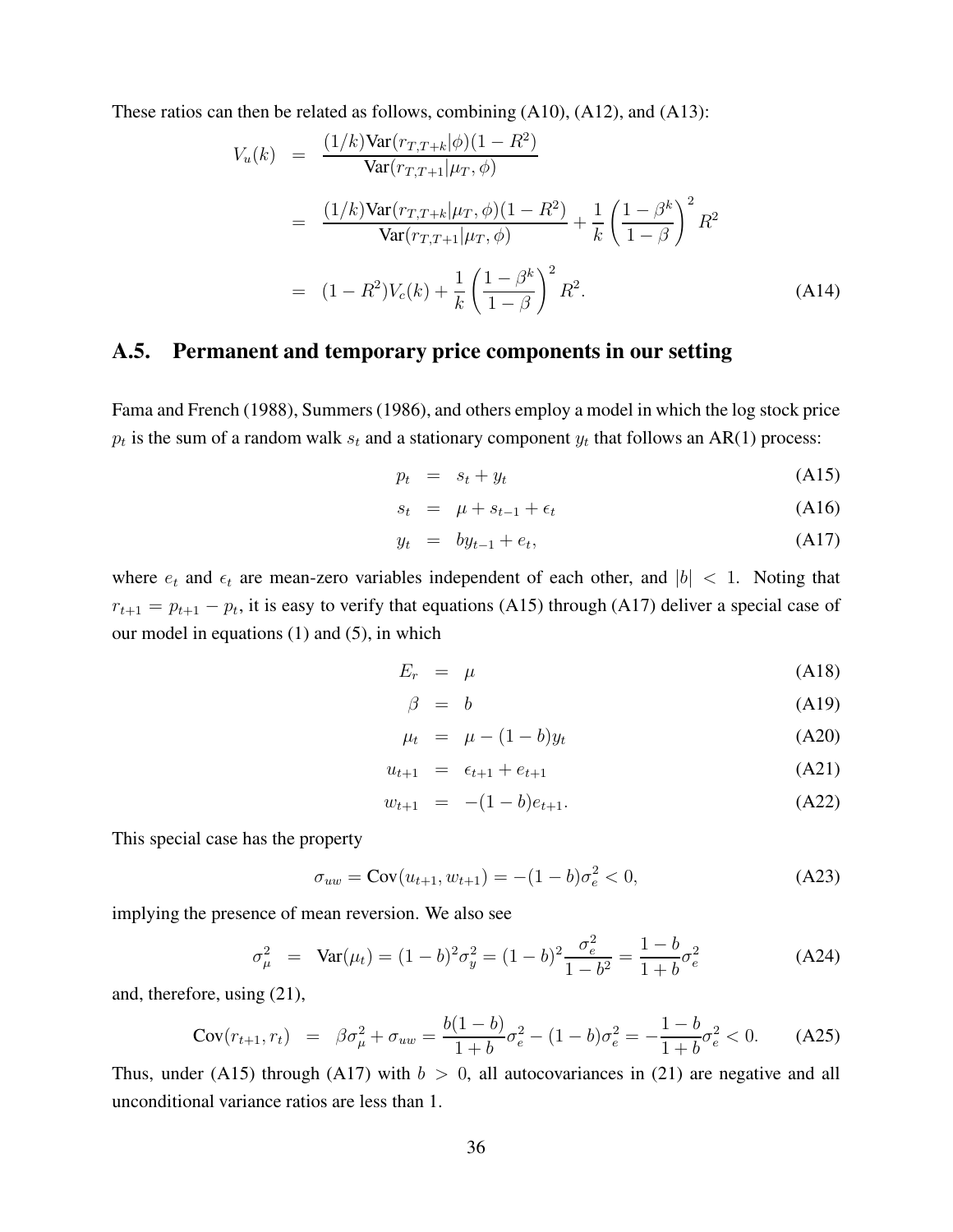These ratios can then be related as follows, combining (A10), (A12), and (A13):

$$
\begin{aligned}
V_u(k) &= \frac{(1/k)\text{Var}(r_{T,T+k}|\phi)(1-R^2)}{\text{Var}(r_{T,T+1}|\mu_T,\phi)} \\
&= \frac{(1/k)\text{Var}(r_{T,T+k}|\mu_T,\phi)(1-R^2)}{\text{Var}(r_{T,T+1}|\mu_T,\phi)} + \frac{1}{k}\left(\frac{1-\beta^k}{1-\beta}\right)^2 R^2 \\
&= (1-R^2)V_c(k) + \frac{1}{k}\left(\frac{1-\beta^k}{1-\beta}\right)^2 R^2. \qquad \text{(A14)}
\end{aligned}
$$

## A.5. Permanent and temporary price components in our setting

Fama and French (1988), Summers (1986), and others employ a model in which the log stock price $p_t$ is the sum of a random walk $s_t$ and a stationary component $y_t$ that follows an AR(1) process:

$$
\begin{aligned}
p_t &= s_t + y_t \qquad \text{(A15)} \\
s_t &= \mu + s_{t-1} + \epsilon_t \qquad \text{(A16)} \\
y_t &= b y_{t-1} + e_t, \qquad \text{(A17)}
\end{aligned}
$$

where $e_t$ and $\epsilon_t$ are mean-zero variables independent of each other, and $|b| < 1$. Noting that $r_{t+1} = p_{t+1} - p_t$, it is easy to verify that equations (A15) through (A17) deliver a special case of our model in equations (1) and (5), in which

$$
\begin{aligned}
E_r &= \mu \qquad \text{(A18)} \\
\beta &= b \qquad \text{(A19)} \\
\mu_t &= \mu - (1-b)y_t \qquad \text{(A20)} \\
u_{t+1} &= \epsilon_{t+1} + e_{t+1} \qquad \text{(A21)} \\
w_{t+1} &= -(1-b)e_{t+1}. \qquad \text{(A22)}
\end{aligned}
$$

This special case has the property

$$
\sigma_{uw} = \text{Cov}(u_{t+1}, w_{t+1}) = -(1-b)\sigma_e^2 < 0, \qquad \text{(A23)}
$$

implying the presence of mean reversion. We also see

$$
\sigma_\mu^2 = \text{Var}(\mu_t) = (1-b)^2\sigma_y^2 = (1-b)^2\frac{\sigma_e^2}{1-b^2} = \frac{1-b}{1+b}\sigma_e^2 \qquad \text{(A24)}
$$

and, therefore, using (21),

$$
\text{Cov}(r_{t+1}, r_t) = \beta\sigma_\mu^2 + \sigma_{uw} = \frac{b(1-b)}{1+b}\sigma_e^2 - (1-b)\sigma_e^2 = -\frac{1-b}{1+b}\sigma_e^2 < 0. \qquad \text{(A25)}
$$

Thus, under (A15) through (A17) with $b > 0$, all autocovariances in (21) are negative and all unconditional variance ratios are less than 1.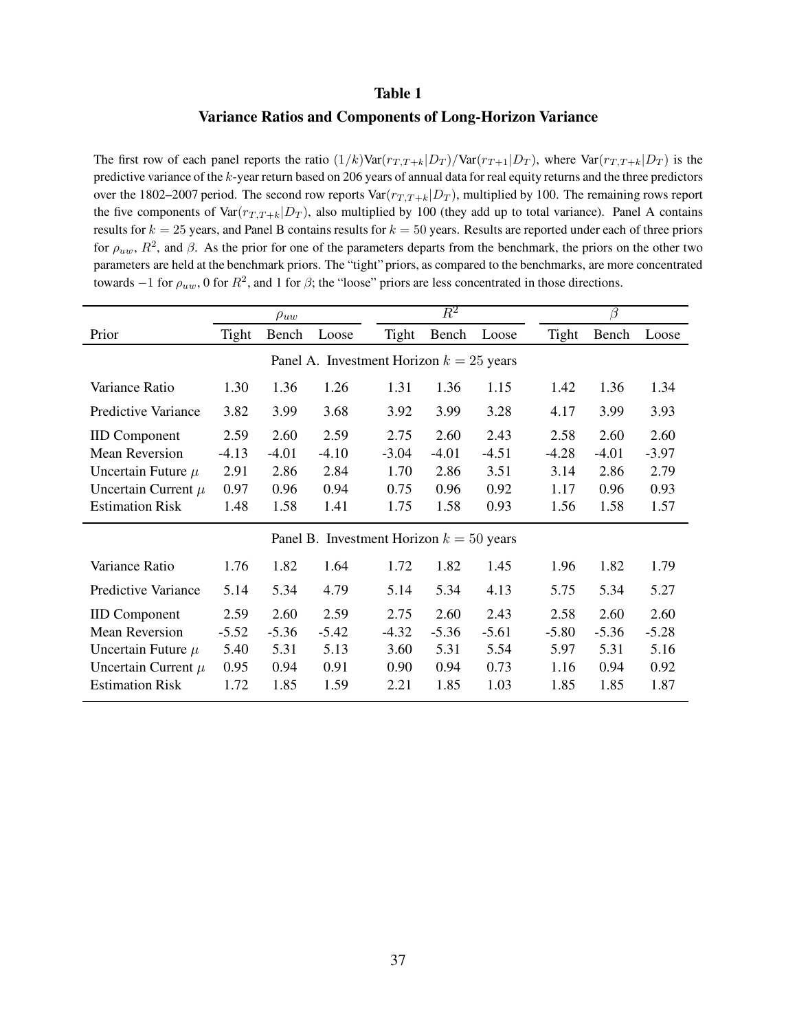# Table 1

## Variance Ratios and Components of Long-Horizon Variance

The first row of each panel reports the ratio $(1/k)\text{Var}(r_{T,T+k}|D_T)/\text{Var}(r_{T+1}|D_T)$, where $\text{Var}(r_{T,T+k}|D_T)$ is the predictive variance of the $k$-year return based on 206 years of annual data for real equity returns and the three predictors over the 1802–2007 period. The second row reports $\text{Var}(r_{T,T+k}|D_T)$, multiplied by 100. The remaining rows report the five components of $\text{Var}(r_{T,T+k}|D_T)$, also multiplied by 100 (they add up to total variance). Panel A contains results for $k = 25$ years, and Panel B contains results for $k = 50$ years. Results are reported under each of three priors for $\rho_{uw}$, $R^2$, and $\beta$. As the prior for one of the parameters departs from the benchmark, the priors on the other two parameters are held at the benchmark priors. The "tight" priors, as compared to the benchmarks, are more concentrated towards $-1$ for $\rho_{uw}$, 0 for $R^2$, and 1 for $\beta$; the "loose" priors are less concentrated in those directions.

| | $\rho_{uw}$ | | | $R^2$ | | | $\beta$ | | |
|---|---|---|---|---|---|---|---|---|---|
| Prior | Tight | Bench | Loose | Tight | Bench | Loose | Tight | Bench | Loose |
| **Panel A. Investment Horizon $k = 25$ years** | | | | | | | | | |
| Variance Ratio | 1.30 | 1.36 | 1.26 | 1.31 | 1.36 | 1.15 | 1.42 | 1.36 | 1.34 |
| Predictive Variance | 3.82 | 3.99 | 3.68 | 3.92 | 3.99 | 3.28 | 4.17 | 3.99 | 3.93 |
| IID Component | 2.59 | 2.60 | 2.59 | 2.75 | 2.60 | 2.43 | 2.58 | 2.60 | 2.60 |
| Mean Reversion | -4.13 | -4.01 | -4.10 | -3.04 | -4.01 | -4.51 | -4.28 | -4.01 | -3.97 |
| Uncertain Future $\mu$ | 2.91 | 2.86 | 2.84 | 1.70 | 2.86 | 3.51 | 3.14 | 2.86 | 2.79 |
| Uncertain Current $\mu$ | 0.97 | 0.96 | 0.94 | 0.75 | 0.96 | 0.92 | 1.17 | 0.96 | 0.93 |
| Estimation Risk | 1.48 | 1.58 | 1.41 | 1.75 | 1.58 | 0.93 | 1.56 | 1.58 | 1.57 |
| **Panel B. Investment Horizon $k = 50$ years** | | | | | | | | | |
| Variance Ratio | 1.76 | 1.82 | 1.64 | 1.72 | 1.82 | 1.45 | 1.96 | 1.82 | 1.79 |
| Predictive Variance | 5.14 | 5.34 | 4.79 | 5.14 | 5.34 | 4.13 | 5.75 | 5.34 | 5.27 |
| IID Component | 2.59 | 2.60 | 2.59 | 2.75 | 2.60 | 2.43 | 2.58 | 2.60 | 2.60 |
| Mean Reversion | -5.52 | -5.36 | -5.42 | -4.32 | -5.36 | -5.61 | -5.80 | -5.36 | -5.28 |
| Uncertain Future $\mu$ | 5.40 | 5.31 | 5.13 | 3.60 | 5.31 | 5.54 | 5.97 | 5.31 | 5.16 |
| Uncertain Current $\mu$ | 0.95 | 0.94 | 0.91 | 0.90 | 0.94 | 0.73 | 1.16 | 0.94 | 0.92 |
| Estimation Risk | 1.72 | 1.85 | 1.59 | 2.21 | 1.85 | 1.03 | 1.85 | 1.85 | 1.87 |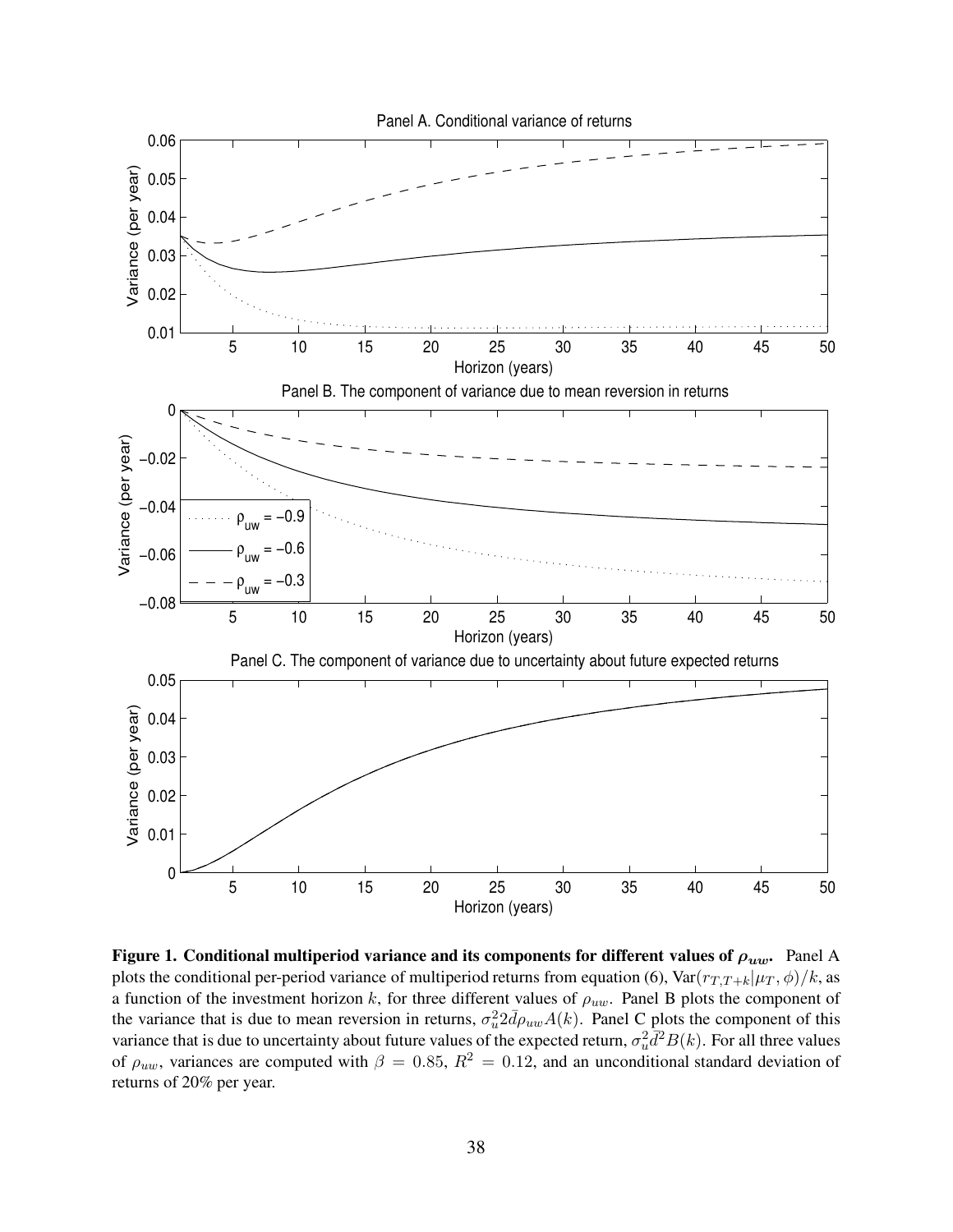**Figure 1. Conditional multiperiod variance and its components for different values of $\rho_{uw}$.** Panel A plots the conditional per-period variance of multiperiod returns from equation (6), $\text{Var}(r_{T,T+k}|\mu_T, \phi)/k$, as a function of the investment horizon $k$, for three different values of $\rho_{uw}$. Panel B plots the component of the variance that is due to mean reversion in returns, $\sigma_u^2 2\bar{d}\rho_{uw}A(k)$. Panel C plots the component of this variance that is due to uncertainty about future values of the expected return, $\sigma_u^2 \bar{d}^2 B(k)$. For all three values of $\rho_{uw}$, variances are computed with $\beta = 0.85$, $R^2 = 0.12$, and an unconditional standard deviation of returns of 20% per year.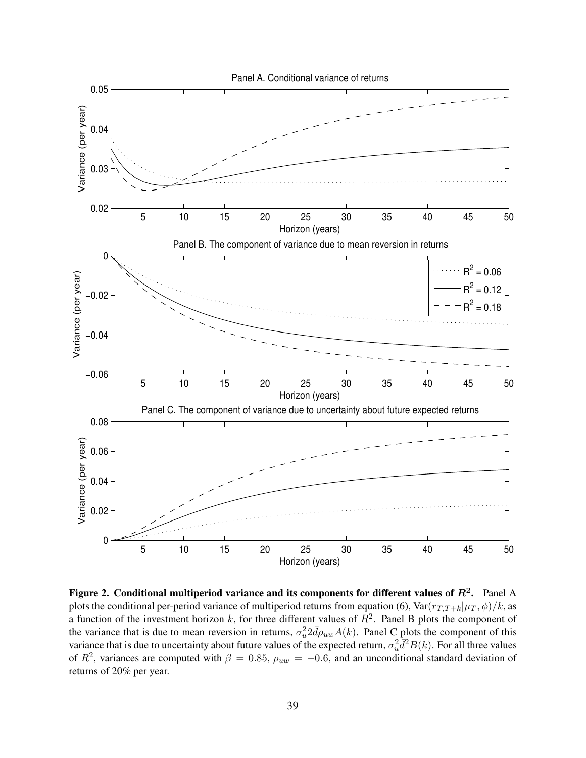**Figure 2. Conditional multiperiod variance and its components for different values of $R^2$.** Panel A plots the conditional per-period variance of multiperiod returns from equation (6), $\text{Var}(r_{T,T+k}|\mu_T, \phi)/k$, as a function of the investment horizon $k$, for three different values of $R^2$. Panel B plots the component of the variance that is due to mean reversion in returns, $\sigma_u^2 2\bar{d}\rho_{uw}A(k)$. Panel C plots the component of this variance that is due to uncertainty about future values of the expected return, $\sigma_u^2 \bar{d}^2 B(k)$. For all three values of $R^2$, variances are computed with $\beta = 0.85$, $\rho_{uw} = -0.6$, and an unconditional standard deviation of returns of 20% per year.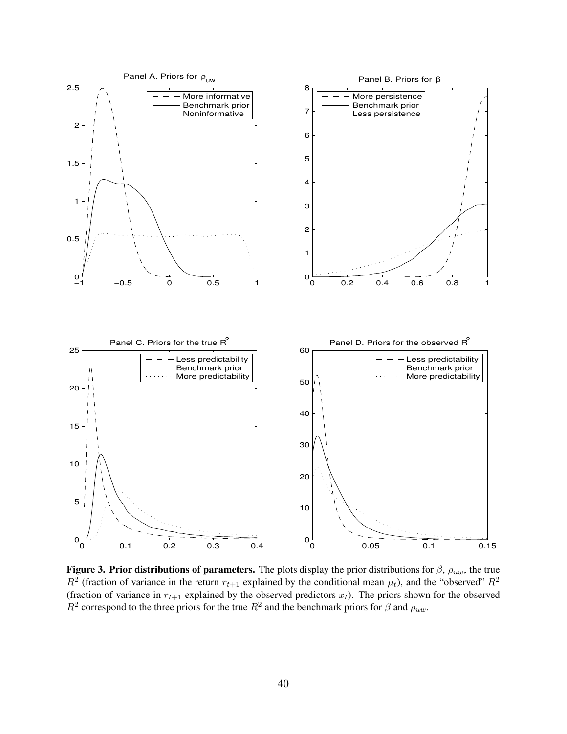**Figure 3. Prior distributions of parameters.** The plots display the prior distributions for $\beta$, $\rho_{uw}$, the true $R^2$ (fraction of variance in the return $r_{t+1}$ explained by the conditional mean $\mu_t$), and the "observed" $R^2$ (fraction of variance in $r_{t+1}$ explained by the observed predictors $x_t$). The priors shown for the observed $R^2$ correspond to the three priors for the true $R^2$ and the benchmark priors for $\beta$ and $\rho_{uw}$.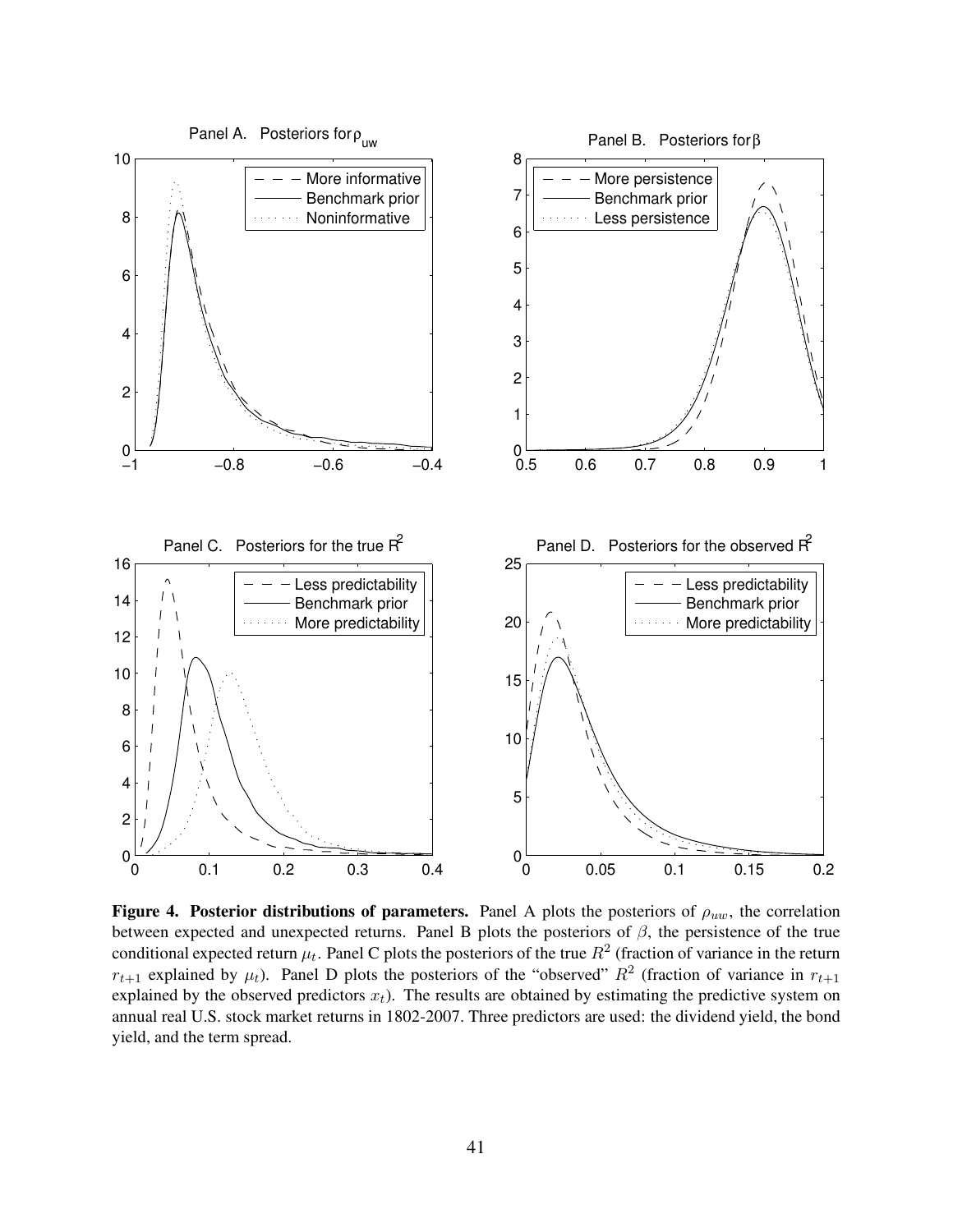**Figure 4. Posterior distributions of parameters.** Panel A plots the posteriors of $\rho_{uw}$, the correlation between expected and unexpected returns. Panel B plots the posteriors of $\beta$, the persistence of the true conditional expected return $\mu_t$. Panel C plots the posteriors of the true $R^2$ (fraction of variance in the return $r_{t+1}$ explained by $\mu_t$). Panel D plots the posteriors of the "observed" $R^2$ (fraction of variance in $r_{t+1}$ explained by the observed predictors $x_t$). The results are obtained by estimating the predictive system on annual real U.S. stock market returns in 1802-2007. Three predictors are used: the dividend yield, the bond yield, and the term spread.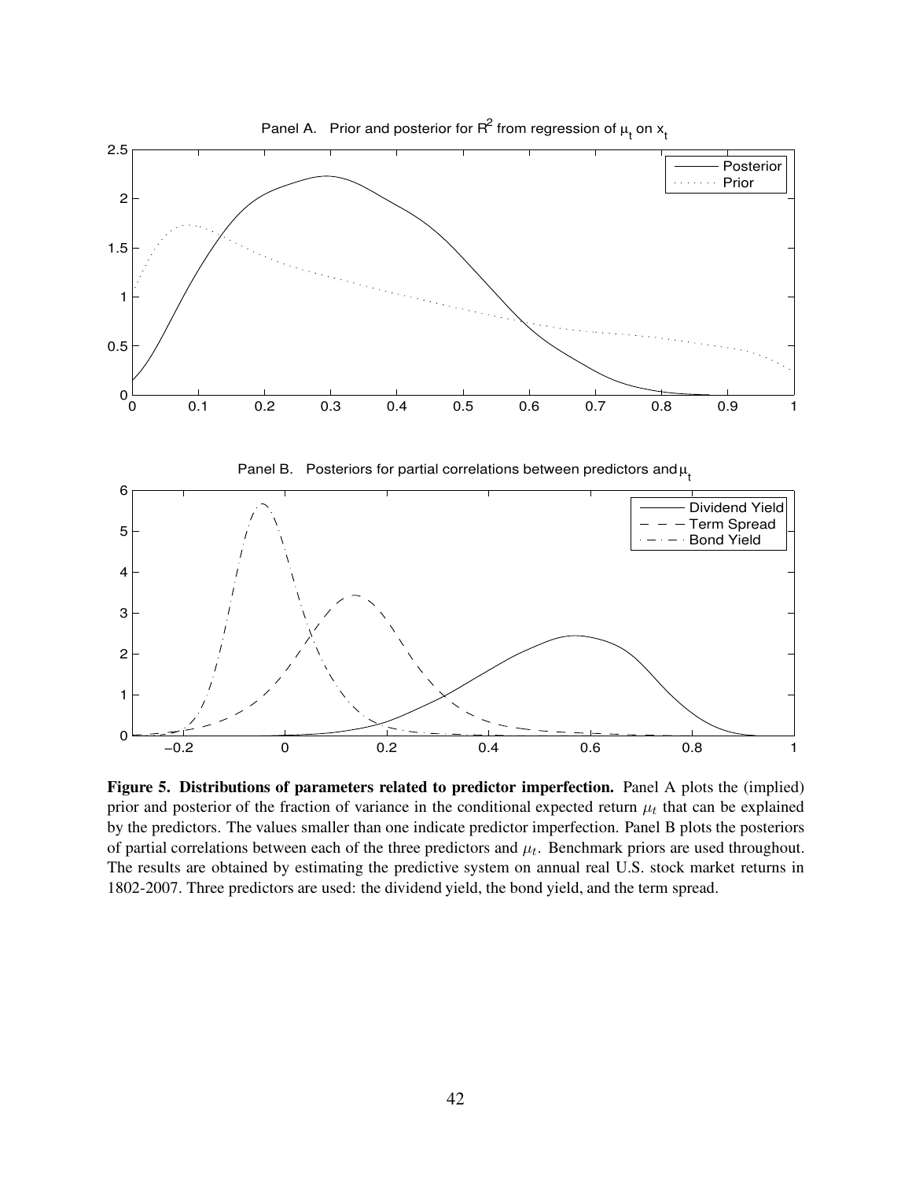**Figure 5. Distributions of parameters related to predictor imperfection.** Panel A plots the (implied) prior and posterior of the fraction of variance in the conditional expected return $\mu_t$ that can be explained by the predictors. The values smaller than one indicate predictor imperfection. Panel B plots the posteriors of partial correlations between each of the three predictors and $\mu_t$. Benchmark priors are used throughout. The results are obtained by estimating the predictive system on annual real U.S. stock market returns in 1802-2007. Three predictors are used: the dividend yield, the bond yield, and the term spread.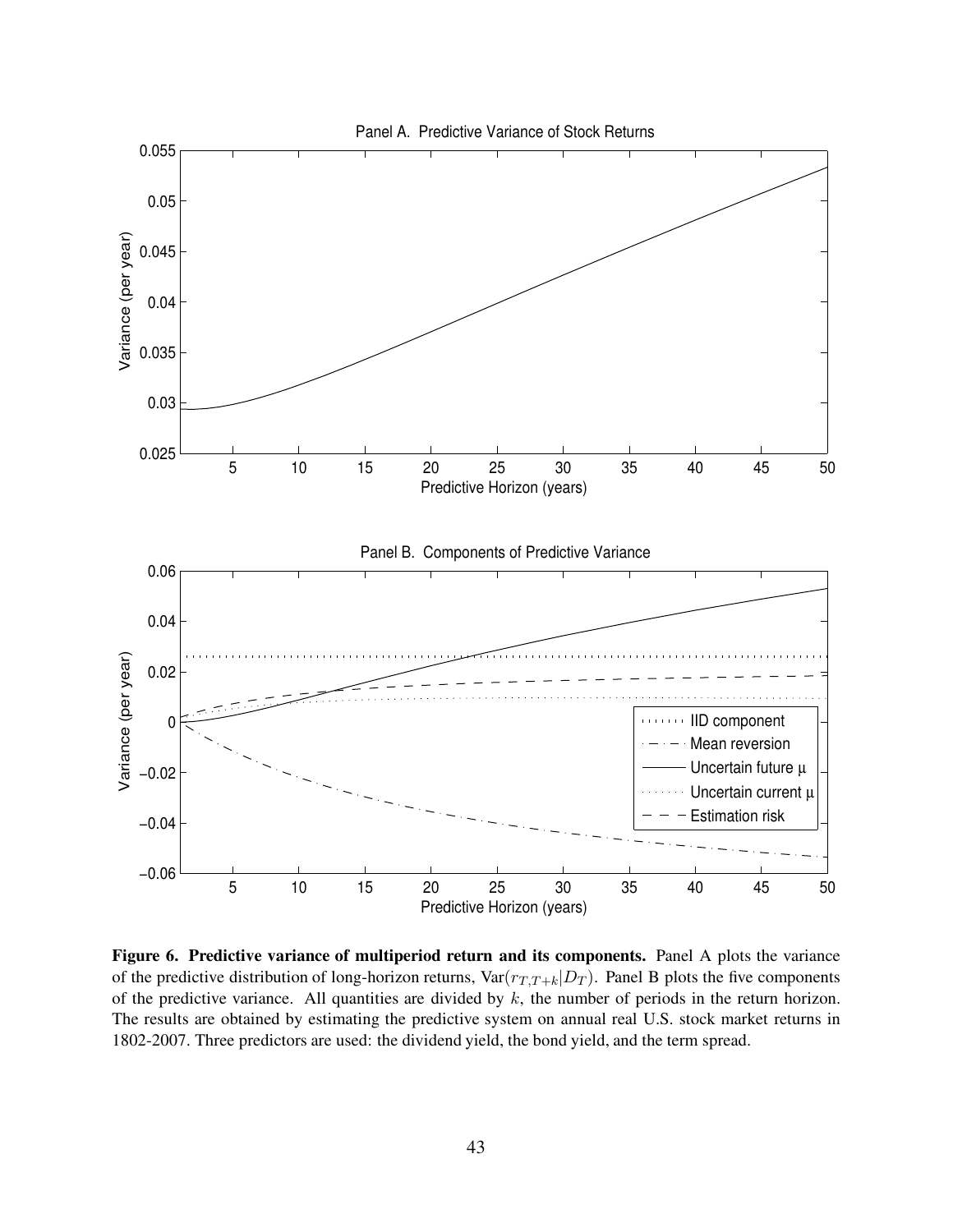**Figure 6. Predictive variance of multiperiod return and its components.** Panel A plots the variance of the predictive distribution of long-horizon returns, $\text{Var}(r_{T,T+k}|D_T)$. Panel B plots the five components of the predictive variance. All quantities are divided by $k$, the number of periods in the return horizon. The results are obtained by estimating the predictive system on annual real U.S. stock market returns in 1802-2007. Three predictors are used: the dividend yield, the bond yield, and the term spread.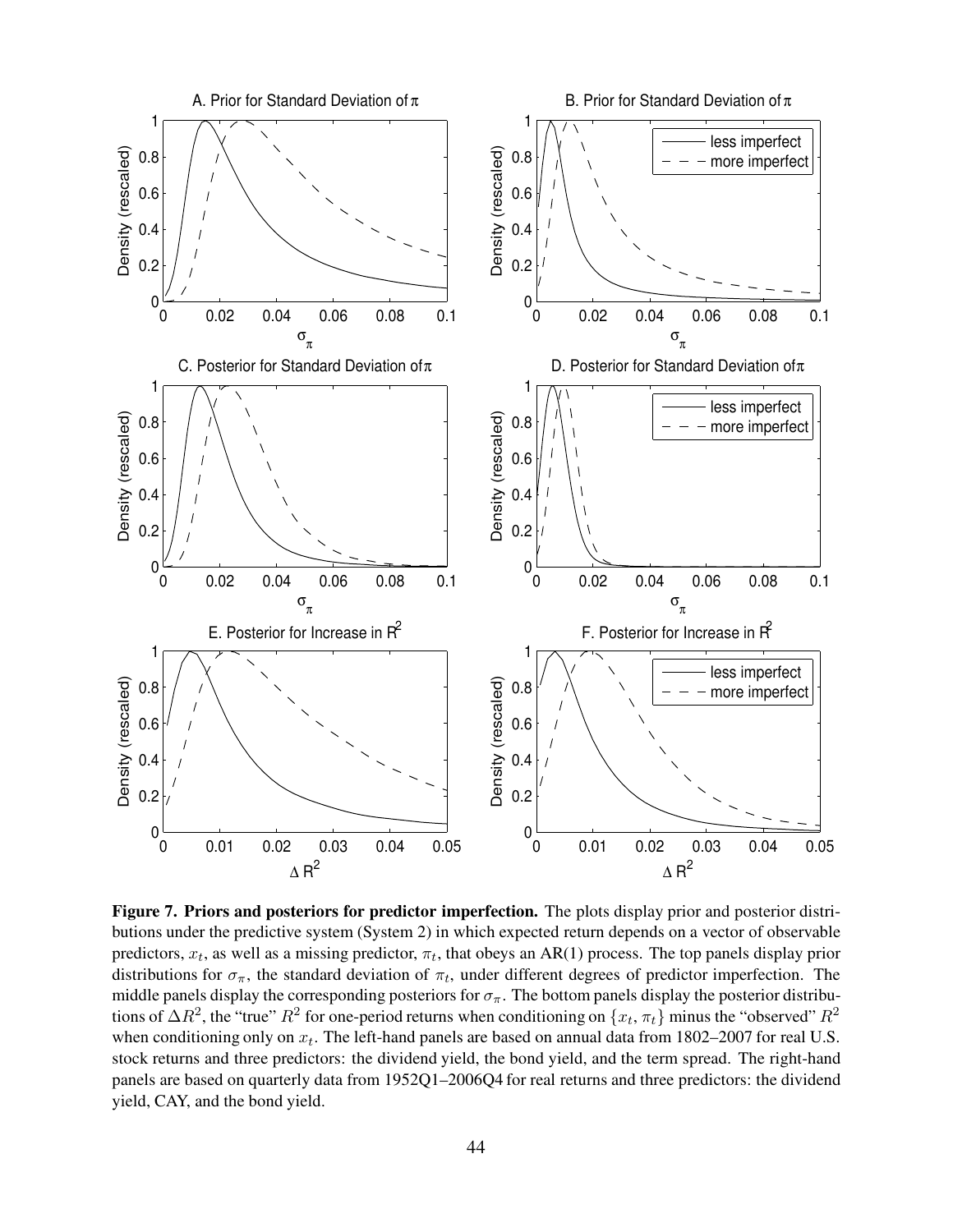**Figure 7. Priors and posteriors for predictor imperfection.** The plots display prior and posterior distributions under the predictive system (System 2) in which expected return depends on a vector of observable predictors, $x_t$, as well as a missing predictor, $\pi_t$, that obeys an AR(1) process. The top panels display prior distributions for $\sigma_\pi$, the standard deviation of $\pi_t$, under different degrees of predictor imperfection. The middle panels display the corresponding posteriors for $\sigma_\pi$. The bottom panels display the posterior distributions of $\Delta R^2$, the "true" $R^2$ for one-period returns when conditioning on $\{x_t, \pi_t\}$ minus the "observed" $R^2$ when conditioning only on $x_t$. The left-hand panels are based on annual data from 1802–2007 for real U.S. stock returns and three predictors: the dividend yield, the bond yield, and the term spread. The right-hand panels are based on quarterly data from 1952Q1–2006Q4 for real returns and three predictors: the dividend yield, CAY, and the bond yield.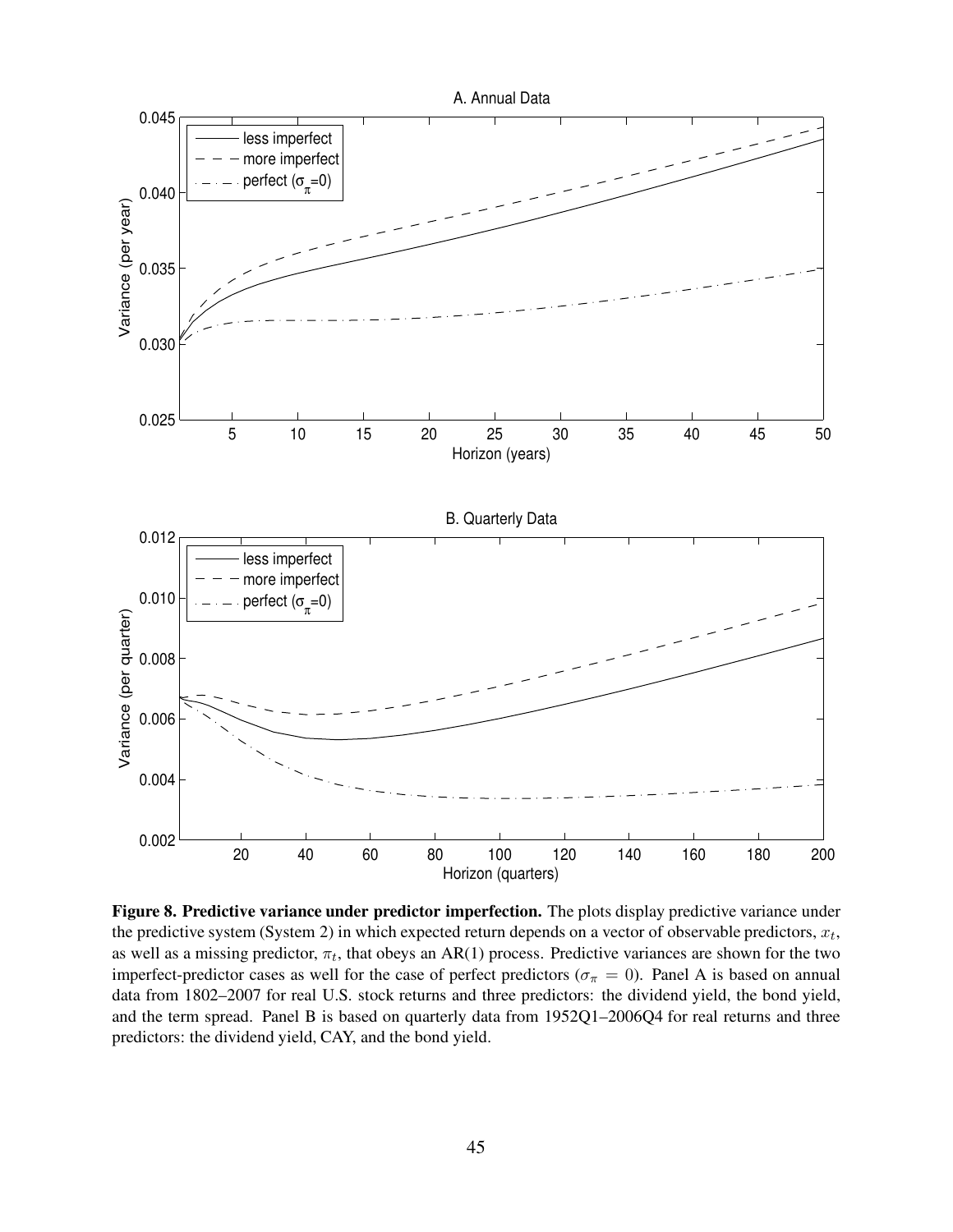**Figure 8. Predictive variance under predictor imperfection.** The plots display predictive variance under the predictive system (System 2) in which expected return depends on a vector of observable predictors, $x_t$, as well as a missing predictor, $\pi_t$, that obeys an AR(1) process. Predictive variances are shown for the two imperfect-predictor cases as well for the case of perfect predictors ($\sigma_\pi = 0$). Panel A is based on annual data from 1802–2007 for real U.S. stock returns and three predictors: the dividend yield, the bond yield, and the term spread. Panel B is based on quarterly data from 1952Q1–2006Q4 for real returns and three predictors: the dividend yield, CAY, and the bond yield.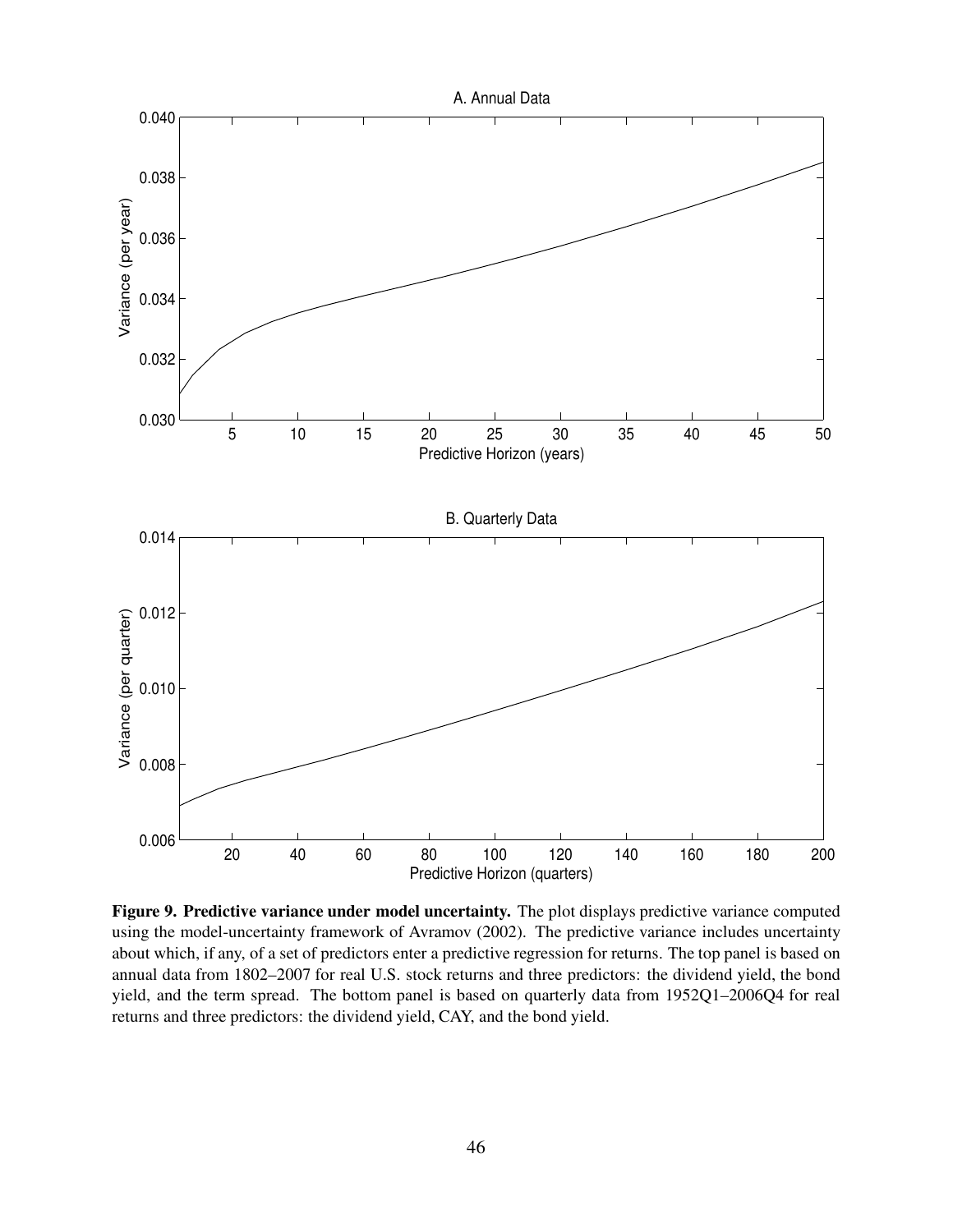**Figure 9. Predictive variance under model uncertainty.** The plot displays predictive variance computed using the model-uncertainty framework of Avramov (2002). The predictive variance includes uncertainty about which, if any, of a set of predictors enter a predictive regression for returns. The top panel is based on annual data from 1802–2007 for real U.S. stock returns and three predictors: the dividend yield, the bond yield, and the term spread. The bottom panel is based on quarterly data from 1952Q1–2006Q4 for real returns and three predictors: the dividend yield, CAY, and the bond yield.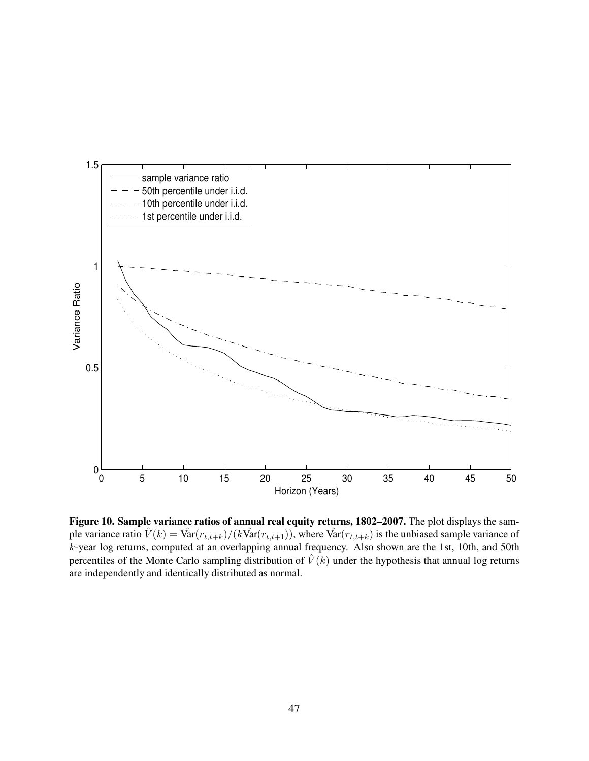**Figure 10. Sample variance ratios of annual real equity returns, 1802–2007.** The plot displays the sample variance ratio $\hat{V}(k) = \hat{\text{Var}}(r_{t,t+k})/(k\hat{\text{Var}}(r_{t,t+1}))$, where $\hat{\text{Var}}(r_{t,t+k})$ is the unbiased sample variance of $k$-year log returns, computed at an overlapping annual frequency. Also shown are the 1st, 10th, and 50th percentiles of the Monte Carlo sampling distribution of $\hat{V}(k)$ under the hypothesis that annual log returns are independently and identically distributed as normal.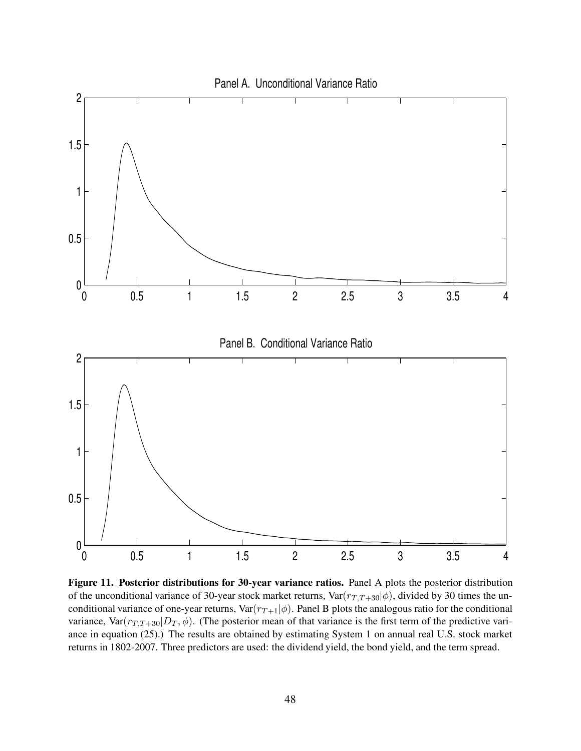**Figure 11. Posterior distributions for 30-year variance ratios.** Panel A plots the posterior distribution of the unconditional variance of 30-year stock market returns, $\text{Var}(r_{T,T+30}|\phi)$, divided by 30 times the unconditional variance of one-year returns, $\text{Var}(r_{T+1}|\phi)$. Panel B plots the analogous ratio for the conditional variance, $\text{Var}(r_{T,T+30}|D_T, \phi)$. (The posterior mean of that variance is the first term of the predictive variance in equation (25).) The results are obtained by estimating System 1 on annual real U.S. stock market returns in 1802-2007. Three predictors are used: the dividend yield, the bond yield, and the term spread.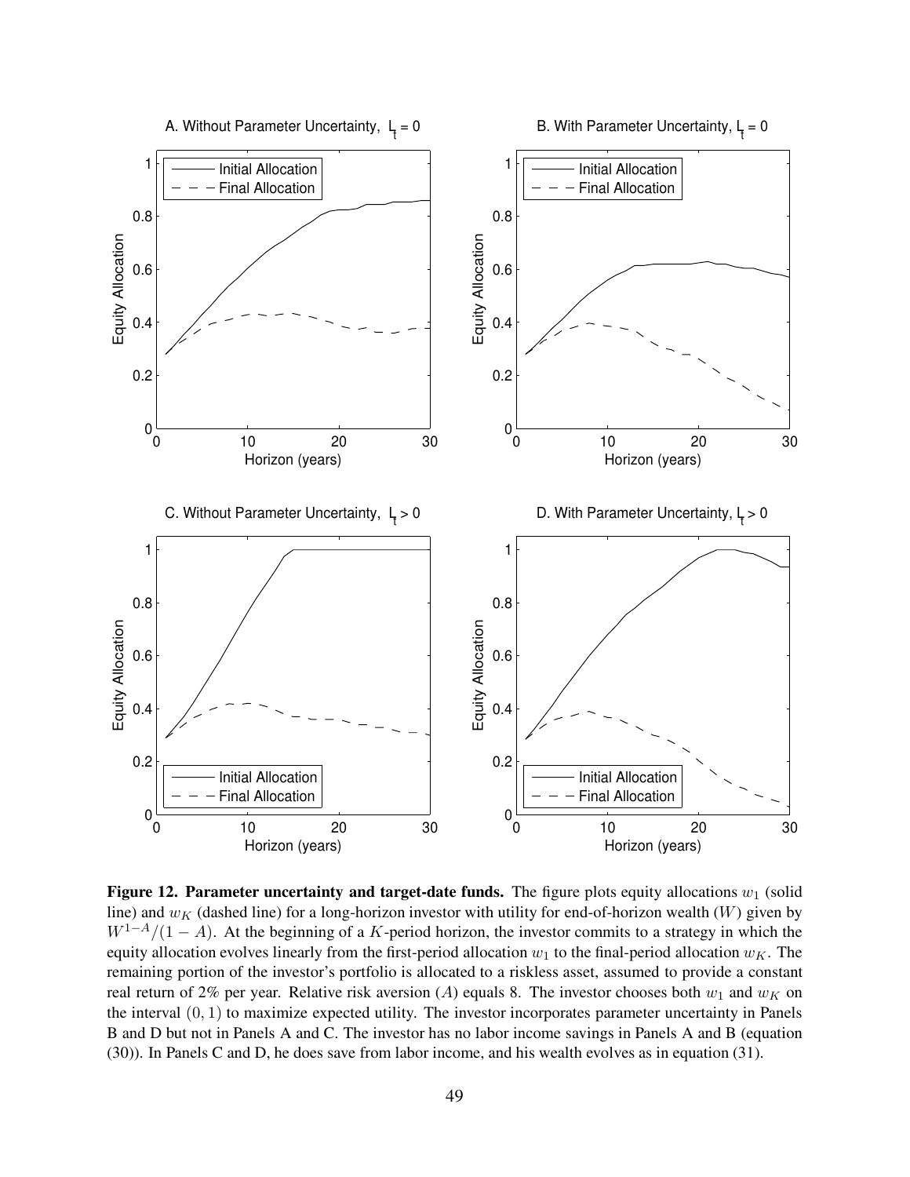**Figure 12. Parameter uncertainty and target-date funds.** The figure plots equity allocations $w_1$ (solid line) and $w_K$ (dashed line) for a long-horizon investor with utility for end-of-horizon wealth ($W$) given by $W^{1-A}/(1-A)$. At the beginning of a $K$-period horizon, the investor commits to a strategy in which the equity allocation evolves linearly from the first-period allocation $w_1$ to the final-period allocation $w_K$. The remaining portion of the investor's portfolio is allocated to a riskless asset, assumed to provide a constant real return of 2% per year. Relative risk aversion ($A$) equals 8. The investor chooses both $w_1$ and $w_K$ on the interval $(0, 1)$ to maximize expected utility. The investor incorporates parameter uncertainty in Panels B and D but not in Panels A and C. The investor has no labor income savings in Panels A and B (equation (30)). In Panels C and D, he does save from labor income, and his wealth evolves as in equation (31).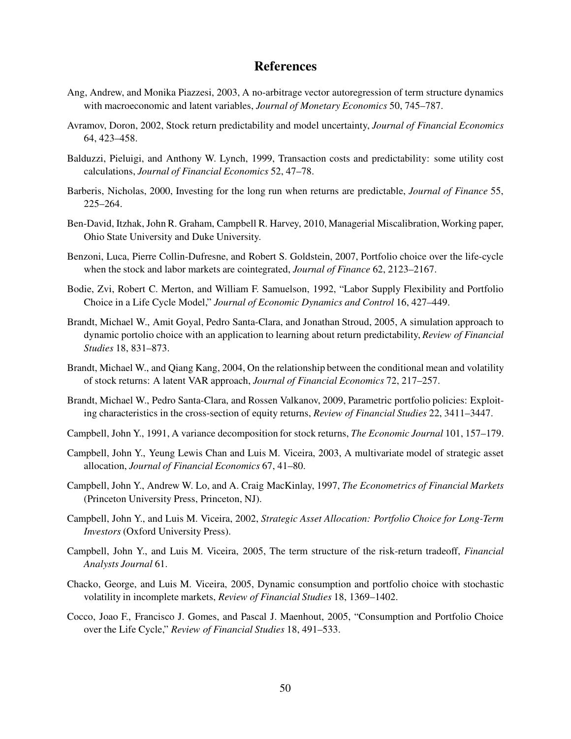# References

Ang, Andrew, and Monika Piazzesi, 2003, A no-arbitrage vector autoregression of term structure dynamics with macroeconomic and latent variables, *Journal of Monetary Economics* 50, 745–787.

Avramov, Doron, 2002, Stock return predictability and model uncertainty, *Journal of Financial Economics* 64, 423–458.

Balduzzi, Pieluigi, and Anthony W. Lynch, 1999, Transaction costs and predictability: some utility cost calculations, *Journal of Financial Economics* 52, 47–78.

Barberis, Nicholas, 2000, Investing for the long run when returns are predictable, *Journal of Finance* 55, 225–264.

Ben-David, Itzhak, John R. Graham, Campbell R. Harvey, 2010, Managerial Miscalibration, Working paper, Ohio State University and Duke University.

Benzoni, Luca, Pierre Collin-Dufresne, and Robert S. Goldstein, 2007, Portfolio choice over the life-cycle when the stock and labor markets are cointegrated, *Journal of Finance* 62, 2123–2167.

Bodie, Zvi, Robert C. Merton, and William F. Samuelson, 1992, "Labor Supply Flexibility and Portfolio Choice in a Life Cycle Model," *Journal of Economic Dynamics and Control* 16, 427–449.

Brandt, Michael W., Amit Goyal, Pedro Santa-Clara, and Jonathan Stroud, 2005, A simulation approach to dynamic portolio choice with an application to learning about return predictability, *Review of Financial Studies* 18, 831–873.

Brandt, Michael W., and Qiang Kang, 2004, On the relationship between the conditional mean and volatility of stock returns: A latent VAR approach, *Journal of Financial Economics* 72, 217–257.

Brandt, Michael W., Pedro Santa-Clara, and Rossen Valkanov, 2009, Parametric portfolio policies: Exploiting characteristics in the cross-section of equity returns, *Review of Financial Studies* 22, 3411–3447.

Campbell, John Y., 1991, A variance decomposition for stock returns, *The Economic Journal* 101, 157–179.

Campbell, John Y., Yeung Lewis Chan and Luis M. Viceira, 2003, A multivariate model of strategic asset allocation, *Journal of Financial Economics* 67, 41–80.

Campbell, John Y., Andrew W. Lo, and A. Craig MacKinlay, 1997, *The Econometrics of Financial Markets* (Princeton University Press, Princeton, NJ).

Campbell, John Y., and Luis M. Viceira, 2002, *Strategic Asset Allocation: Portfolio Choice for Long-Term Investors* (Oxford University Press).

Campbell, John Y., and Luis M. Viceira, 2005, The term structure of the risk-return tradeoff, *Financial Analysts Journal* 61.

Chacko, George, and Luis M. Viceira, 2005, Dynamic consumption and portfolio choice with stochastic volatility in incomplete markets, *Review of Financial Studies* 18, 1369–1402.

Cocco, Joao F., Francisco J. Gomes, and Pascal J. Maenhout, 2005, "Consumption and Portfolio Choice over the Life Cycle," *Review of Financial Studies* 18, 491–533.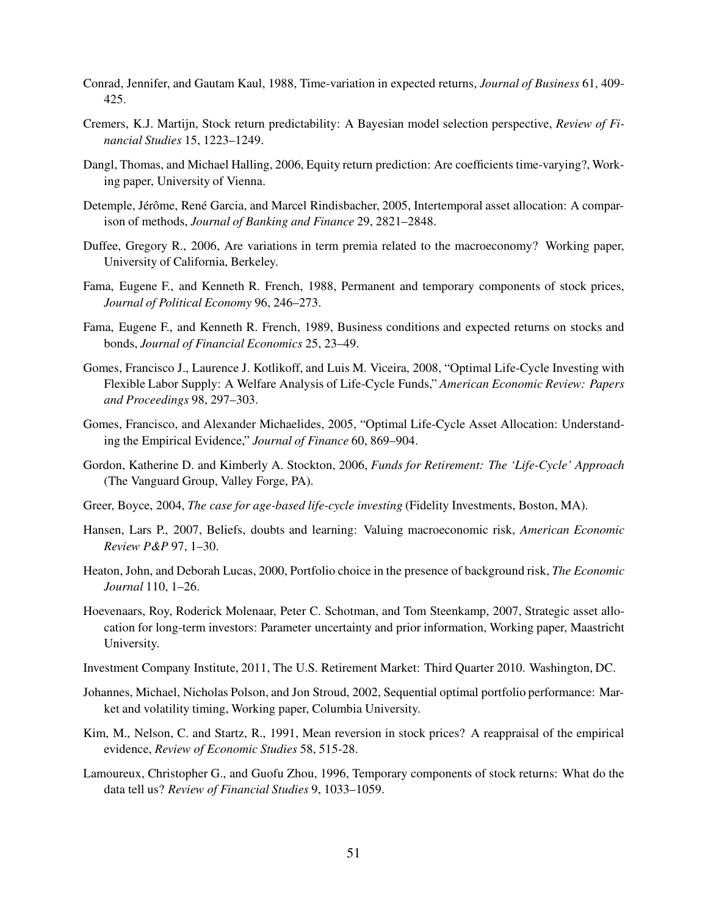Conrad, Jennifer, and Gautam Kaul, 1988, Time-variation in expected returns, *Journal of Business* 61, 409-425.

Cremers, K.J. Martijn, Stock return predictability: A Bayesian model selection perspective, *Review of Financial Studies* 15, 1223–1249.

Dangl, Thomas, and Michael Halling, 2006, Equity return prediction: Are coefficients time-varying?, Working paper, University of Vienna.

Detemple, Jérôme, René Garcia, and Marcel Rindisbacher, 2005, Intertemporal asset allocation: A comparison of methods, *Journal of Banking and Finance* 29, 2821–2848.

Duffee, Gregory R., 2006, Are variations in term premia related to the macroeconomy? Working paper, University of California, Berkeley.

Fama, Eugene F., and Kenneth R. French, 1988, Permanent and temporary components of stock prices, *Journal of Political Economy* 96, 246–273.

Fama, Eugene F., and Kenneth R. French, 1989, Business conditions and expected returns on stocks and bonds, *Journal of Financial Economics* 25, 23–49.

Gomes, Francisco J., Laurence J. Kotlikoff, and Luis M. Viceira, 2008, "Optimal Life-Cycle Investing with Flexible Labor Supply: A Welfare Analysis of Life-Cycle Funds," *American Economic Review: Papers and Proceedings* 98, 297–303.

Gomes, Francisco, and Alexander Michaelides, 2005, "Optimal Life-Cycle Asset Allocation: Understanding the Empirical Evidence," *Journal of Finance* 60, 869–904.

Gordon, Katherine D. and Kimberly A. Stockton, 2006, *Funds for Retirement: The 'Life-Cycle' Approach* (The Vanguard Group, Valley Forge, PA).

Greer, Boyce, 2004, *The case for age-based life-cycle investing* (Fidelity Investments, Boston, MA).

Hansen, Lars P., 2007, Beliefs, doubts and learning: Valuing macroeconomic risk, *American Economic Review P&P* 97, 1–30.

Heaton, John, and Deborah Lucas, 2000, Portfolio choice in the presence of background risk, *The Economic Journal* 110, 1–26.

Hoevenaars, Roy, Roderick Molenaar, Peter C. Schotman, and Tom Steenkamp, 2007, Strategic asset allocation for long-term investors: Parameter uncertainty and prior information, Working paper, Maastricht University.

Investment Company Institute, 2011, The U.S. Retirement Market: Third Quarter 2010. Washington, DC.

Johannes, Michael, Nicholas Polson, and Jon Stroud, 2002, Sequential optimal portfolio performance: Market and volatility timing, Working paper, Columbia University.

Kim, M., Nelson, C. and Startz, R., 1991, Mean reversion in stock prices? A reappraisal of the empirical evidence, *Review of Economic Studies* 58, 515-28.

Lamoureux, Christopher G., and Guofu Zhou, 1996, Temporary components of stock returns: What do the data tell us? *Review of Financial Studies* 9, 1033–1059.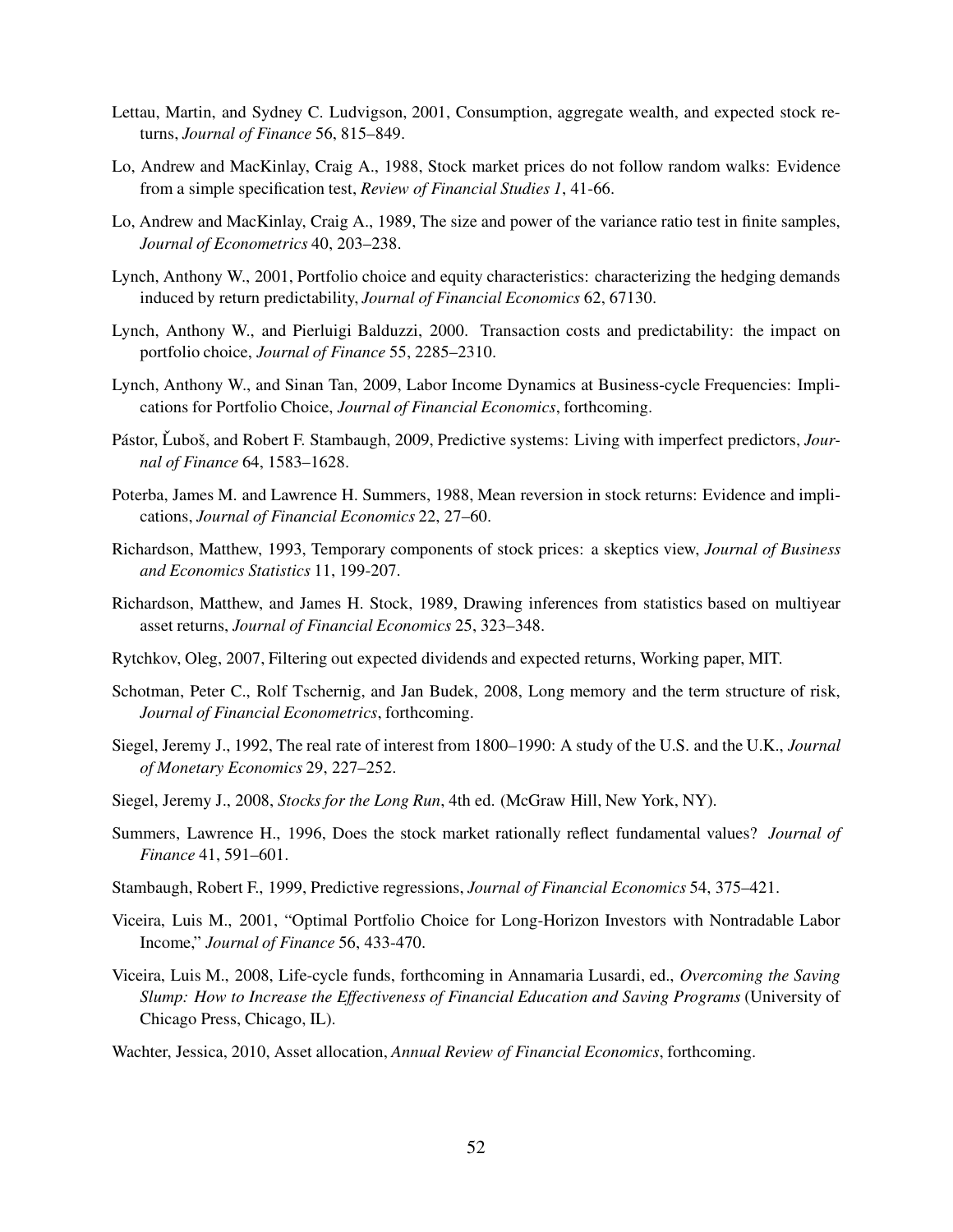Lettau, Martin, and Sydney C. Ludvigson, 2001, Consumption, aggregate wealth, and expected stock returns, *Journal of Finance* 56, 815–849.

Lo, Andrew and MacKinlay, Craig A., 1988, Stock market prices do not follow random walks: Evidence from a simple specification test, *Review of Financial Studies 1*, 41-66.

Lo, Andrew and MacKinlay, Craig A., 1989, The size and power of the variance ratio test in finite samples, *Journal of Econometrics* 40, 203–238.

Lynch, Anthony W., 2001, Portfolio choice and equity characteristics: characterizing the hedging demands induced by return predictability, *Journal of Financial Economics* 62, 67130.

Lynch, Anthony W., and Pierluigi Balduzzi, 2000. Transaction costs and predictability: the impact on portfolio choice, *Journal of Finance* 55, 2285–2310.

Lynch, Anthony W., and Sinan Tan, 2009, Labor Income Dynamics at Business-cycle Frequencies: Implications for Portfolio Choice, *Journal of Financial Economics*, forthcoming.

Pástor, Ľuboš, and Robert F. Stambaugh, 2009, Predictive systems: Living with imperfect predictors, *Journal of Finance* 64, 1583–1628.

Poterba, James M. and Lawrence H. Summers, 1988, Mean reversion in stock returns: Evidence and implications, *Journal of Financial Economics* 22, 27–60.

Richardson, Matthew, 1993, Temporary components of stock prices: a skeptics view, *Journal of Business and Economics Statistics* 11, 199-207.

Richardson, Matthew, and James H. Stock, 1989, Drawing inferences from statistics based on multiyear asset returns, *Journal of Financial Economics* 25, 323–348.

Rytchkov, Oleg, 2007, Filtering out expected dividends and expected returns, Working paper, MIT.

Schotman, Peter C., Rolf Tschernig, and Jan Budek, 2008, Long memory and the term structure of risk, *Journal of Financial Econometrics*, forthcoming.

Siegel, Jeremy J., 1992, The real rate of interest from 1800–1990: A study of the U.S. and the U.K., *Journal of Monetary Economics* 29, 227–252.

Siegel, Jeremy J., 2008, *Stocks for the Long Run*, 4th ed. (McGraw Hill, New York, NY).

Summers, Lawrence H., 1996, Does the stock market rationally reflect fundamental values? *Journal of Finance* 41, 591–601.

Stambaugh, Robert F., 1999, Predictive regressions, *Journal of Financial Economics* 54, 375–421.

Viceira, Luis M., 2001, "Optimal Portfolio Choice for Long-Horizon Investors with Nontradable Labor Income," *Journal of Finance* 56, 433-470.

Viceira, Luis M., 2008, Life-cycle funds, forthcoming in Annamaria Lusardi, ed., *Overcoming the Saving Slump: How to Increase the Effectiveness of Financial Education and Saving Programs* (University of Chicago Press, Chicago, IL).

Wachter, Jessica, 2010, Asset allocation, *Annual Review of Financial Economics*, forthcoming.